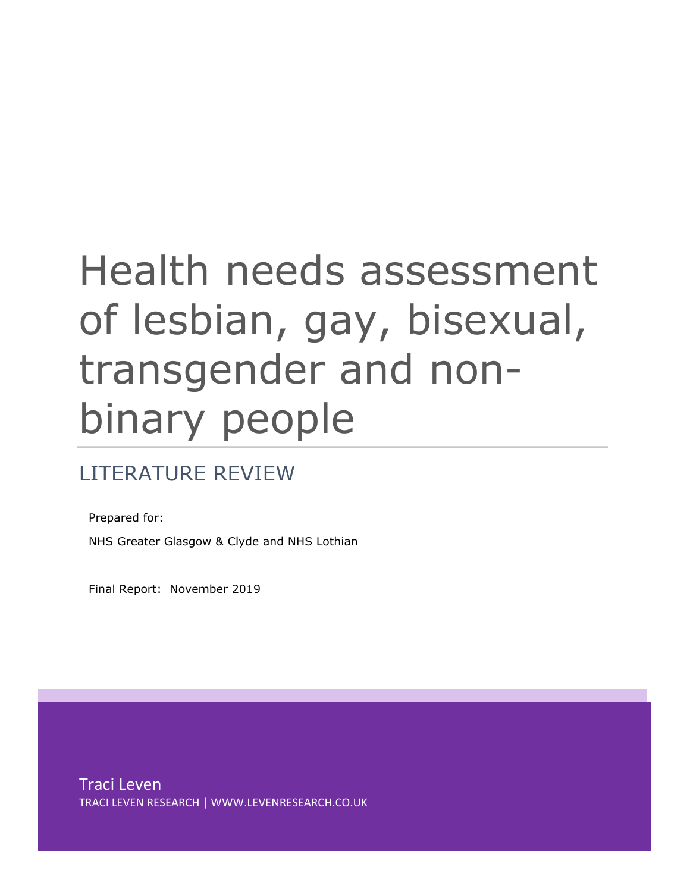# Health needs assessment of lesbian, gay, bisexual, transgender and non-binary people

## LITERATURE REVIEW

Prepared for:

NHS Greater Glasgow & Clyde and NHS Lothian

Final Report: November 2019

Traci Leven

TRACI LEVEN RESEARCH | WWW.LEVENRESEARCH.CO.UK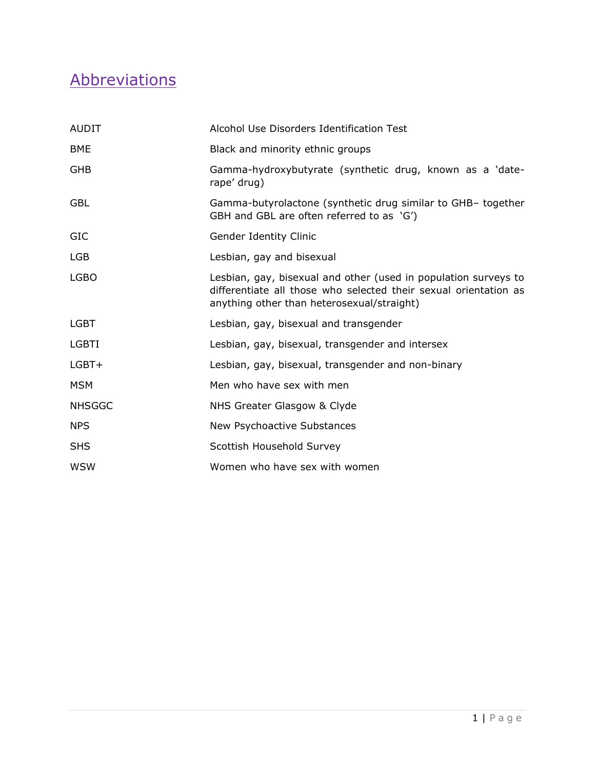# Abbreviations

| | |
|---|---|
| AUDIT | Alcohol Use Disorders Identification Test |
| BME | Black and minority ethnic groups |
| GHB | Gamma-hydroxybutyrate (synthetic drug, known as a 'date-rape' drug) |
| GBL | Gamma-butyrolactone (synthetic drug similar to GHB– together GBH and GBL are often referred to as 'G') |
| GIC | Gender Identity Clinic |
| LGB | Lesbian, gay and bisexual |
| LGBO | Lesbian, gay, bisexual and other (used in population surveys to differentiate all those who selected their sexual orientation as anything other than heterosexual/straight) |
| LGBT | Lesbian, gay, bisexual and transgender |
| LGBTI | Lesbian, gay, bisexual, transgender and intersex |
| LGBT+ | Lesbian, gay, bisexual, transgender and non-binary |
| MSM | Men who have sex with men |
| NHSGGC | NHS Greater Glasgow & Clyde |
| NPS | New Psychoactive Substances |
| SHS | Scottish Household Survey |
| WSW | Women who have sex with women |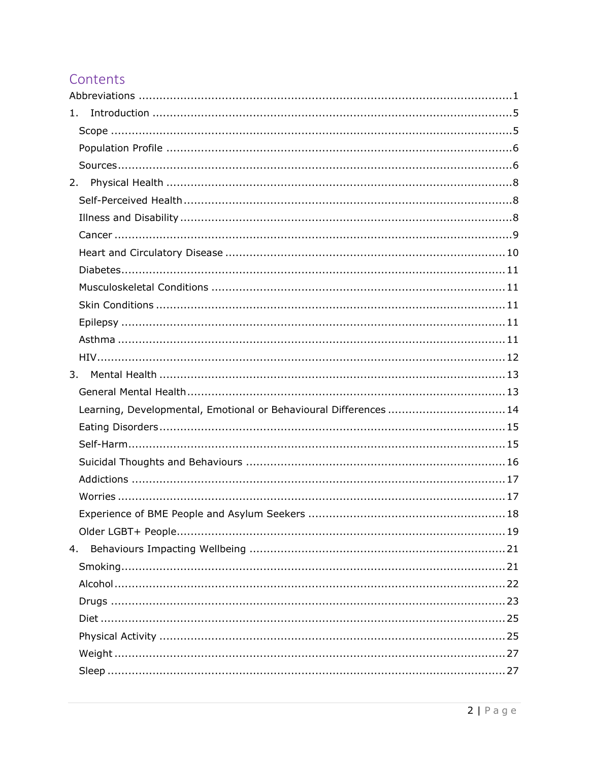# Contents

Abbreviations ..........1

1. Introduction ..........5
   - Scope ..........5
   - Population Profile ..........6
   - Sources ..........6
2. Physical Health ..........8
   - Self-Perceived Health ..........8
   - Illness and Disability ..........8
   - Cancer ..........9
   - Heart and Circulatory Disease ..........10
   - Diabetes ..........11
   - Musculoskeletal Conditions ..........11
   - Skin Conditions ..........11
   - Epilepsy ..........11
   - Asthma ..........11
   - HIV ..........12
3. Mental Health ..........13
   - General Mental Health ..........13
   - Learning, Developmental, Emotional or Behavioural Differences ..........14
   - Eating Disorders ..........15
   - Self-Harm ..........15
   - Suicidal Thoughts and Behaviours ..........16
   - Addictions ..........17
   - Worries ..........17
   - Experience of BME People and Asylum Seekers ..........18
   - Older LGBT+ People ..........19
4. Behaviours Impacting Wellbeing ..........21
   - Smoking ..........21
   - Alcohol ..........22
   - Drugs ..........23
   - Diet ..........25
   - Physical Activity ..........25
   - Weight ..........27
   - Sleep ..........27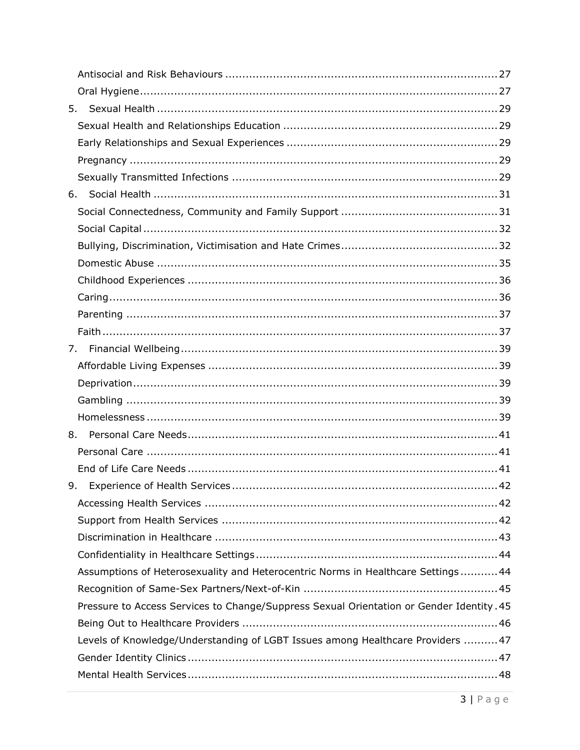Antisocial and Risk Behaviours ..... 27

Oral Hygiene ..... 27

5. Sexual Health ..... 29

Sexual Health and Relationships Education ..... 29

Early Relationships and Sexual Experiences ..... 29

Pregnancy ..... 29

Sexually Transmitted Infections ..... 29

6. Social Health ..... 31

Social Connectedness, Community and Family Support ..... 31

Social Capital ..... 32

Bullying, Discrimination, Victimisation and Hate Crimes ..... 32

Domestic Abuse ..... 35

Childhood Experiences ..... 36

Caring ..... 36

Parenting ..... 37

Faith ..... 37

7. Financial Wellbeing ..... 39

Affordable Living Expenses ..... 39

Deprivation ..... 39

Gambling ..... 39

Homelessness ..... 39

8. Personal Care Needs ..... 41

Personal Care ..... 41

End of Life Care Needs ..... 41

9. Experience of Health Services ..... 42

Accessing Health Services ..... 42

Support from Health Services ..... 42

Discrimination in Healthcare ..... 43

Confidentiality in Healthcare Settings ..... 44

Assumptions of Heterosexuality and Heterocentric Norms in Healthcare Settings ..... 44

Recognition of Same-Sex Partners/Next-of-Kin ..... 45

Pressure to Access Services to Change/Suppress Sexual Orientation or Gender Identity ..... 45

Being Out to Healthcare Providers ..... 46

Levels of Knowledge/Understanding of LGBT Issues among Healthcare Providers ..... 47

Gender Identity Clinics ..... 47

Mental Health Services ..... 48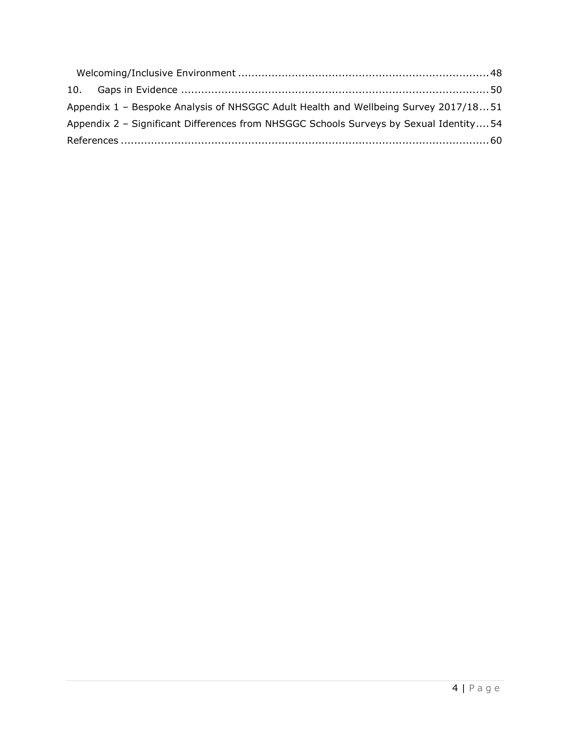Welcoming/Inclusive Environment ........................................................................ 48

10. Gaps in Evidence ........................................................................................ 50

Appendix 1 – Bespoke Analysis of NHSGGC Adult Health and Wellbeing Survey 2017/18... 51

Appendix 2 – Significant Differences from NHSGGC Schools Surveys by Sexual Identity.... 54

References ....................................................................................................... 60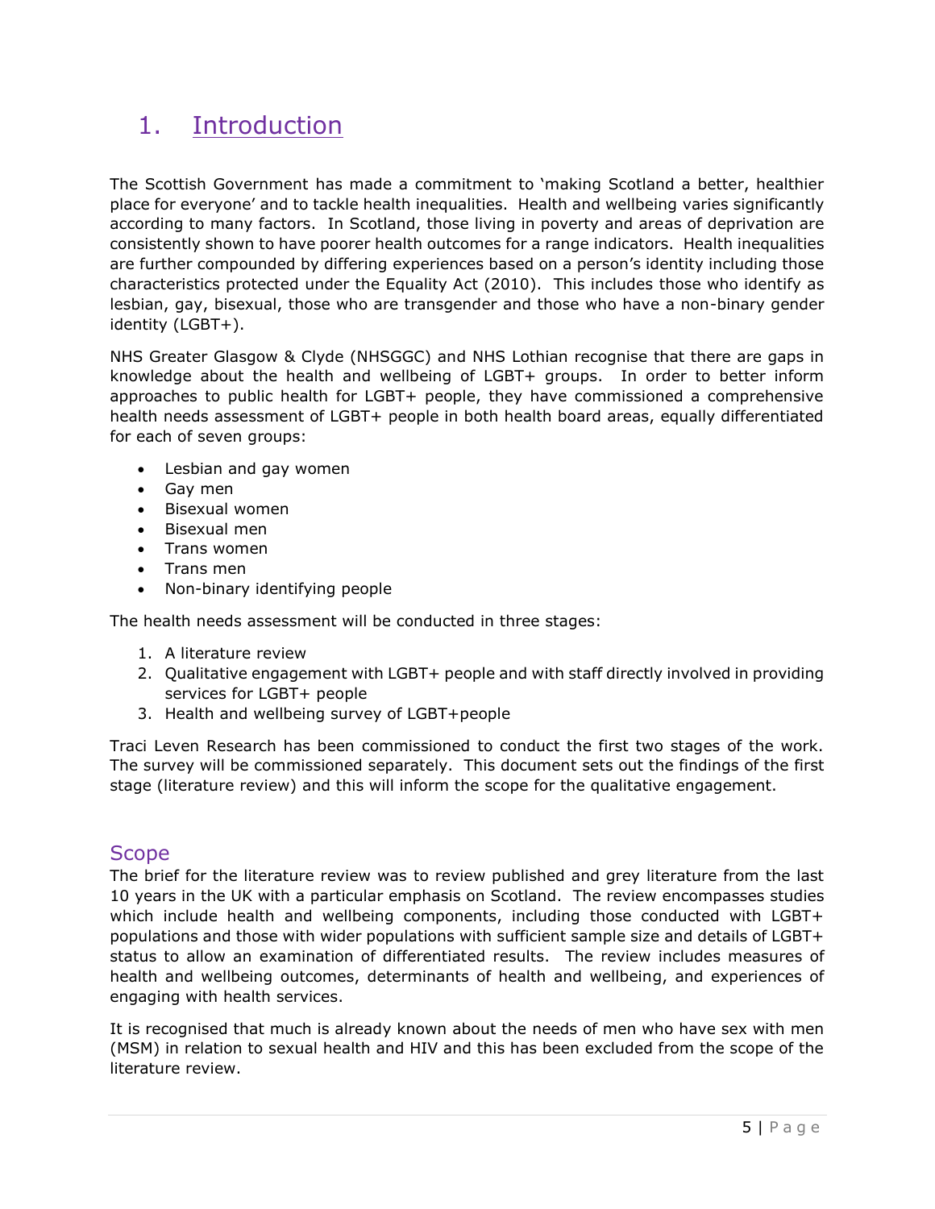# 1. Introduction

The Scottish Government has made a commitment to 'making Scotland a better, healthier place for everyone' and to tackle health inequalities. Health and wellbeing varies significantly according to many factors. In Scotland, those living in poverty and areas of deprivation are consistently shown to have poorer health outcomes for a range indicators. Health inequalities are further compounded by differing experiences based on a person's identity including those characteristics protected under the Equality Act (2010). This includes those who identify as lesbian, gay, bisexual, those who are transgender and those who have a non-binary gender identity (LGBT+).

NHS Greater Glasgow & Clyde (NHSGGC) and NHS Lothian recognise that there are gaps in knowledge about the health and wellbeing of LGBT+ groups. In order to better inform approaches to public health for LGBT+ people, they have commissioned a comprehensive health needs assessment of LGBT+ people in both health board areas, equally differentiated for each of seven groups:

- Lesbian and gay women
- Gay men
- Bisexual women
- Bisexual men
- Trans women
- Trans men
- Non-binary identifying people

The health needs assessment will be conducted in three stages:

1. A literature review
2. Qualitative engagement with LGBT+ people and with staff directly involved in providing services for LGBT+ people
3. Health and wellbeing survey of LGBT+people

Traci Leven Research has been commissioned to conduct the first two stages of the work. The survey will be commissioned separately. This document sets out the findings of the first stage (literature review) and this will inform the scope for the qualitative engagement.

## Scope

The brief for the literature review was to review published and grey literature from the last 10 years in the UK with a particular emphasis on Scotland. The review encompasses studies which include health and wellbeing components, including those conducted with LGBT+ populations and those with wider populations with sufficient sample size and details of LGBT+ status to allow an examination of differentiated results. The review includes measures of health and wellbeing outcomes, determinants of health and wellbeing, and experiences of engaging with health services.

It is recognised that much is already known about the needs of men who have sex with men (MSM) in relation to sexual health and HIV and this has been excluded from the scope of the literature review.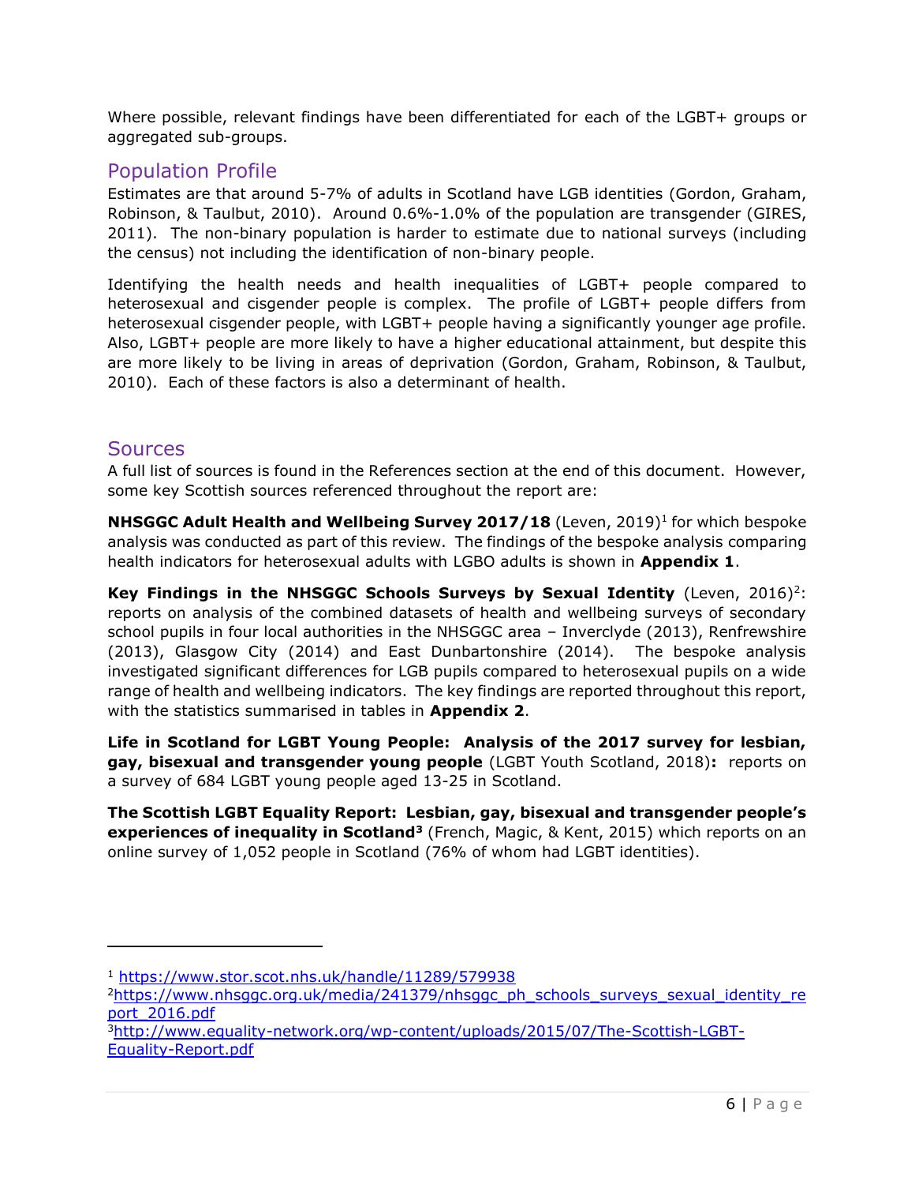Where possible, relevant findings have been differentiated for each of the LGBT+ groups or aggregated sub-groups.

## Population Profile

Estimates are that around 5-7% of adults in Scotland have LGB identities (Gordon, Graham, Robinson, & Taulbut, 2010). Around 0.6%-1.0% of the population are transgender (GIRES, 2011). The non-binary population is harder to estimate due to national surveys (including the census) not including the identification of non-binary people.

Identifying the health needs and health inequalities of LGBT+ people compared to heterosexual and cisgender people is complex. The profile of LGBT+ people differs from heterosexual cisgender people, with LGBT+ people having a significantly younger age profile. Also, LGBT+ people are more likely to have a higher educational attainment, but despite this are more likely to be living in areas of deprivation (Gordon, Graham, Robinson, & Taulbut, 2010). Each of these factors is also a determinant of health.

## Sources

A full list of sources is found in the References section at the end of this document. However, some key Scottish sources referenced throughout the report are:

**NHSGGC Adult Health and Wellbeing Survey 2017/18** (Leven, 2019)[1] for which bespoke analysis was conducted as part of this review. The findings of the bespoke analysis comparing health indicators for heterosexual adults with LGBO adults is shown in **Appendix 1**.

**Key Findings in the NHSGGC Schools Surveys by Sexual Identity** (Leven, 2016)[2]: reports on analysis of the combined datasets of health and wellbeing surveys of secondary school pupils in four local authorities in the NHSGGC area – Inverclyde (2013), Renfrewshire (2013), Glasgow City (2014) and East Dunbartonshire (2014). The bespoke analysis investigated significant differences for LGB pupils compared to heterosexual pupils on a wide range of health and wellbeing indicators. The key findings are reported throughout this report, with the statistics summarised in tables in **Appendix 2**.

**Life in Scotland for LGBT Young People: Analysis of the 2017 survey for lesbian, gay, bisexual and transgender young people** (LGBT Youth Scotland, 2018)**:** reports on a survey of 684 LGBT young people aged 13-25 in Scotland.

**The Scottish LGBT Equality Report: Lesbian, gay, bisexual and transgender people's experiences of inequality in Scotland**[3] (French, Magic, & Kent, 2015) which reports on an online survey of 1,052 people in Scotland (76% of whom had LGBT identities).

---

[1] https://www.stor.scot.nhs.uk/handle/11289/579938

[2] https://www.nhsggc.org.uk/media/241379/nhsggc_ph_schools_surveys_sexual_identity_report_2016.pdf

[3] http://www.equality-network.org/wp-content/uploads/2015/07/The-Scottish-LGBT-Equality-Report.pdf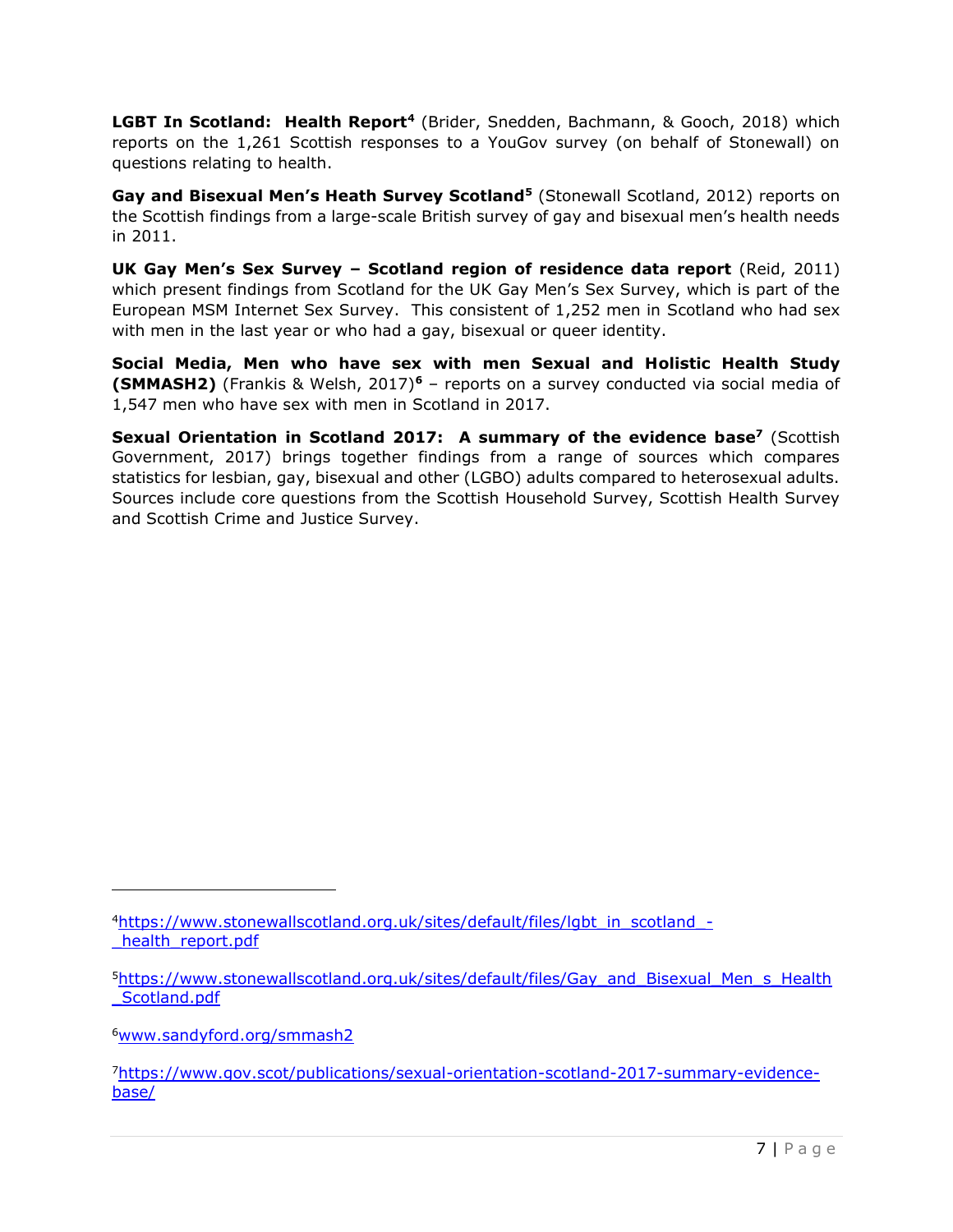**LGBT In Scotland: Health Report**[4] (Brider, Snedden, Bachmann, & Gooch, 2018) which reports on the 1,261 Scottish responses to a YouGov survey (on behalf of Stonewall) on questions relating to health.

**Gay and Bisexual Men's Heath Survey Scotland**[5] (Stonewall Scotland, 2012) reports on the Scottish findings from a large-scale British survey of gay and bisexual men's health needs in 2011.

**UK Gay Men's Sex Survey – Scotland region of residence data report** (Reid, 2011) which present findings from Scotland for the UK Gay Men's Sex Survey, which is part of the European MSM Internet Sex Survey. This consistent of 1,252 men in Scotland who had sex with men in the last year or who had a gay, bisexual or queer identity.

**Social Media, Men who have sex with men Sexual and Holistic Health Study (SMMASH2)** (Frankis & Welsh, 2017)[6] – reports on a survey conducted via social media of 1,547 men who have sex with men in Scotland in 2017.

**Sexual Orientation in Scotland 2017: A summary of the evidence base**[7] (Scottish Government, 2017) brings together findings from a range of sources which compares statistics for lesbian, gay, bisexual and other (LGBO) adults compared to heterosexual adults. Sources include core questions from the Scottish Household Survey, Scottish Health Survey and Scottish Crime and Justice Survey.

---

[4] https://www.stonewallscotland.org.uk/sites/default/files/lgbt_in_scotland_-_health_report.pdf

[5] https://www.stonewallscotland.org.uk/sites/default/files/Gay_and_Bisexual_Men_s_Health_Scotland.pdf

[6] www.sandyford.org/smmash2

[7] https://www.gov.scot/publications/sexual-orientation-scotland-2017-summary-evidence-base/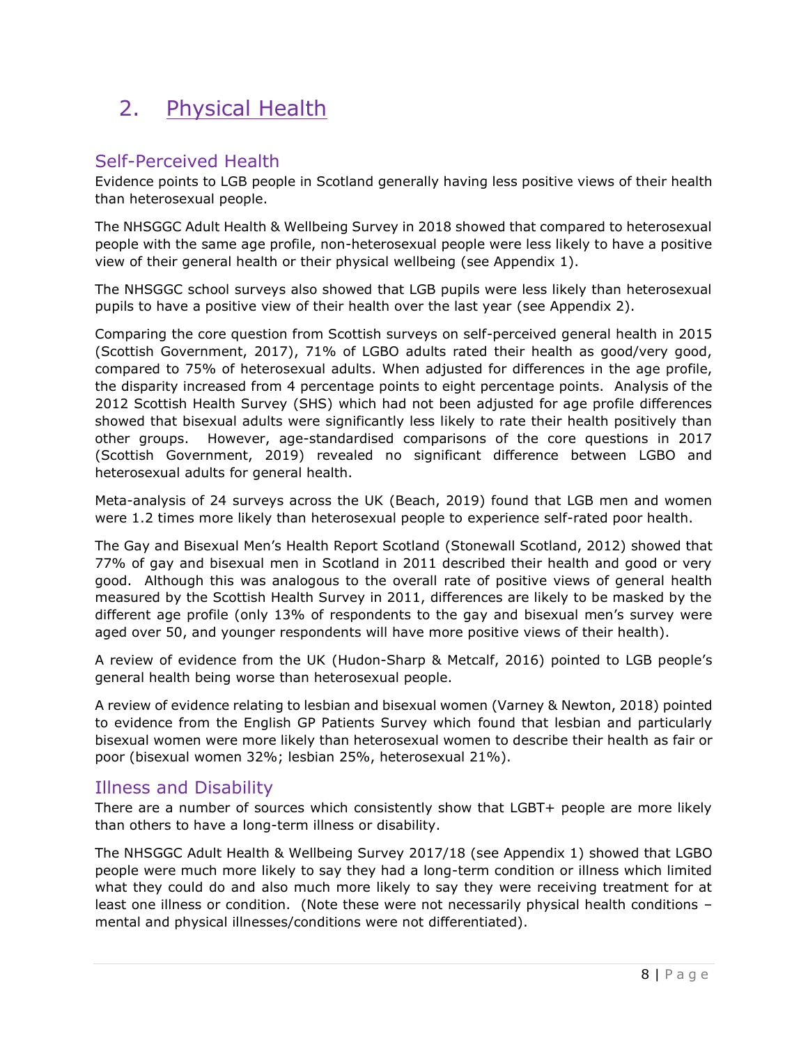# 2. Physical Health

## Self-Perceived Health

Evidence points to LGB people in Scotland generally having less positive views of their health than heterosexual people.

The NHSGGC Adult Health & Wellbeing Survey in 2018 showed that compared to heterosexual people with the same age profile, non-heterosexual people were less likely to have a positive view of their general health or their physical wellbeing (see Appendix 1).

The NHSGGC school surveys also showed that LGB pupils were less likely than heterosexual pupils to have a positive view of their health over the last year (see Appendix 2).

Comparing the core question from Scottish surveys on self-perceived general health in 2015 (Scottish Government, 2017), 71% of LGBO adults rated their health as good/very good, compared to 75% of heterosexual adults. When adjusted for differences in the age profile, the disparity increased from 4 percentage points to eight percentage points. Analysis of the 2012 Scottish Health Survey (SHS) which had not been adjusted for age profile differences showed that bisexual adults were significantly less likely to rate their health positively than other groups. However, age-standardised comparisons of the core questions in 2017 (Scottish Government, 2019) revealed no significant difference between LGBO and heterosexual adults for general health.

Meta-analysis of 24 surveys across the UK (Beach, 2019) found that LGB men and women were 1.2 times more likely than heterosexual people to experience self-rated poor health.

The Gay and Bisexual Men's Health Report Scotland (Stonewall Scotland, 2012) showed that 77% of gay and bisexual men in Scotland in 2011 described their health and good or very good. Although this was analogous to the overall rate of positive views of general health measured by the Scottish Health Survey in 2011, differences are likely to be masked by the different age profile (only 13% of respondents to the gay and bisexual men's survey were aged over 50, and younger respondents will have more positive views of their health).

A review of evidence from the UK (Hudon-Sharp & Metcalf, 2016) pointed to LGB people's general health being worse than heterosexual people.

A review of evidence relating to lesbian and bisexual women (Varney & Newton, 2018) pointed to evidence from the English GP Patients Survey which found that lesbian and particularly bisexual women were more likely than heterosexual women to describe their health as fair or poor (bisexual women 32%; lesbian 25%, heterosexual 21%).

## Illness and Disability

There are a number of sources which consistently show that LGBT+ people are more likely than others to have a long-term illness or disability.

The NHSGGC Adult Health & Wellbeing Survey 2017/18 (see Appendix 1) showed that LGBO people were much more likely to say they had a long-term condition or illness which limited what they could do and also much more likely to say they were receiving treatment for at least one illness or condition. (Note these were not necessarily physical health conditions – mental and physical illnesses/conditions were not differentiated).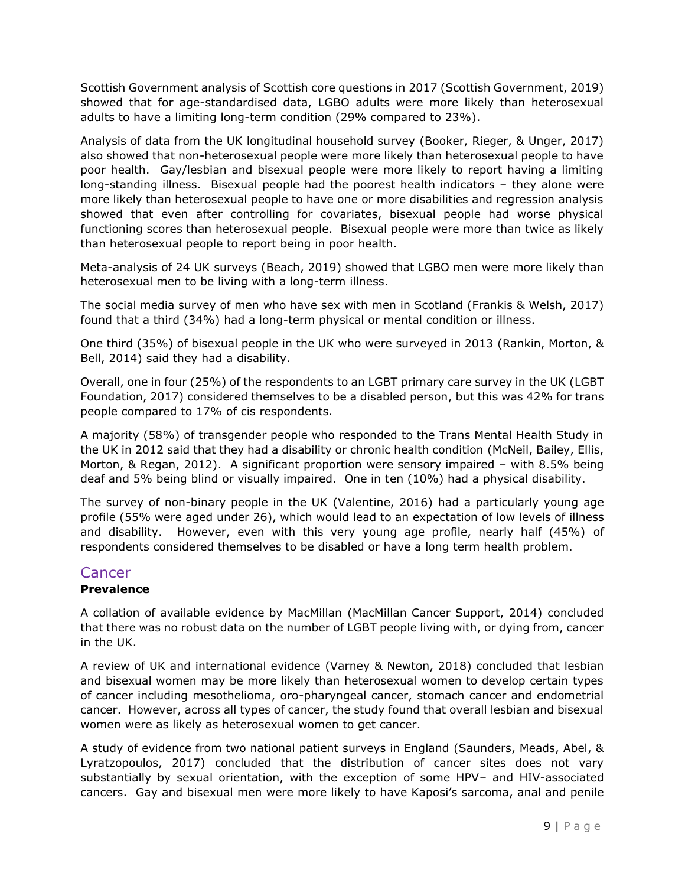Scottish Government analysis of Scottish core questions in 2017 (Scottish Government, 2019) showed that for age-standardised data, LGBO adults were more likely than heterosexual adults to have a limiting long-term condition (29% compared to 23%).

Analysis of data from the UK longitudinal household survey (Booker, Rieger, & Unger, 2017) also showed that non-heterosexual people were more likely than heterosexual people to have poor health. Gay/lesbian and bisexual people were more likely to report having a limiting long-standing illness. Bisexual people had the poorest health indicators – they alone were more likely than heterosexual people to have one or more disabilities and regression analysis showed that even after controlling for covariates, bisexual people had worse physical functioning scores than heterosexual people. Bisexual people were more than twice as likely than heterosexual people to report being in poor health.

Meta-analysis of 24 UK surveys (Beach, 2019) showed that LGBO men were more likely than heterosexual men to be living with a long-term illness.

The social media survey of men who have sex with men in Scotland (Frankis & Welsh, 2017) found that a third (34%) had a long-term physical or mental condition or illness.

One third (35%) of bisexual people in the UK who were surveyed in 2013 (Rankin, Morton, & Bell, 2014) said they had a disability.

Overall, one in four (25%) of the respondents to an LGBT primary care survey in the UK (LGBT Foundation, 2017) considered themselves to be a disabled person, but this was 42% for trans people compared to 17% of cis respondents.

A majority (58%) of transgender people who responded to the Trans Mental Health Study in the UK in 2012 said that they had a disability or chronic health condition (McNeil, Bailey, Ellis, Morton, & Regan, 2012). A significant proportion were sensory impaired – with 8.5% being deaf and 5% being blind or visually impaired. One in ten (10%) had a physical disability.

The survey of non-binary people in the UK (Valentine, 2016) had a particularly young age profile (55% were aged under 26), which would lead to an expectation of low levels of illness and disability. However, even with this very young age profile, nearly half (45%) of respondents considered themselves to be disabled or have a long term health problem.

## Cancer

**Prevalence**

A collation of available evidence by MacMillan (MacMillan Cancer Support, 2014) concluded that there was no robust data on the number of LGBT people living with, or dying from, cancer in the UK.

A review of UK and international evidence (Varney & Newton, 2018) concluded that lesbian and bisexual women may be more likely than heterosexual women to develop certain types of cancer including mesothelioma, oro-pharyngeal cancer, stomach cancer and endometrial cancer. However, across all types of cancer, the study found that overall lesbian and bisexual women were as likely as heterosexual women to get cancer.

A study of evidence from two national patient surveys in England (Saunders, Meads, Abel, & Lyratzopoulos, 2017) concluded that the distribution of cancer sites does not vary substantially by sexual orientation, with the exception of some HPV– and HIV-associated cancers. Gay and bisexual men were more likely to have Kaposi's sarcoma, anal and penile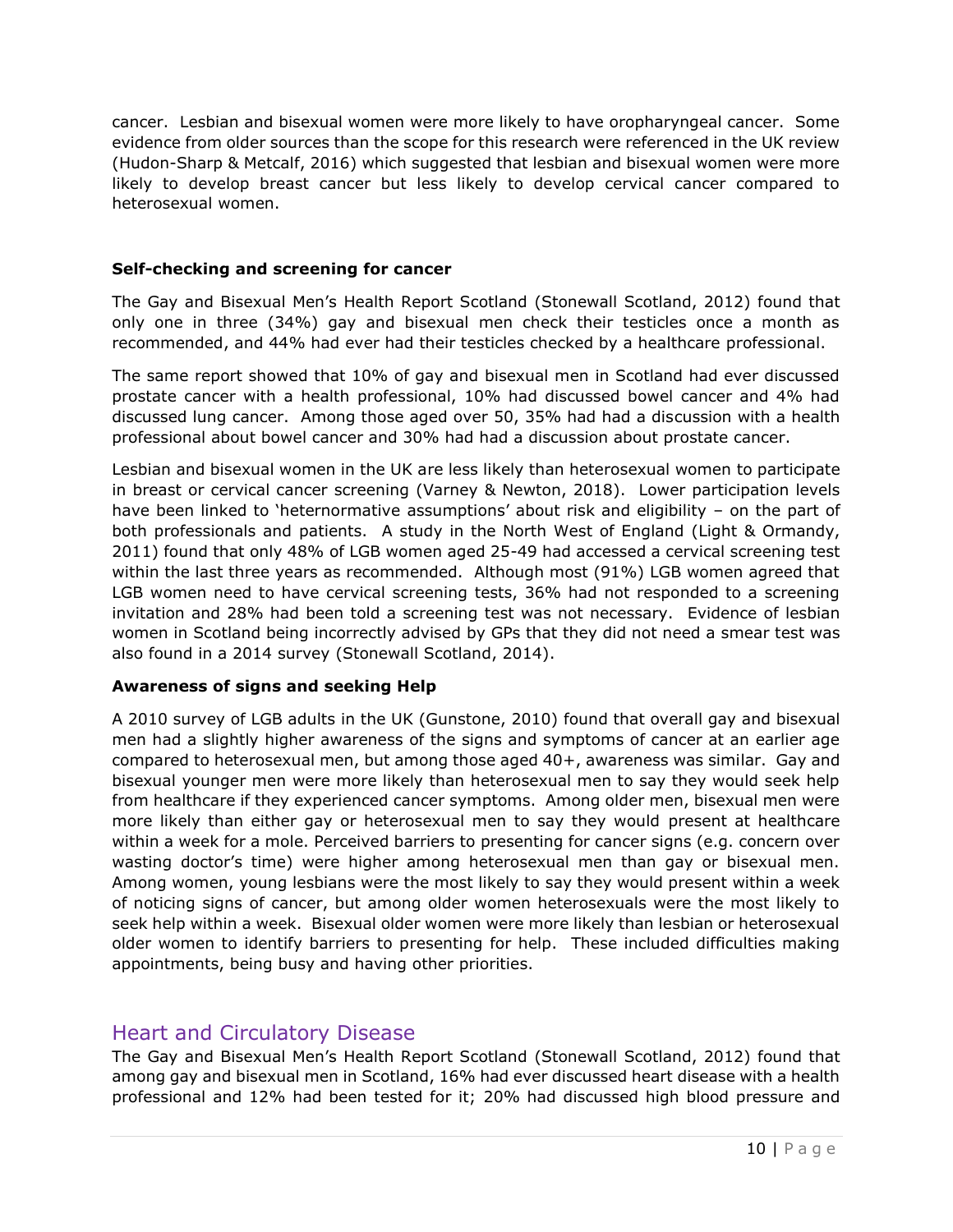cancer. Lesbian and bisexual women were more likely to have oropharyngeal cancer. Some evidence from older sources than the scope for this research were referenced in the UK review (Hudon-Sharp & Metcalf, 2016) which suggested that lesbian and bisexual women were more likely to develop breast cancer but less likely to develop cervical cancer compared to heterosexual women.

### Self-checking and screening for cancer

The Gay and Bisexual Men's Health Report Scotland (Stonewall Scotland, 2012) found that only one in three (34%) gay and bisexual men check their testicles once a month as recommended, and 44% had ever had their testicles checked by a healthcare professional.

The same report showed that 10% of gay and bisexual men in Scotland had ever discussed prostate cancer with a health professional, 10% had discussed bowel cancer and 4% had discussed lung cancer. Among those aged over 50, 35% had had a discussion with a health professional about bowel cancer and 30% had had a discussion about prostate cancer.

Lesbian and bisexual women in the UK are less likely than heterosexual women to participate in breast or cervical cancer screening (Varney & Newton, 2018). Lower participation levels have been linked to 'heternormative assumptions' about risk and eligibility – on the part of both professionals and patients. A study in the North West of England (Light & Ormandy, 2011) found that only 48% of LGB women aged 25-49 had accessed a cervical screening test within the last three years as recommended. Although most (91%) LGB women agreed that LGB women need to have cervical screening tests, 36% had not responded to a screening invitation and 28% had been told a screening test was not necessary. Evidence of lesbian women in Scotland being incorrectly advised by GPs that they did not need a smear test was also found in a 2014 survey (Stonewall Scotland, 2014).

### Awareness of signs and seeking Help

A 2010 survey of LGB adults in the UK (Gunstone, 2010) found that overall gay and bisexual men had a slightly higher awareness of the signs and symptoms of cancer at an earlier age compared to heterosexual men, but among those aged 40+, awareness was similar. Gay and bisexual younger men were more likely than heterosexual men to say they would seek help from healthcare if they experienced cancer symptoms. Among older men, bisexual men were more likely than either gay or heterosexual men to say they would present at healthcare within a week for a mole. Perceived barriers to presenting for cancer signs (e.g. concern over wasting doctor's time) were higher among heterosexual men than gay or bisexual men. Among women, young lesbians were the most likely to say they would present within a week of noticing signs of cancer, but among older women heterosexuals were the most likely to seek help within a week. Bisexual older women were more likely than lesbian or heterosexual older women to identify barriers to presenting for help. These included difficulties making appointments, being busy and having other priorities.

## Heart and Circulatory Disease

The Gay and Bisexual Men's Health Report Scotland (Stonewall Scotland, 2012) found that among gay and bisexual men in Scotland, 16% had ever discussed heart disease with a health professional and 12% had been tested for it; 20% had discussed high blood pressure and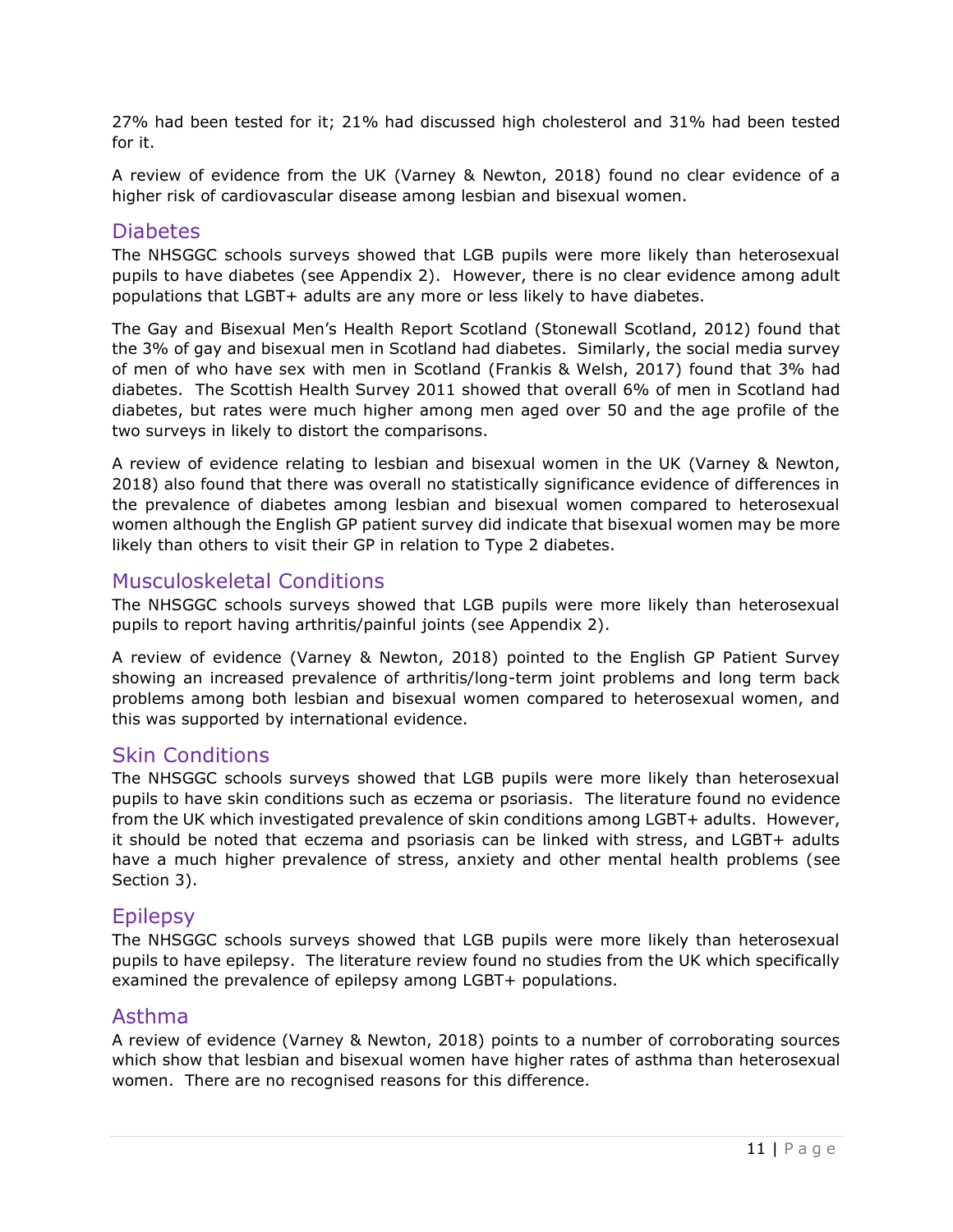27% had been tested for it; 21% had discussed high cholesterol and 31% had been tested for it.

A review of evidence from the UK (Varney & Newton, 2018) found no clear evidence of a higher risk of cardiovascular disease among lesbian and bisexual women.

## Diabetes

The NHSGGC schools surveys showed that LGB pupils were more likely than heterosexual pupils to have diabetes (see Appendix 2). However, there is no clear evidence among adult populations that LGBT+ adults are any more or less likely to have diabetes.

The Gay and Bisexual Men's Health Report Scotland (Stonewall Scotland, 2012) found that the 3% of gay and bisexual men in Scotland had diabetes. Similarly, the social media survey of men of who have sex with men in Scotland (Frankis & Welsh, 2017) found that 3% had diabetes. The Scottish Health Survey 2011 showed that overall 6% of men in Scotland had diabetes, but rates were much higher among men aged over 50 and the age profile of the two surveys in likely to distort the comparisons.

A review of evidence relating to lesbian and bisexual women in the UK (Varney & Newton, 2018) also found that there was overall no statistically significance evidence of differences in the prevalence of diabetes among lesbian and bisexual women compared to heterosexual women although the English GP patient survey did indicate that bisexual women may be more likely than others to visit their GP in relation to Type 2 diabetes.

## Musculoskeletal Conditions

The NHSGGC schools surveys showed that LGB pupils were more likely than heterosexual pupils to report having arthritis/painful joints (see Appendix 2).

A review of evidence (Varney & Newton, 2018) pointed to the English GP Patient Survey showing an increased prevalence of arthritis/long-term joint problems and long term back problems among both lesbian and bisexual women compared to heterosexual women, and this was supported by international evidence.

## Skin Conditions

The NHSGGC schools surveys showed that LGB pupils were more likely than heterosexual pupils to have skin conditions such as eczema or psoriasis. The literature found no evidence from the UK which investigated prevalence of skin conditions among LGBT+ adults. However, it should be noted that eczema and psoriasis can be linked with stress, and LGBT+ adults have a much higher prevalence of stress, anxiety and other mental health problems (see Section 3).

## Epilepsy

The NHSGGC schools surveys showed that LGB pupils were more likely than heterosexual pupils to have epilepsy. The literature review found no studies from the UK which specifically examined the prevalence of epilepsy among LGBT+ populations.

## Asthma

A review of evidence (Varney & Newton, 2018) points to a number of corroborating sources which show that lesbian and bisexual women have higher rates of asthma than heterosexual women. There are no recognised reasons for this difference.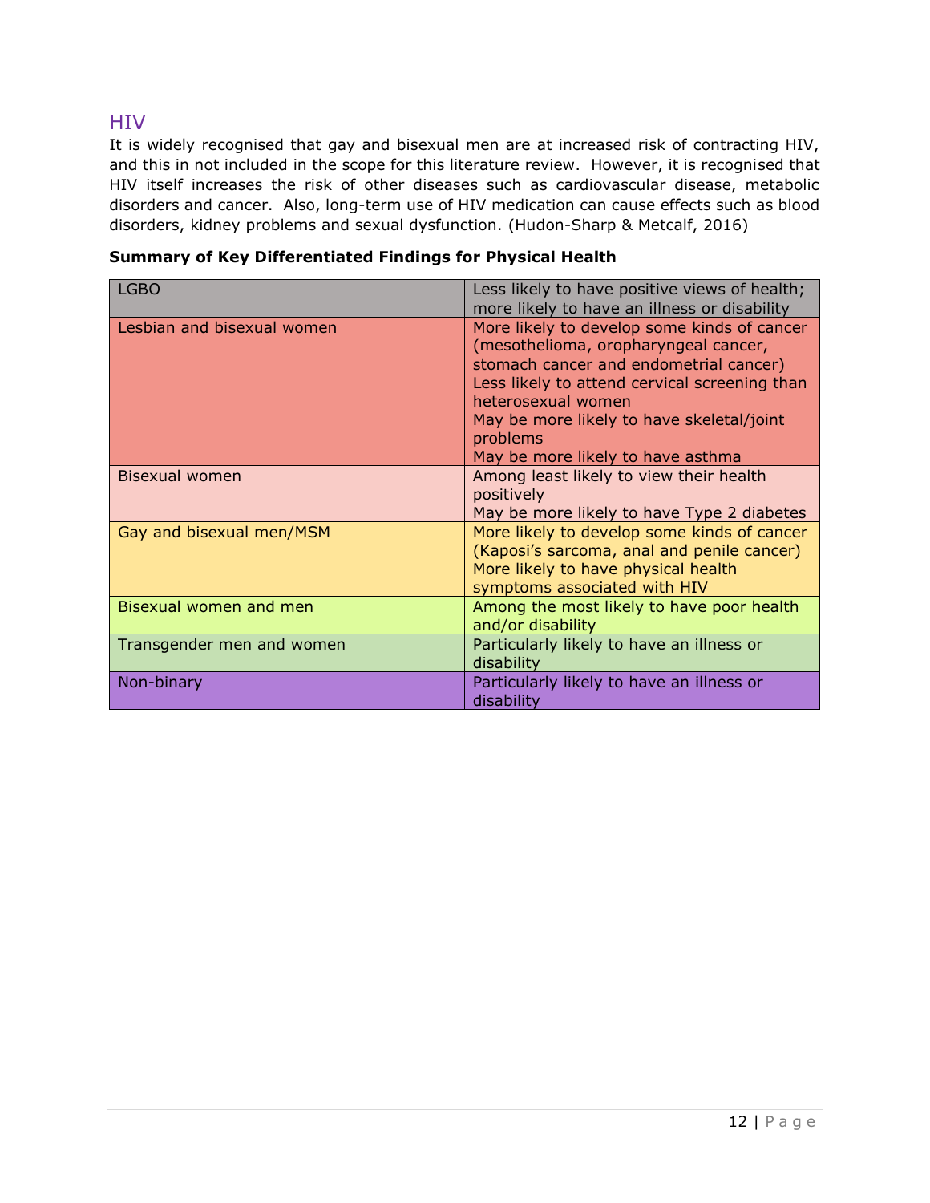## HIV

It is widely recognised that gay and bisexual men are at increased risk of contracting HIV, and this in not included in the scope for this literature review. However, it is recognised that HIV itself increases the risk of other diseases such as cardiovascular disease, metabolic disorders and cancer. Also, long-term use of HIV medication can cause effects such as blood disorders, kidney problems and sexual dysfunction. (Hudon-Sharp & Metcalf, 2016)

**Summary of Key Differentiated Findings for Physical Health**

| | |
|---|---|
| LGBO | Less likely to have positive views of health; more likely to have an illness or disability |
| Lesbian and bisexual women | More likely to develop some kinds of cancer (mesothelioma, oropharyngeal cancer, stomach cancer and endometrial cancer)<br>Less likely to attend cervical screening than heterosexual women<br>May be more likely to have skeletal/joint problems<br>May be more likely to have asthma |
| Bisexual women | Among least likely to view their health positively<br>May be more likely to have Type 2 diabetes |
| Gay and bisexual men/MSM | More likely to develop some kinds of cancer (Kaposi's sarcoma, anal and penile cancer)<br>More likely to have physical health symptoms associated with HIV |
| Bisexual women and men | Among the most likely to have poor health and/or disability |
| Transgender men and women | Particularly likely to have an illness or disability |
| Non-binary | Particularly likely to have an illness or disability |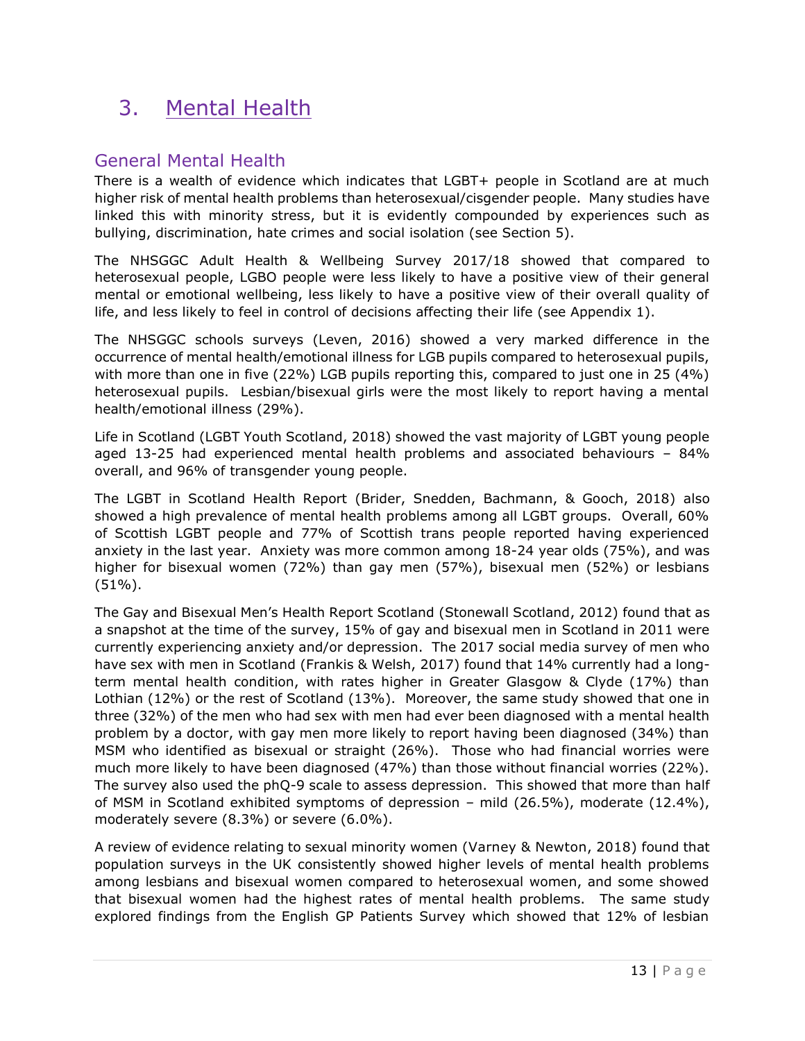# 3. Mental Health

## General Mental Health

There is a wealth of evidence which indicates that LGBT+ people in Scotland are at much higher risk of mental health problems than heterosexual/cisgender people. Many studies have linked this with minority stress, but it is evidently compounded by experiences such as bullying, discrimination, hate crimes and social isolation (see Section 5).

The NHSGGC Adult Health & Wellbeing Survey 2017/18 showed that compared to heterosexual people, LGBO people were less likely to have a positive view of their general mental or emotional wellbeing, less likely to have a positive view of their overall quality of life, and less likely to feel in control of decisions affecting their life (see Appendix 1).

The NHSGGC schools surveys (Leven, 2016) showed a very marked difference in the occurrence of mental health/emotional illness for LGB pupils compared to heterosexual pupils, with more than one in five (22%) LGB pupils reporting this, compared to just one in 25 (4%) heterosexual pupils. Lesbian/bisexual girls were the most likely to report having a mental health/emotional illness (29%).

Life in Scotland (LGBT Youth Scotland, 2018) showed the vast majority of LGBT young people aged 13-25 had experienced mental health problems and associated behaviours – 84% overall, and 96% of transgender young people.

The LGBT in Scotland Health Report (Brider, Snedden, Bachmann, & Gooch, 2018) also showed a high prevalence of mental health problems among all LGBT groups. Overall, 60% of Scottish LGBT people and 77% of Scottish trans people reported having experienced anxiety in the last year. Anxiety was more common among 18-24 year olds (75%), and was higher for bisexual women (72%) than gay men (57%), bisexual men (52%) or lesbians (51%).

The Gay and Bisexual Men's Health Report Scotland (Stonewall Scotland, 2012) found that as a snapshot at the time of the survey, 15% of gay and bisexual men in Scotland in 2011 were currently experiencing anxiety and/or depression. The 2017 social media survey of men who have sex with men in Scotland (Frankis & Welsh, 2017) found that 14% currently had a long-term mental health condition, with rates higher in Greater Glasgow & Clyde (17%) than Lothian (12%) or the rest of Scotland (13%). Moreover, the same study showed that one in three (32%) of the men who had sex with men had ever been diagnosed with a mental health problem by a doctor, with gay men more likely to report having been diagnosed (34%) than MSM who identified as bisexual or straight (26%). Those who had financial worries were much more likely to have been diagnosed (47%) than those without financial worries (22%). The survey also used the phQ-9 scale to assess depression. This showed that more than half of MSM in Scotland exhibited symptoms of depression – mild (26.5%), moderate (12.4%), moderately severe (8.3%) or severe (6.0%).

A review of evidence relating to sexual minority women (Varney & Newton, 2018) found that population surveys in the UK consistently showed higher levels of mental health problems among lesbians and bisexual women compared to heterosexual women, and some showed that bisexual women had the highest rates of mental health problems. The same study explored findings from the English GP Patients Survey which showed that 12% of lesbian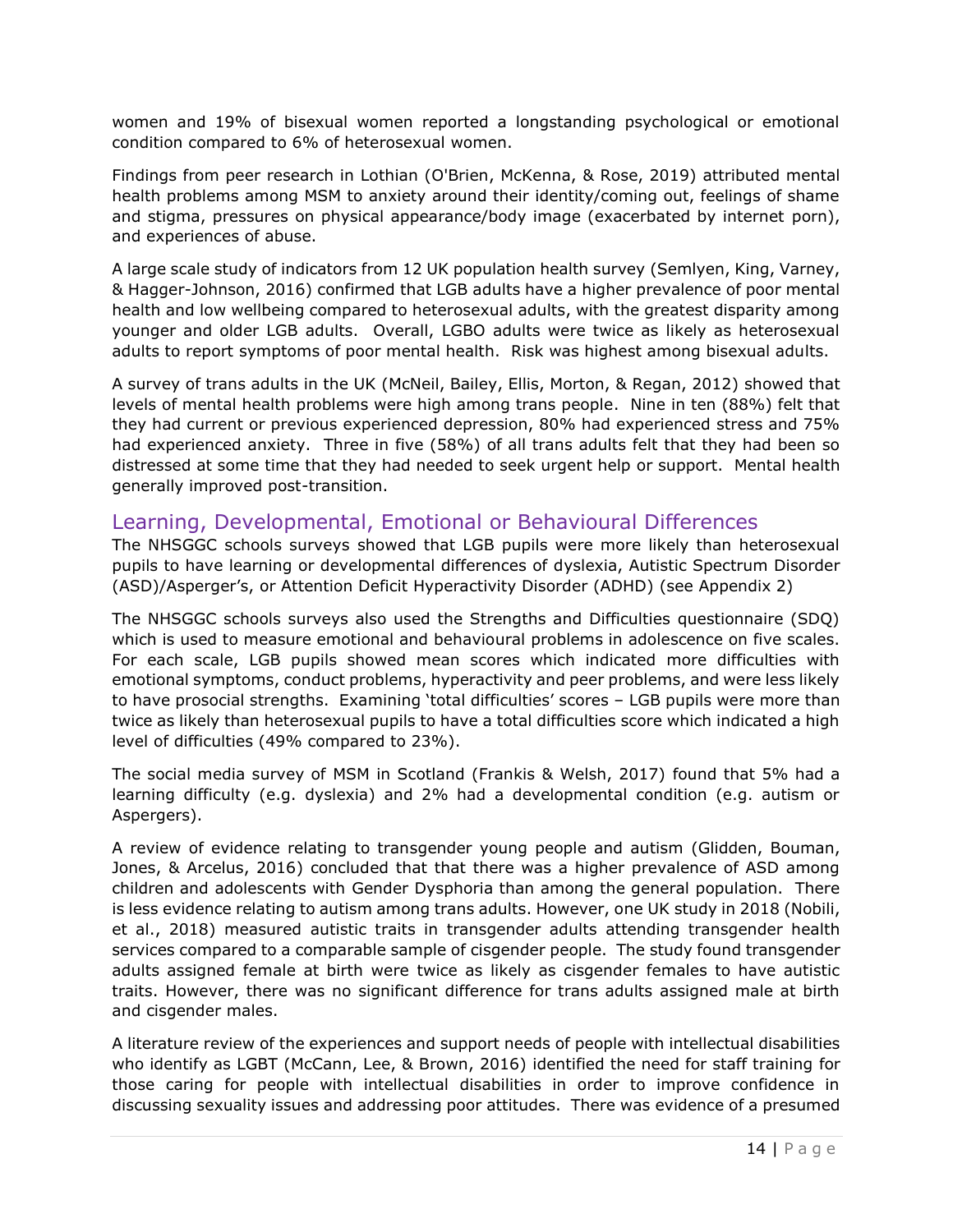women and 19% of bisexual women reported a longstanding psychological or emotional condition compared to 6% of heterosexual women.

Findings from peer research in Lothian (O'Brien, McKenna, & Rose, 2019) attributed mental health problems among MSM to anxiety around their identity/coming out, feelings of shame and stigma, pressures on physical appearance/body image (exacerbated by internet porn), and experiences of abuse.

A large scale study of indicators from 12 UK population health survey (Semlyen, King, Varney, & Hagger-Johnson, 2016) confirmed that LGB adults have a higher prevalence of poor mental health and low wellbeing compared to heterosexual adults, with the greatest disparity among younger and older LGB adults. Overall, LGBO adults were twice as likely as heterosexual adults to report symptoms of poor mental health. Risk was highest among bisexual adults.

A survey of trans adults in the UK (McNeil, Bailey, Ellis, Morton, & Regan, 2012) showed that levels of mental health problems were high among trans people. Nine in ten (88%) felt that they had current or previous experienced depression, 80% had experienced stress and 75% had experienced anxiety. Three in five (58%) of all trans adults felt that they had been so distressed at some time that they had needed to seek urgent help or support. Mental health generally improved post-transition.

## Learning, Developmental, Emotional or Behavioural Differences

The NHSGGC schools surveys showed that LGB pupils were more likely than heterosexual pupils to have learning or developmental differences of dyslexia, Autistic Spectrum Disorder (ASD)/Asperger's, or Attention Deficit Hyperactivity Disorder (ADHD) (see Appendix 2)

The NHSGGC schools surveys also used the Strengths and Difficulties questionnaire (SDQ) which is used to measure emotional and behavioural problems in adolescence on five scales. For each scale, LGB pupils showed mean scores which indicated more difficulties with emotional symptoms, conduct problems, hyperactivity and peer problems, and were less likely to have prosocial strengths. Examining 'total difficulties' scores – LGB pupils were more than twice as likely than heterosexual pupils to have a total difficulties score which indicated a high level of difficulties (49% compared to 23%).

The social media survey of MSM in Scotland (Frankis & Welsh, 2017) found that 5% had a learning difficulty (e.g. dyslexia) and 2% had a developmental condition (e.g. autism or Aspergers).

A review of evidence relating to transgender young people and autism (Glidden, Bouman, Jones, & Arcelus, 2016) concluded that that there was a higher prevalence of ASD among children and adolescents with Gender Dysphoria than among the general population. There is less evidence relating to autism among trans adults. However, one UK study in 2018 (Nobili, et al., 2018) measured autistic traits in transgender adults attending transgender health services compared to a comparable sample of cisgender people. The study found transgender adults assigned female at birth were twice as likely as cisgender females to have autistic traits. However, there was no significant difference for trans adults assigned male at birth and cisgender males.

A literature review of the experiences and support needs of people with intellectual disabilities who identify as LGBT (McCann, Lee, & Brown, 2016) identified the need for staff training for those caring for people with intellectual disabilities in order to improve confidence in discussing sexuality issues and addressing poor attitudes. There was evidence of a presumed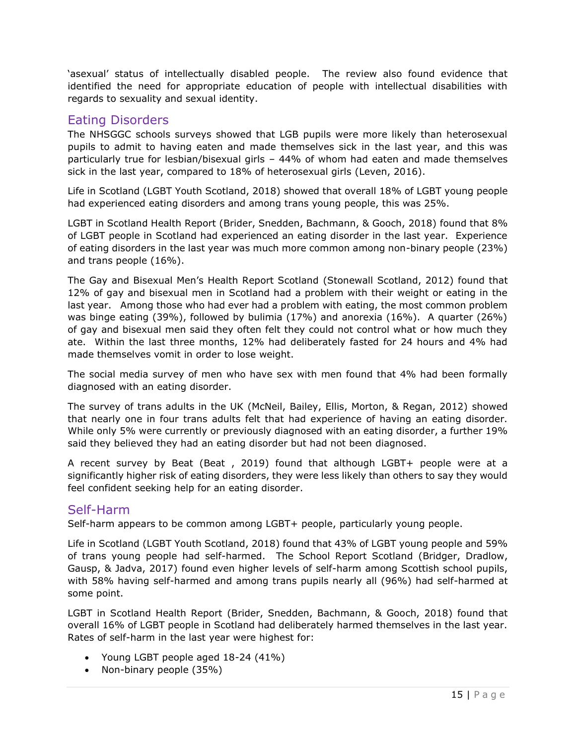'asexual' status of intellectually disabled people. The review also found evidence that identified the need for appropriate education of people with intellectual disabilities with regards to sexuality and sexual identity.

## Eating Disorders

The NHSGGC schools surveys showed that LGB pupils were more likely than heterosexual pupils to admit to having eaten and made themselves sick in the last year, and this was particularly true for lesbian/bisexual girls – 44% of whom had eaten and made themselves sick in the last year, compared to 18% of heterosexual girls (Leven, 2016).

Life in Scotland (LGBT Youth Scotland, 2018) showed that overall 18% of LGBT young people had experienced eating disorders and among trans young people, this was 25%.

LGBT in Scotland Health Report (Brider, Snedden, Bachmann, & Gooch, 2018) found that 8% of LGBT people in Scotland had experienced an eating disorder in the last year. Experience of eating disorders in the last year was much more common among non-binary people (23%) and trans people (16%).

The Gay and Bisexual Men's Health Report Scotland (Stonewall Scotland, 2012) found that 12% of gay and bisexual men in Scotland had a problem with their weight or eating in the last year. Among those who had ever had a problem with eating, the most common problem was binge eating (39%), followed by bulimia (17%) and anorexia (16%). A quarter (26%) of gay and bisexual men said they often felt they could not control what or how much they ate. Within the last three months, 12% had deliberately fasted for 24 hours and 4% had made themselves vomit in order to lose weight.

The social media survey of men who have sex with men found that 4% had been formally diagnosed with an eating disorder.

The survey of trans adults in the UK (McNeil, Bailey, Ellis, Morton, & Regan, 2012) showed that nearly one in four trans adults felt that had experience of having an eating disorder. While only 5% were currently or previously diagnosed with an eating disorder, a further 19% said they believed they had an eating disorder but had not been diagnosed.

A recent survey by Beat (Beat , 2019) found that although LGBT+ people were at a significantly higher risk of eating disorders, they were less likely than others to say they would feel confident seeking help for an eating disorder.

## Self-Harm

Self-harm appears to be common among LGBT+ people, particularly young people.

Life in Scotland (LGBT Youth Scotland, 2018) found that 43% of LGBT young people and 59% of trans young people had self-harmed. The School Report Scotland (Bridger, Dradlow, Gausp, & Jadva, 2017) found even higher levels of self-harm among Scottish school pupils, with 58% having self-harmed and among trans pupils nearly all (96%) had self-harmed at some point.

LGBT in Scotland Health Report (Brider, Snedden, Bachmann, & Gooch, 2018) found that overall 16% of LGBT people in Scotland had deliberately harmed themselves in the last year. Rates of self-harm in the last year were highest for:

- Young LGBT people aged 18-24 (41%)
- Non-binary people (35%)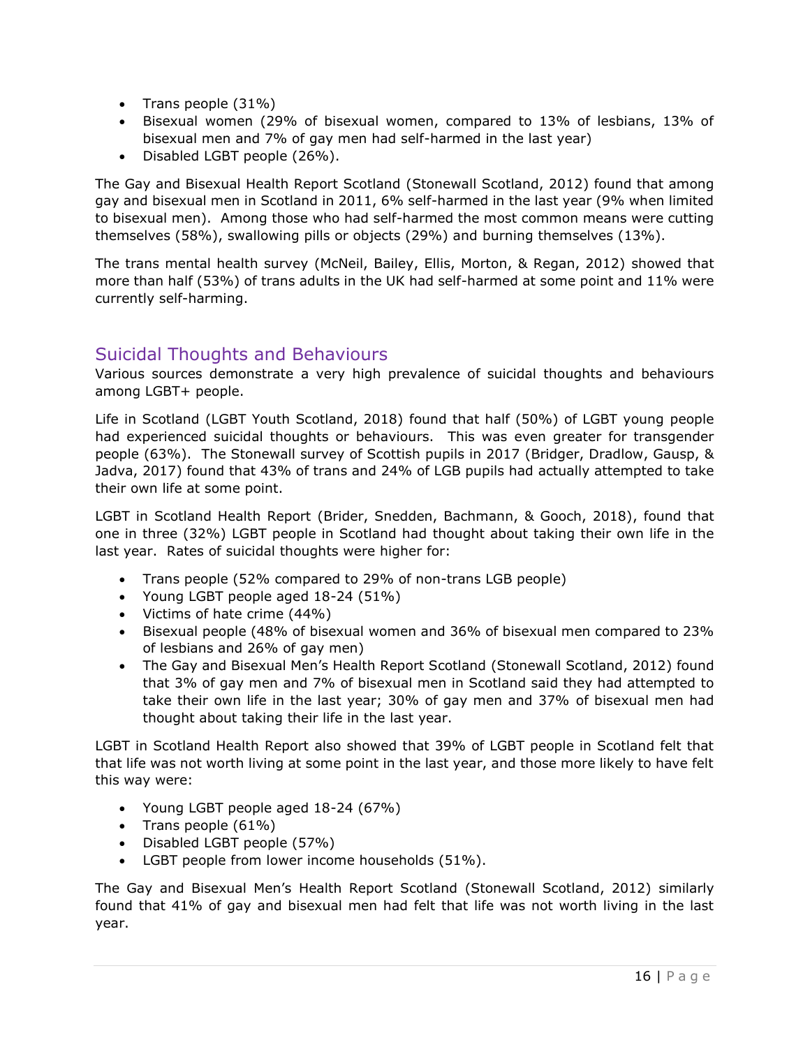- Trans people (31%)
- Bisexual women (29% of bisexual women, compared to 13% of lesbians, 13% of bisexual men and 7% of gay men had self-harmed in the last year)
- Disabled LGBT people (26%).

The Gay and Bisexual Health Report Scotland (Stonewall Scotland, 2012) found that among gay and bisexual men in Scotland in 2011, 6% self-harmed in the last year (9% when limited to bisexual men). Among those who had self-harmed the most common means were cutting themselves (58%), swallowing pills or objects (29%) and burning themselves (13%).

The trans mental health survey (McNeil, Bailey, Ellis, Morton, & Regan, 2012) showed that more than half (53%) of trans adults in the UK had self-harmed at some point and 11% were currently self-harming.

## Suicidal Thoughts and Behaviours

Various sources demonstrate a very high prevalence of suicidal thoughts and behaviours among LGBT+ people.

Life in Scotland (LGBT Youth Scotland, 2018) found that half (50%) of LGBT young people had experienced suicidal thoughts or behaviours. This was even greater for transgender people (63%). The Stonewall survey of Scottish pupils in 2017 (Bridger, Dradlow, Gausp, & Jadva, 2017) found that 43% of trans and 24% of LGB pupils had actually attempted to take their own life at some point.

LGBT in Scotland Health Report (Brider, Snedden, Bachmann, & Gooch, 2018), found that one in three (32%) LGBT people in Scotland had thought about taking their own life in the last year. Rates of suicidal thoughts were higher for:

- Trans people (52% compared to 29% of non-trans LGB people)
- Young LGBT people aged 18-24 (51%)
- Victims of hate crime (44%)
- Bisexual people (48% of bisexual women and 36% of bisexual men compared to 23% of lesbians and 26% of gay men)
- The Gay and Bisexual Men's Health Report Scotland (Stonewall Scotland, 2012) found that 3% of gay men and 7% of bisexual men in Scotland said they had attempted to take their own life in the last year; 30% of gay men and 37% of bisexual men had thought about taking their life in the last year.

LGBT in Scotland Health Report also showed that 39% of LGBT people in Scotland felt that that life was not worth living at some point in the last year, and those more likely to have felt this way were:

- Young LGBT people aged 18-24 (67%)
- Trans people (61%)
- Disabled LGBT people (57%)
- LGBT people from lower income households (51%).

The Gay and Bisexual Men's Health Report Scotland (Stonewall Scotland, 2012) similarly found that 41% of gay and bisexual men had felt that life was not worth living in the last year.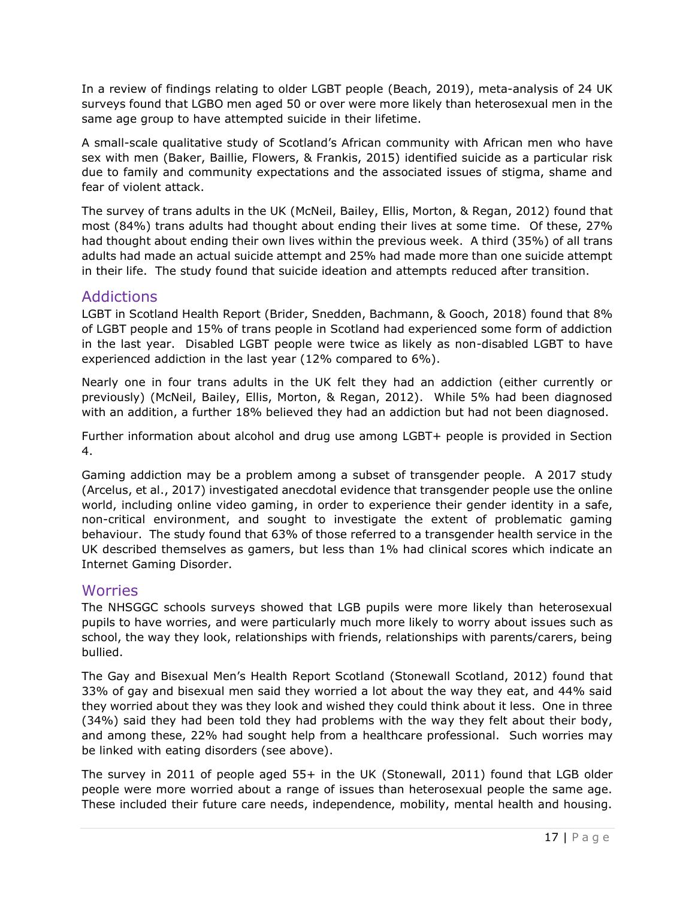In a review of findings relating to older LGBT people (Beach, 2019), meta-analysis of 24 UK surveys found that LGBO men aged 50 or over were more likely than heterosexual men in the same age group to have attempted suicide in their lifetime.

A small-scale qualitative study of Scotland's African community with African men who have sex with men (Baker, Baillie, Flowers, & Frankis, 2015) identified suicide as a particular risk due to family and community expectations and the associated issues of stigma, shame and fear of violent attack.

The survey of trans adults in the UK (McNeil, Bailey, Ellis, Morton, & Regan, 2012) found that most (84%) trans adults had thought about ending their lives at some time. Of these, 27% had thought about ending their own lives within the previous week. A third (35%) of all trans adults had made an actual suicide attempt and 25% had made more than one suicide attempt in their life. The study found that suicide ideation and attempts reduced after transition.

## Addictions

LGBT in Scotland Health Report (Brider, Snedden, Bachmann, & Gooch, 2018) found that 8% of LGBT people and 15% of trans people in Scotland had experienced some form of addiction in the last year. Disabled LGBT people were twice as likely as non-disabled LGBT to have experienced addiction in the last year (12% compared to 6%).

Nearly one in four trans adults in the UK felt they had an addiction (either currently or previously) (McNeil, Bailey, Ellis, Morton, & Regan, 2012). While 5% had been diagnosed with an addition, a further 18% believed they had an addiction but had not been diagnosed.

Further information about alcohol and drug use among LGBT+ people is provided in Section 4.

Gaming addiction may be a problem among a subset of transgender people. A 2017 study (Arcelus, et al., 2017) investigated anecdotal evidence that transgender people use the online world, including online video gaming, in order to experience their gender identity in a safe, non-critical environment, and sought to investigate the extent of problematic gaming behaviour. The study found that 63% of those referred to a transgender health service in the UK described themselves as gamers, but less than 1% had clinical scores which indicate an Internet Gaming Disorder.

## Worries

The NHSGGC schools surveys showed that LGB pupils were more likely than heterosexual pupils to have worries, and were particularly much more likely to worry about issues such as school, the way they look, relationships with friends, relationships with parents/carers, being bullied.

The Gay and Bisexual Men's Health Report Scotland (Stonewall Scotland, 2012) found that 33% of gay and bisexual men said they worried a lot about the way they eat, and 44% said they worried about they was they look and wished they could think about it less. One in three (34%) said they had been told they had problems with the way they felt about their body, and among these, 22% had sought help from a healthcare professional. Such worries may be linked with eating disorders (see above).

The survey in 2011 of people aged 55+ in the UK (Stonewall, 2011) found that LGB older people were more worried about a range of issues than heterosexual people the same age. These included their future care needs, independence, mobility, mental health and housing.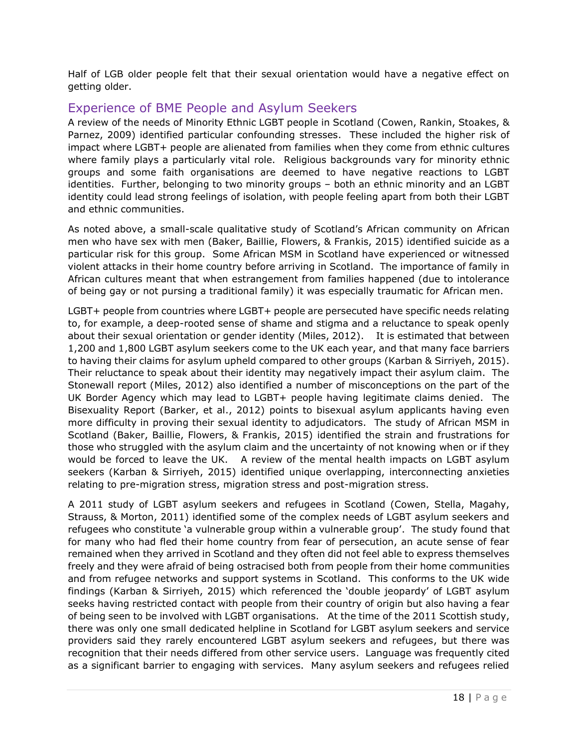Half of LGB older people felt that their sexual orientation would have a negative effect on getting older.

## Experience of BME People and Asylum Seekers

A review of the needs of Minority Ethnic LGBT people in Scotland (Cowen, Rankin, Stoakes, & Parnez, 2009) identified particular confounding stresses. These included the higher risk of impact where LGBT+ people are alienated from families when they come from ethnic cultures where family plays a particularly vital role. Religious backgrounds vary for minority ethnic groups and some faith organisations are deemed to have negative reactions to LGBT identities. Further, belonging to two minority groups – both an ethnic minority and an LGBT identity could lead strong feelings of isolation, with people feeling apart from both their LGBT and ethnic communities.

As noted above, a small-scale qualitative study of Scotland's African community on African men who have sex with men (Baker, Baillie, Flowers, & Frankis, 2015) identified suicide as a particular risk for this group. Some African MSM in Scotland have experienced or witnessed violent attacks in their home country before arriving in Scotland. The importance of family in African cultures meant that when estrangement from families happened (due to intolerance of being gay or not pursing a traditional family) it was especially traumatic for African men.

LGBT+ people from countries where LGBT+ people are persecuted have specific needs relating to, for example, a deep-rooted sense of shame and stigma and a reluctance to speak openly about their sexual orientation or gender identity (Miles, 2012). It is estimated that between 1,200 and 1,800 LGBT asylum seekers come to the UK each year, and that many face barriers to having their claims for asylum upheld compared to other groups (Karban & Sirriyeh, 2015). Their reluctance to speak about their identity may negatively impact their asylum claim. The Stonewall report (Miles, 2012) also identified a number of misconceptions on the part of the UK Border Agency which may lead to LGBT+ people having legitimate claims denied. The Bisexuality Report (Barker, et al., 2012) points to bisexual asylum applicants having even more difficulty in proving their sexual identity to adjudicators. The study of African MSM in Scotland (Baker, Baillie, Flowers, & Frankis, 2015) identified the strain and frustrations for those who struggled with the asylum claim and the uncertainty of not knowing when or if they would be forced to leave the UK. A review of the mental health impacts on LGBT asylum seekers (Karban & Sirriyeh, 2015) identified unique overlapping, interconnecting anxieties relating to pre-migration stress, migration stress and post-migration stress.

A 2011 study of LGBT asylum seekers and refugees in Scotland (Cowen, Stella, Magahy, Strauss, & Morton, 2011) identified some of the complex needs of LGBT asylum seekers and refugees who constitute 'a vulnerable group within a vulnerable group'. The study found that for many who had fled their home country from fear of persecution, an acute sense of fear remained when they arrived in Scotland and they often did not feel able to express themselves freely and they were afraid of being ostracised both from people from their home communities and from refugee networks and support systems in Scotland. This conforms to the UK wide findings (Karban & Sirriyeh, 2015) which referenced the 'double jeopardy' of LGBT asylum seeks having restricted contact with people from their country of origin but also having a fear of being seen to be involved with LGBT organisations. At the time of the 2011 Scottish study, there was only one small dedicated helpline in Scotland for LGBT asylum seekers and service providers said they rarely encountered LGBT asylum seekers and refugees, but there was recognition that their needs differed from other service users. Language was frequently cited as a significant barrier to engaging with services. Many asylum seekers and refugees relied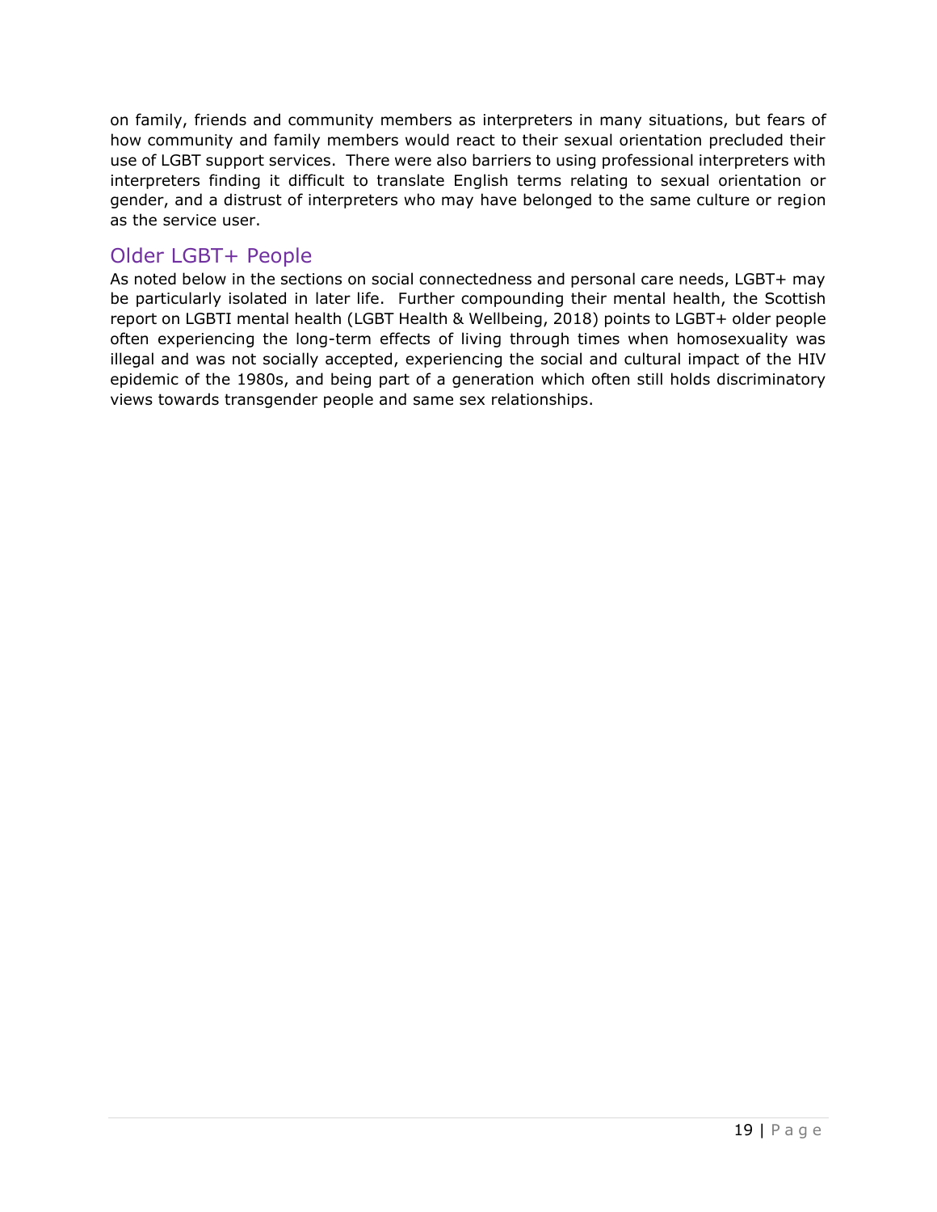on family, friends and community members as interpreters in many situations, but fears of how community and family members would react to their sexual orientation precluded their use of LGBT support services. There were also barriers to using professional interpreters with interpreters finding it difficult to translate English terms relating to sexual orientation or gender, and a distrust of interpreters who may have belonged to the same culture or region as the service user.

## Older LGBT+ People

As noted below in the sections on social connectedness and personal care needs, LGBT+ may be particularly isolated in later life. Further compounding their mental health, the Scottish report on LGBTI mental health (LGBT Health & Wellbeing, 2018) points to LGBT+ older people often experiencing the long-term effects of living through times when homosexuality was illegal and was not socially accepted, experiencing the social and cultural impact of the HIV epidemic of the 1980s, and being part of a generation which often still holds discriminatory views towards transgender people and same sex relationships.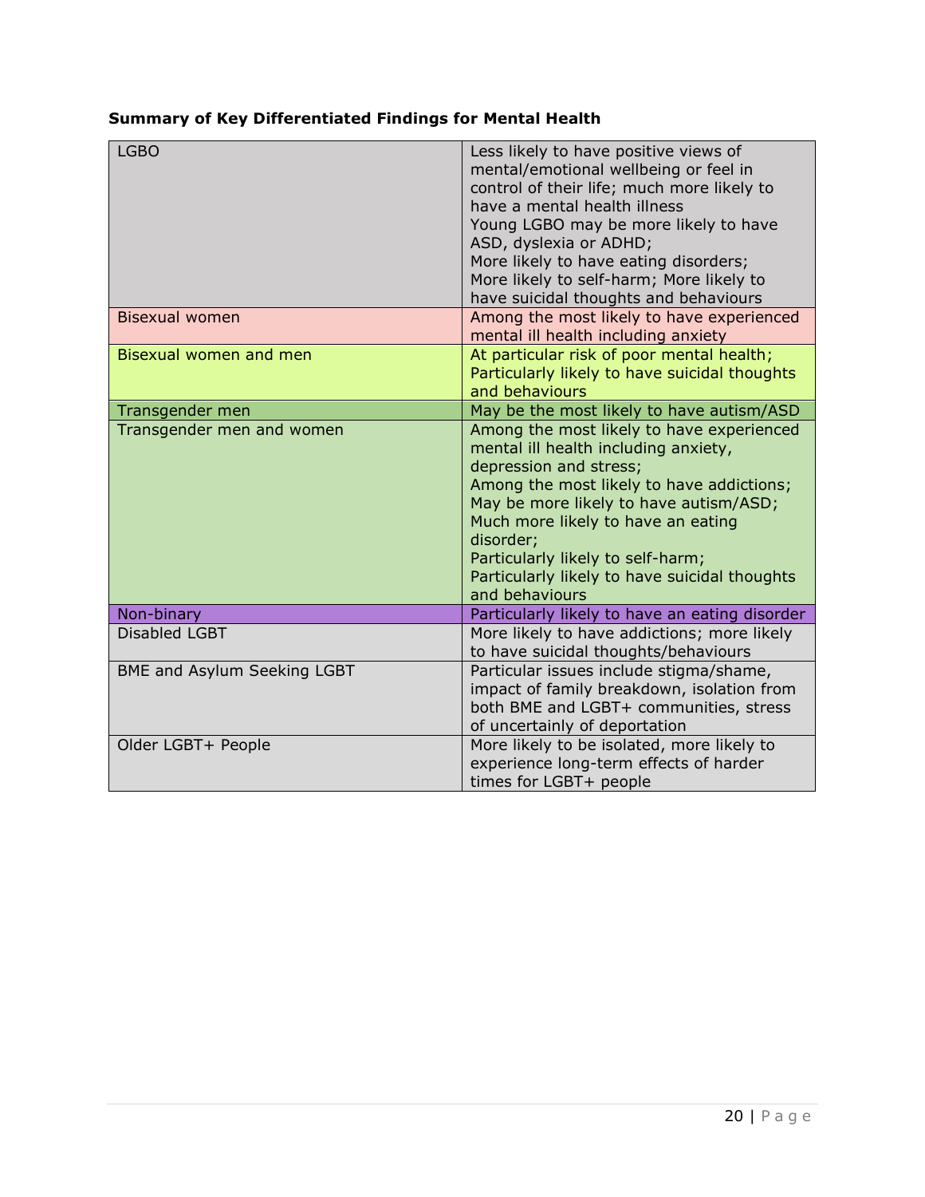**Summary of Key Differentiated Findings for Mental Health**

| | |
|---|---|
| LGBO | Less likely to have positive views of mental/emotional wellbeing or feel in control of their life; much more likely to have a mental health illness<br>Young LGBO may be more likely to have ASD, dyslexia or ADHD;<br>More likely to have eating disorders;<br>More likely to self-harm; More likely to have suicidal thoughts and behaviours |
| Bisexual women | Among the most likely to have experienced mental ill health including anxiety |
| Bisexual women and men | At particular risk of poor mental health; Particularly likely to have suicidal thoughts and behaviours |
| Transgender men | May be the most likely to have autism/ASD |
| Transgender men and women | Among the most likely to have experienced mental ill health including anxiety, depression and stress;<br>Among the most likely to have addictions;<br>May be more likely to have autism/ASD;<br>Much more likely to have an eating disorder;<br>Particularly likely to self-harm;<br>Particularly likely to have suicidal thoughts and behaviours |
| Non-binary | Particularly likely to have an eating disorder |
| Disabled LGBT | More likely to have addictions; more likely to have suicidal thoughts/behaviours |
| BME and Asylum Seeking LGBT | Particular issues include stigma/shame, impact of family breakdown, isolation from both BME and LGBT+ communities, stress of uncertainly of deportation |
| Older LGBT+ People | More likely to be isolated, more likely to experience long-term effects of harder times for LGBT+ people |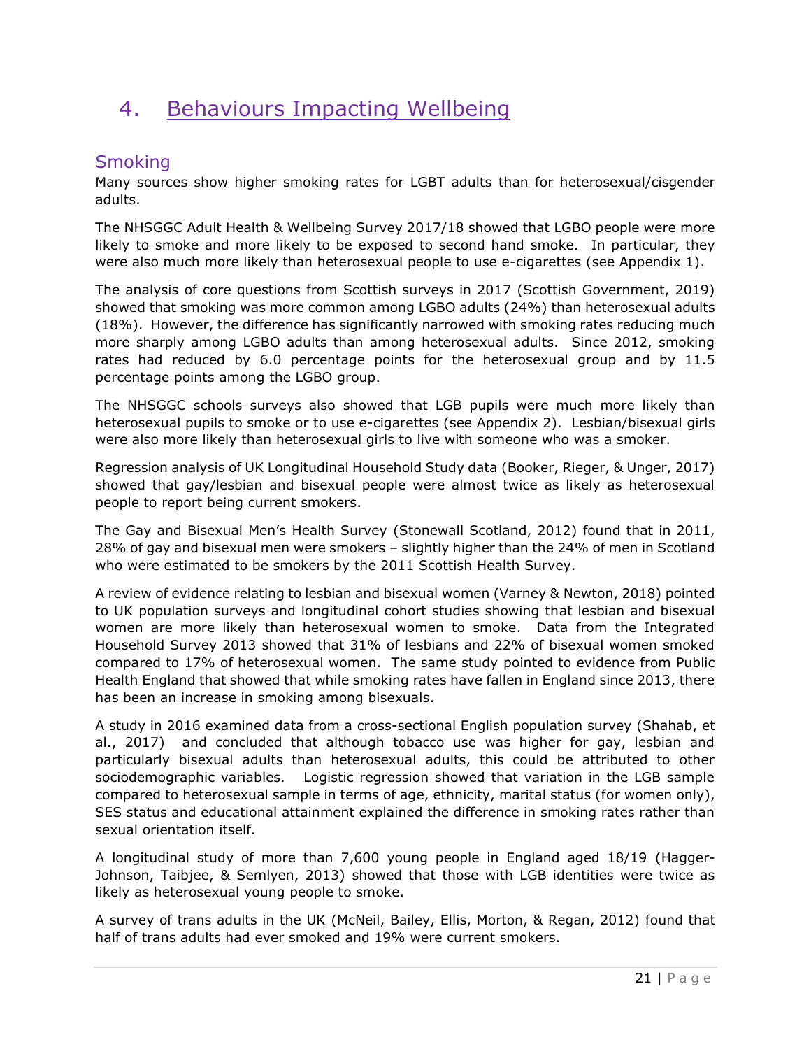# 4. Behaviours Impacting Wellbeing

## Smoking

Many sources show higher smoking rates for LGBT adults than for heterosexual/cisgender adults.

The NHSGGC Adult Health & Wellbeing Survey 2017/18 showed that LGBO people were more likely to smoke and more likely to be exposed to second hand smoke. In particular, they were also much more likely than heterosexual people to use e-cigarettes (see Appendix 1).

The analysis of core questions from Scottish surveys in 2017 (Scottish Government, 2019) showed that smoking was more common among LGBO adults (24%) than heterosexual adults (18%). However, the difference has significantly narrowed with smoking rates reducing much more sharply among LGBO adults than among heterosexual adults. Since 2012, smoking rates had reduced by 6.0 percentage points for the heterosexual group and by 11.5 percentage points among the LGBO group.

The NHSGGC schools surveys also showed that LGB pupils were much more likely than heterosexual pupils to smoke or to use e-cigarettes (see Appendix 2). Lesbian/bisexual girls were also more likely than heterosexual girls to live with someone who was a smoker.

Regression analysis of UK Longitudinal Household Study data (Booker, Rieger, & Unger, 2017) showed that gay/lesbian and bisexual people were almost twice as likely as heterosexual people to report being current smokers.

The Gay and Bisexual Men's Health Survey (Stonewall Scotland, 2012) found that in 2011, 28% of gay and bisexual men were smokers – slightly higher than the 24% of men in Scotland who were estimated to be smokers by the 2011 Scottish Health Survey.

A review of evidence relating to lesbian and bisexual women (Varney & Newton, 2018) pointed to UK population surveys and longitudinal cohort studies showing that lesbian and bisexual women are more likely than heterosexual women to smoke. Data from the Integrated Household Survey 2013 showed that 31% of lesbians and 22% of bisexual women smoked compared to 17% of heterosexual women. The same study pointed to evidence from Public Health England that showed that while smoking rates have fallen in England since 2013, there has been an increase in smoking among bisexuals.

A study in 2016 examined data from a cross-sectional English population survey (Shahab, et al., 2017) and concluded that although tobacco use was higher for gay, lesbian and particularly bisexual adults than heterosexual adults, this could be attributed to other sociodemographic variables. Logistic regression showed that variation in the LGB sample compared to heterosexual sample in terms of age, ethnicity, marital status (for women only), SES status and educational attainment explained the difference in smoking rates rather than sexual orientation itself.

A longitudinal study of more than 7,600 young people in England aged 18/19 (Hagger-Johnson, Taibjee, & Semlyen, 2013) showed that those with LGB identities were twice as likely as heterosexual young people to smoke.

A survey of trans adults in the UK (McNeil, Bailey, Ellis, Morton, & Regan, 2012) found that half of trans adults had ever smoked and 19% were current smokers.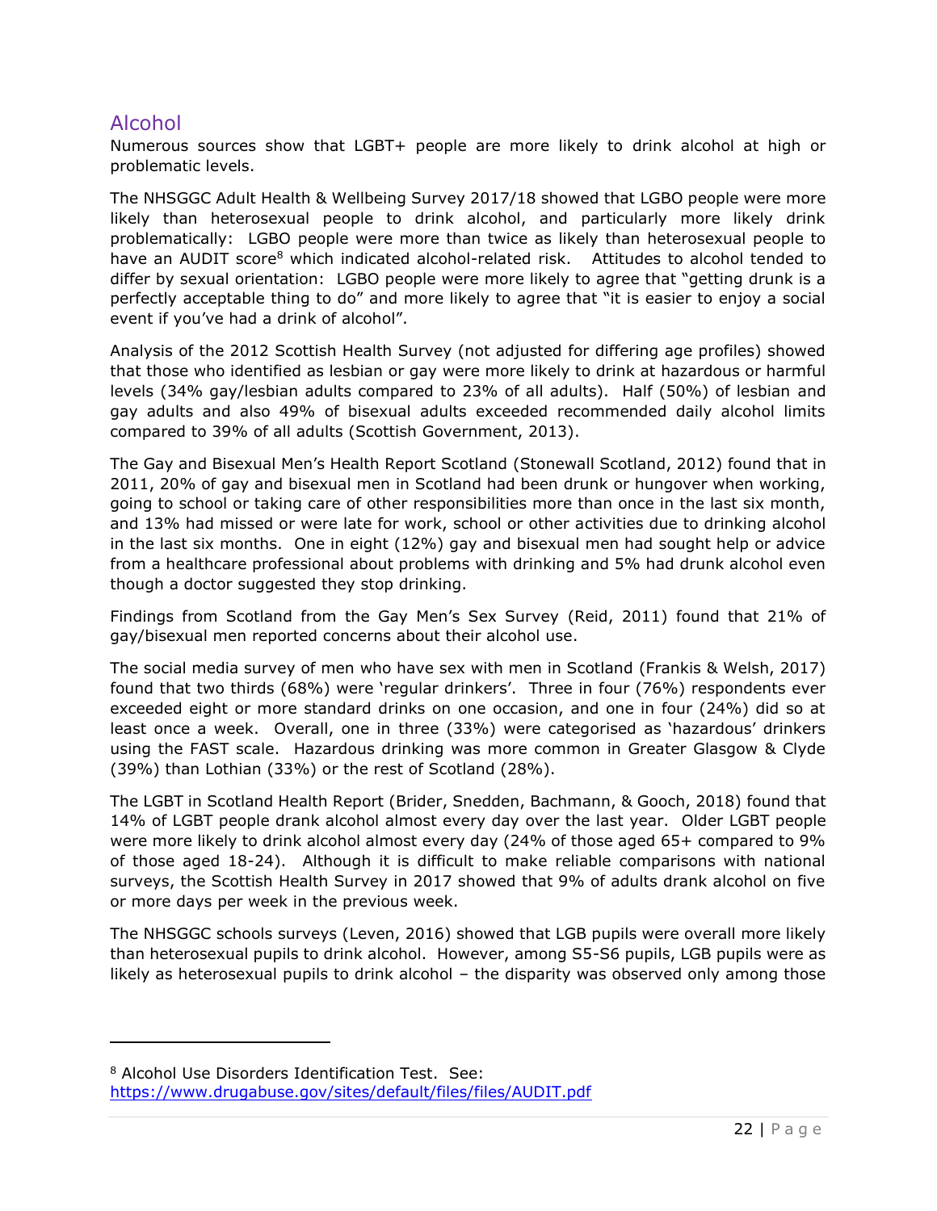## Alcohol

Numerous sources show that LGBT+ people are more likely to drink alcohol at high or problematic levels.

The NHSGGC Adult Health & Wellbeing Survey 2017/18 showed that LGBO people were more likely than heterosexual people to drink alcohol, and particularly more likely drink problematically: LGBO people were more than twice as likely than heterosexual people to have an AUDIT score[8] which indicated alcohol-related risk. Attitudes to alcohol tended to differ by sexual orientation: LGBO people were more likely to agree that "getting drunk is a perfectly acceptable thing to do" and more likely to agree that "it is easier to enjoy a social event if you've had a drink of alcohol".

Analysis of the 2012 Scottish Health Survey (not adjusted for differing age profiles) showed that those who identified as lesbian or gay were more likely to drink at hazardous or harmful levels (34% gay/lesbian adults compared to 23% of all adults). Half (50%) of lesbian and gay adults and also 49% of bisexual adults exceeded recommended daily alcohol limits compared to 39% of all adults (Scottish Government, 2013).

The Gay and Bisexual Men's Health Report Scotland (Stonewall Scotland, 2012) found that in 2011, 20% of gay and bisexual men in Scotland had been drunk or hungover when working, going to school or taking care of other responsibilities more than once in the last six month, and 13% had missed or were late for work, school or other activities due to drinking alcohol in the last six months. One in eight (12%) gay and bisexual men had sought help or advice from a healthcare professional about problems with drinking and 5% had drunk alcohol even though a doctor suggested they stop drinking.

Findings from Scotland from the Gay Men's Sex Survey (Reid, 2011) found that 21% of gay/bisexual men reported concerns about their alcohol use.

The social media survey of men who have sex with men in Scotland (Frankis & Welsh, 2017) found that two thirds (68%) were 'regular drinkers'. Three in four (76%) respondents ever exceeded eight or more standard drinks on one occasion, and one in four (24%) did so at least once a week. Overall, one in three (33%) were categorised as 'hazardous' drinkers using the FAST scale. Hazardous drinking was more common in Greater Glasgow & Clyde (39%) than Lothian (33%) or the rest of Scotland (28%).

The LGBT in Scotland Health Report (Brider, Snedden, Bachmann, & Gooch, 2018) found that 14% of LGBT people drank alcohol almost every day over the last year. Older LGBT people were more likely to drink alcohol almost every day (24% of those aged 65+ compared to 9% of those aged 18-24). Although it is difficult to make reliable comparisons with national surveys, the Scottish Health Survey in 2017 showed that 9% of adults drank alcohol on five or more days per week in the previous week.

The NHSGGC schools surveys (Leven, 2016) showed that LGB pupils were overall more likely than heterosexual pupils to drink alcohol. However, among S5-S6 pupils, LGB pupils were as likely as heterosexual pupils to drink alcohol – the disparity was observed only among those

---

[8] Alcohol Use Disorders Identification Test. See: https://www.drugabuse.gov/sites/default/files/files/AUDIT.pdf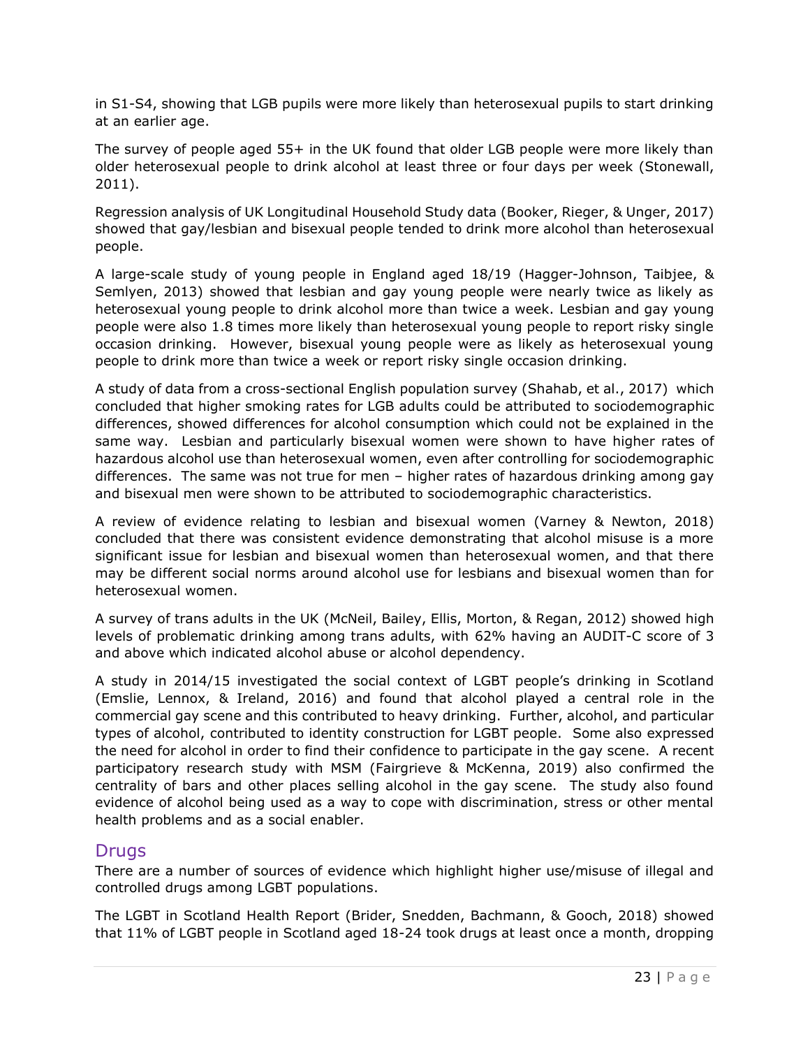in S1-S4, showing that LGB pupils were more likely than heterosexual pupils to start drinking at an earlier age.

The survey of people aged 55+ in the UK found that older LGB people were more likely than older heterosexual people to drink alcohol at least three or four days per week (Stonewall, 2011).

Regression analysis of UK Longitudinal Household Study data (Booker, Rieger, & Unger, 2017) showed that gay/lesbian and bisexual people tended to drink more alcohol than heterosexual people.

A large-scale study of young people in England aged 18/19 (Hagger-Johnson, Taibjee, & Semlyen, 2013) showed that lesbian and gay young people were nearly twice as likely as heterosexual young people to drink alcohol more than twice a week. Lesbian and gay young people were also 1.8 times more likely than heterosexual young people to report risky single occasion drinking. However, bisexual young people were as likely as heterosexual young people to drink more than twice a week or report risky single occasion drinking.

A study of data from a cross-sectional English population survey (Shahab, et al., 2017) which concluded that higher smoking rates for LGB adults could be attributed to sociodemographic differences, showed differences for alcohol consumption which could not be explained in the same way. Lesbian and particularly bisexual women were shown to have higher rates of hazardous alcohol use than heterosexual women, even after controlling for sociodemographic differences. The same was not true for men – higher rates of hazardous drinking among gay and bisexual men were shown to be attributed to sociodemographic characteristics.

A review of evidence relating to lesbian and bisexual women (Varney & Newton, 2018) concluded that there was consistent evidence demonstrating that alcohol misuse is a more significant issue for lesbian and bisexual women than heterosexual women, and that there may be different social norms around alcohol use for lesbians and bisexual women than for heterosexual women.

A survey of trans adults in the UK (McNeil, Bailey, Ellis, Morton, & Regan, 2012) showed high levels of problematic drinking among trans adults, with 62% having an AUDIT-C score of 3 and above which indicated alcohol abuse or alcohol dependency.

A study in 2014/15 investigated the social context of LGBT people's drinking in Scotland (Emslie, Lennox, & Ireland, 2016) and found that alcohol played a central role in the commercial gay scene and this contributed to heavy drinking. Further, alcohol, and particular types of alcohol, contributed to identity construction for LGBT people. Some also expressed the need for alcohol in order to find their confidence to participate in the gay scene. A recent participatory research study with MSM (Fairgrieve & McKenna, 2019) also confirmed the centrality of bars and other places selling alcohol in the gay scene. The study also found evidence of alcohol being used as a way to cope with discrimination, stress or other mental health problems and as a social enabler.

## Drugs

There are a number of sources of evidence which highlight higher use/misuse of illegal and controlled drugs among LGBT populations.

The LGBT in Scotland Health Report (Brider, Snedden, Bachmann, & Gooch, 2018) showed that 11% of LGBT people in Scotland aged 18-24 took drugs at least once a month, dropping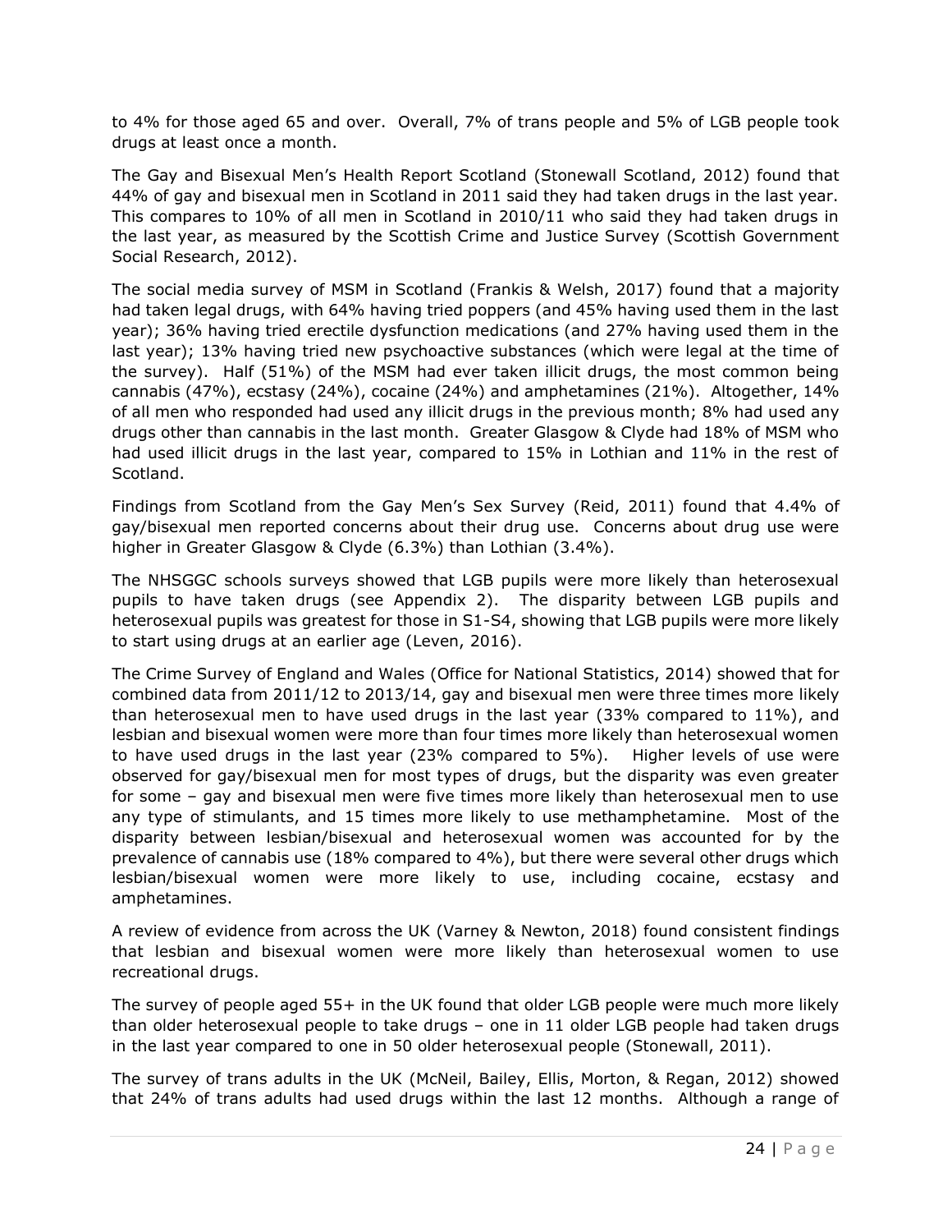to 4% for those aged 65 and over. Overall, 7% of trans people and 5% of LGB people took drugs at least once a month.

The Gay and Bisexual Men's Health Report Scotland (Stonewall Scotland, 2012) found that 44% of gay and bisexual men in Scotland in 2011 said they had taken drugs in the last year. This compares to 10% of all men in Scotland in 2010/11 who said they had taken drugs in the last year, as measured by the Scottish Crime and Justice Survey (Scottish Government Social Research, 2012).

The social media survey of MSM in Scotland (Frankis & Welsh, 2017) found that a majority had taken legal drugs, with 64% having tried poppers (and 45% having used them in the last year); 36% having tried erectile dysfunction medications (and 27% having used them in the last year); 13% having tried new psychoactive substances (which were legal at the time of the survey). Half (51%) of the MSM had ever taken illicit drugs, the most common being cannabis (47%), ecstasy (24%), cocaine (24%) and amphetamines (21%). Altogether, 14% of all men who responded had used any illicit drugs in the previous month; 8% had used any drugs other than cannabis in the last month. Greater Glasgow & Clyde had 18% of MSM who had used illicit drugs in the last year, compared to 15% in Lothian and 11% in the rest of Scotland.

Findings from Scotland from the Gay Men's Sex Survey (Reid, 2011) found that 4.4% of gay/bisexual men reported concerns about their drug use. Concerns about drug use were higher in Greater Glasgow & Clyde (6.3%) than Lothian (3.4%).

The NHSGGC schools surveys showed that LGB pupils were more likely than heterosexual pupils to have taken drugs (see Appendix 2). The disparity between LGB pupils and heterosexual pupils was greatest for those in S1-S4, showing that LGB pupils were more likely to start using drugs at an earlier age (Leven, 2016).

The Crime Survey of England and Wales (Office for National Statistics, 2014) showed that for combined data from 2011/12 to 2013/14, gay and bisexual men were three times more likely than heterosexual men to have used drugs in the last year (33% compared to 11%), and lesbian and bisexual women were more than four times more likely than heterosexual women to have used drugs in the last year (23% compared to 5%). Higher levels of use were observed for gay/bisexual men for most types of drugs, but the disparity was even greater for some – gay and bisexual men were five times more likely than heterosexual men to use any type of stimulants, and 15 times more likely to use methamphetamine. Most of the disparity between lesbian/bisexual and heterosexual women was accounted for by the prevalence of cannabis use (18% compared to 4%), but there were several other drugs which lesbian/bisexual women were more likely to use, including cocaine, ecstasy and amphetamines.

A review of evidence from across the UK (Varney & Newton, 2018) found consistent findings that lesbian and bisexual women were more likely than heterosexual women to use recreational drugs.

The survey of people aged 55+ in the UK found that older LGB people were much more likely than older heterosexual people to take drugs – one in 11 older LGB people had taken drugs in the last year compared to one in 50 older heterosexual people (Stonewall, 2011).

The survey of trans adults in the UK (McNeil, Bailey, Ellis, Morton, & Regan, 2012) showed that 24% of trans adults had used drugs within the last 12 months. Although a range of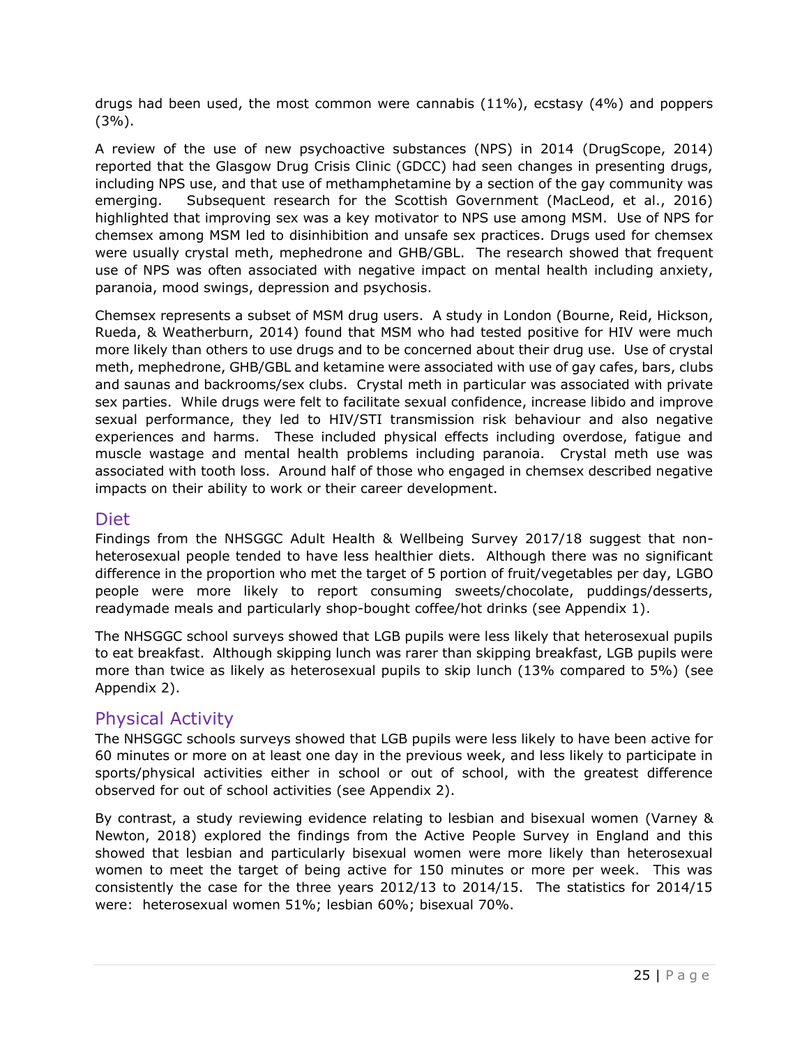drugs had been used, the most common were cannabis (11%), ecstasy (4%) and poppers (3%).

A review of the use of new psychoactive substances (NPS) in 2014 (DrugScope, 2014) reported that the Glasgow Drug Crisis Clinic (GDCC) had seen changes in presenting drugs, including NPS use, and that use of methamphetamine by a section of the gay community was emerging. Subsequent research for the Scottish Government (MacLeod, et al., 2016) highlighted that improving sex was a key motivator to NPS use among MSM. Use of NPS for chemsex among MSM led to disinhibition and unsafe sex practices. Drugs used for chemsex were usually crystal meth, mephedrone and GHB/GBL. The research showed that frequent use of NPS was often associated with negative impact on mental health including anxiety, paranoia, mood swings, depression and psychosis.

Chemsex represents a subset of MSM drug users. A study in London (Bourne, Reid, Hickson, Rueda, & Weatherburn, 2014) found that MSM who had tested positive for HIV were much more likely than others to use drugs and to be concerned about their drug use. Use of crystal meth, mephedrone, GHB/GBL and ketamine were associated with use of gay cafes, bars, clubs and saunas and backrooms/sex clubs. Crystal meth in particular was associated with private sex parties. While drugs were felt to facilitate sexual confidence, increase libido and improve sexual performance, they led to HIV/STI transmission risk behaviour and also negative experiences and harms. These included physical effects including overdose, fatigue and muscle wastage and mental health problems including paranoia. Crystal meth use was associated with tooth loss. Around half of those who engaged in chemsex described negative impacts on their ability to work or their career development.

## Diet

Findings from the NHSGGC Adult Health & Wellbeing Survey 2017/18 suggest that non-heterosexual people tended to have less healthier diets. Although there was no significant difference in the proportion who met the target of 5 portion of fruit/vegetables per day, LGBO people were more likely to report consuming sweets/chocolate, puddings/desserts, readymade meals and particularly shop-bought coffee/hot drinks (see Appendix 1).

The NHSGGC school surveys showed that LGB pupils were less likely that heterosexual pupils to eat breakfast. Although skipping lunch was rarer than skipping breakfast, LGB pupils were more than twice as likely as heterosexual pupils to skip lunch (13% compared to 5%) (see Appendix 2).

## Physical Activity

The NHSGGC schools surveys showed that LGB pupils were less likely to have been active for 60 minutes or more on at least one day in the previous week, and less likely to participate in sports/physical activities either in school or out of school, with the greatest difference observed for out of school activities (see Appendix 2).

By contrast, a study reviewing evidence relating to lesbian and bisexual women (Varney & Newton, 2018) explored the findings from the Active People Survey in England and this showed that lesbian and particularly bisexual women were more likely than heterosexual women to meet the target of being active for 150 minutes or more per week. This was consistently the case for the three years 2012/13 to 2014/15. The statistics for 2014/15 were: heterosexual women 51%; lesbian 60%; bisexual 70%.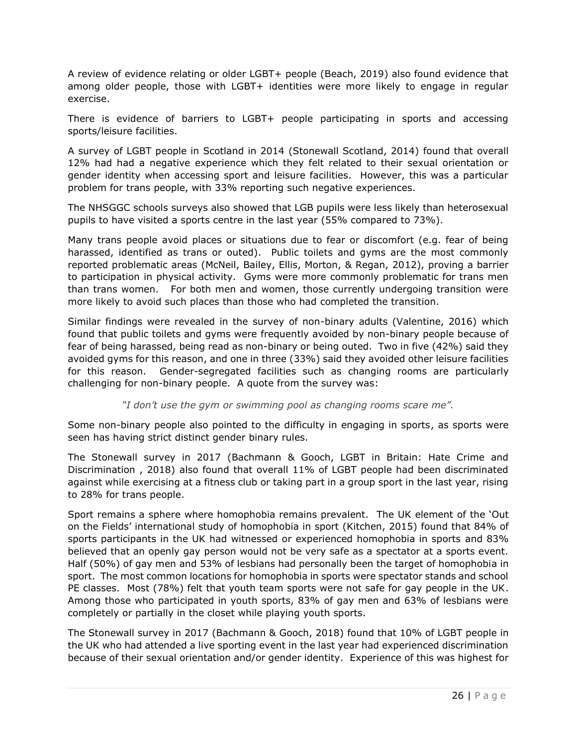A review of evidence relating or older LGBT+ people (Beach, 2019) also found evidence that among older people, those with LGBT+ identities were more likely to engage in regular exercise.

There is evidence of barriers to LGBT+ people participating in sports and accessing sports/leisure facilities.

A survey of LGBT people in Scotland in 2014 (Stonewall Scotland, 2014) found that overall 12% had had a negative experience which they felt related to their sexual orientation or gender identity when accessing sport and leisure facilities. However, this was a particular problem for trans people, with 33% reporting such negative experiences.

The NHSGGC schools surveys also showed that LGB pupils were less likely than heterosexual pupils to have visited a sports centre in the last year (55% compared to 73%).

Many trans people avoid places or situations due to fear or discomfort (e.g. fear of being harassed, identified as trans or outed). Public toilets and gyms are the most commonly reported problematic areas (McNeil, Bailey, Ellis, Morton, & Regan, 2012), proving a barrier to participation in physical activity. Gyms were more commonly problematic for trans men than trans women. For both men and women, those currently undergoing transition were more likely to avoid such places than those who had completed the transition.

Similar findings were revealed in the survey of non-binary adults (Valentine, 2016) which found that public toilets and gyms were frequently avoided by non-binary people because of fear of being harassed, being read as non-binary or being outed. Two in five (42%) said they avoided gyms for this reason, and one in three (33%) said they avoided other leisure facilities for this reason. Gender-segregated facilities such as changing rooms are particularly challenging for non-binary people. A quote from the survey was:

*"I don't use the gym or swimming pool as changing rooms scare me".*

Some non-binary people also pointed to the difficulty in engaging in sports, as sports were seen has having strict distinct gender binary rules.

The Stonewall survey in 2017 (Bachmann & Gooch, LGBT in Britain: Hate Crime and Discrimination , 2018) also found that overall 11% of LGBT people had been discriminated against while exercising at a fitness club or taking part in a group sport in the last year, rising to 28% for trans people.

Sport remains a sphere where homophobia remains prevalent. The UK element of the 'Out on the Fields' international study of homophobia in sport (Kitchen, 2015) found that 84% of sports participants in the UK had witnessed or experienced homophobia in sports and 83% believed that an openly gay person would not be very safe as a spectator at a sports event. Half (50%) of gay men and 53% of lesbians had personally been the target of homophobia in sport. The most common locations for homophobia in sports were spectator stands and school PE classes. Most (78%) felt that youth team sports were not safe for gay people in the UK. Among those who participated in youth sports, 83% of gay men and 63% of lesbians were completely or partially in the closet while playing youth sports.

The Stonewall survey in 2017 (Bachmann & Gooch, 2018) found that 10% of LGBT people in the UK who had attended a live sporting event in the last year had experienced discrimination because of their sexual orientation and/or gender identity. Experience of this was highest for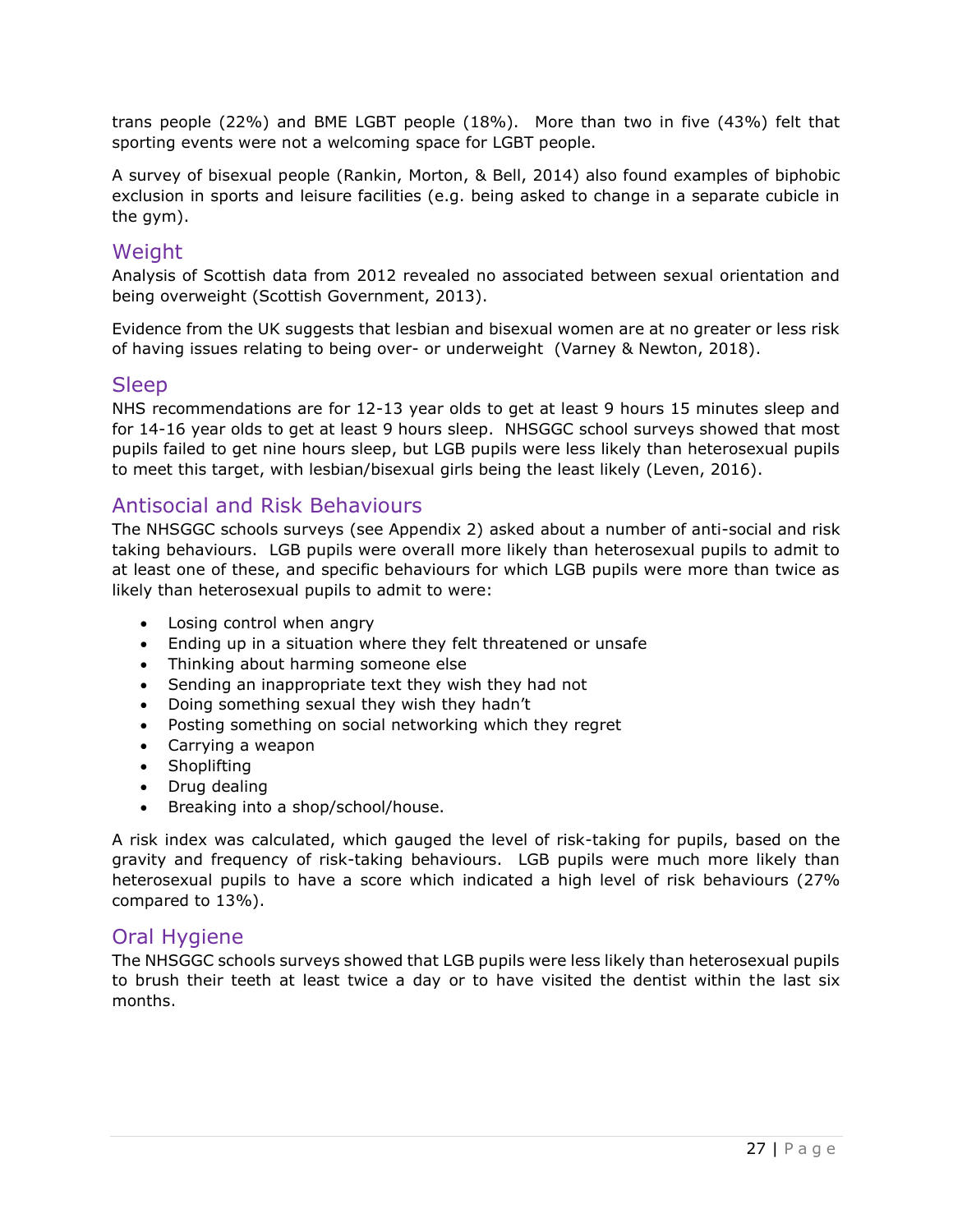trans people (22%) and BME LGBT people (18%). More than two in five (43%) felt that sporting events were not a welcoming space for LGBT people.

A survey of bisexual people (Rankin, Morton, & Bell, 2014) also found examples of biphobic exclusion in sports and leisure facilities (e.g. being asked to change in a separate cubicle in the gym).

## Weight

Analysis of Scottish data from 2012 revealed no associated between sexual orientation and being overweight (Scottish Government, 2013).

Evidence from the UK suggests that lesbian and bisexual women are at no greater or less risk of having issues relating to being over- or underweight (Varney & Newton, 2018).

## Sleep

NHS recommendations are for 12-13 year olds to get at least 9 hours 15 minutes sleep and for 14-16 year olds to get at least 9 hours sleep. NHSGGC school surveys showed that most pupils failed to get nine hours sleep, but LGB pupils were less likely than heterosexual pupils to meet this target, with lesbian/bisexual girls being the least likely (Leven, 2016).

## Antisocial and Risk Behaviours

The NHSGGC schools surveys (see Appendix 2) asked about a number of anti-social and risk taking behaviours. LGB pupils were overall more likely than heterosexual pupils to admit to at least one of these, and specific behaviours for which LGB pupils were more than twice as likely than heterosexual pupils to admit to were:

- Losing control when angry
- Ending up in a situation where they felt threatened or unsafe
- Thinking about harming someone else
- Sending an inappropriate text they wish they had not
- Doing something sexual they wish they hadn't
- Posting something on social networking which they regret
- Carrying a weapon
- Shoplifting
- Drug dealing
- Breaking into a shop/school/house.

A risk index was calculated, which gauged the level of risk-taking for pupils, based on the gravity and frequency of risk-taking behaviours. LGB pupils were much more likely than heterosexual pupils to have a score which indicated a high level of risk behaviours (27% compared to 13%).

## Oral Hygiene

The NHSGGC schools surveys showed that LGB pupils were less likely than heterosexual pupils to brush their teeth at least twice a day or to have visited the dentist within the last six months.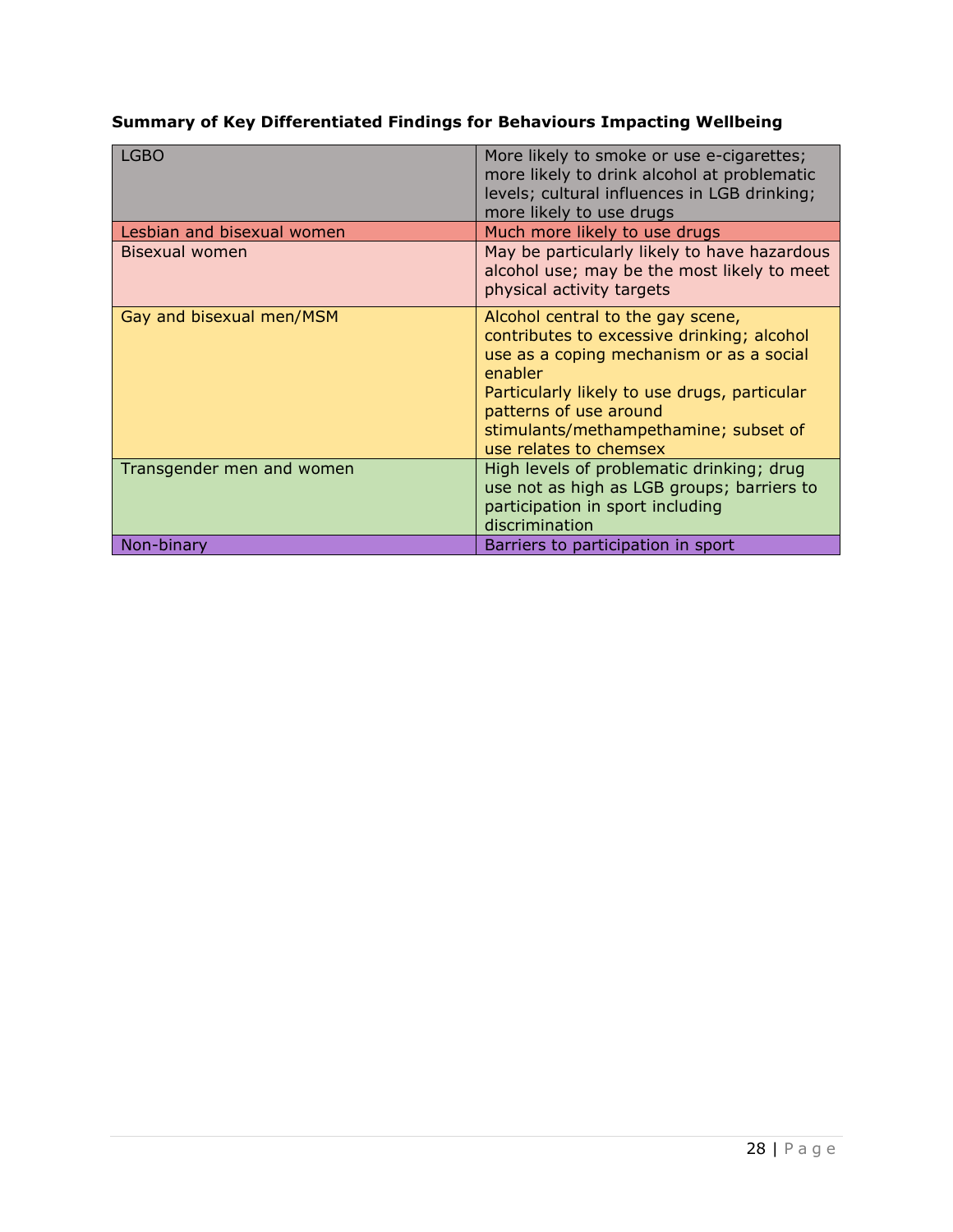**Summary of Key Differentiated Findings for Behaviours Impacting Wellbeing**

| | |
|---|---|
| LGBO | More likely to smoke or use e-cigarettes; more likely to drink alcohol at problematic levels; cultural influences in LGB drinking; more likely to use drugs |
| Lesbian and bisexual women | Much more likely to use drugs |
| Bisexual women | May be particularly likely to have hazardous alcohol use; may be the most likely to meet physical activity targets |
| Gay and bisexual men/MSM | Alcohol central to the gay scene, contributes to excessive drinking; alcohol use as a coping mechanism or as a social enabler<br>Particularly likely to use drugs, particular patterns of use around stimulants/methampethamine; subset of use relates to chemsex |
| Transgender men and women | High levels of problematic drinking; drug use not as high as LGB groups; barriers to participation in sport including discrimination |
| Non-binary | Barriers to participation in sport |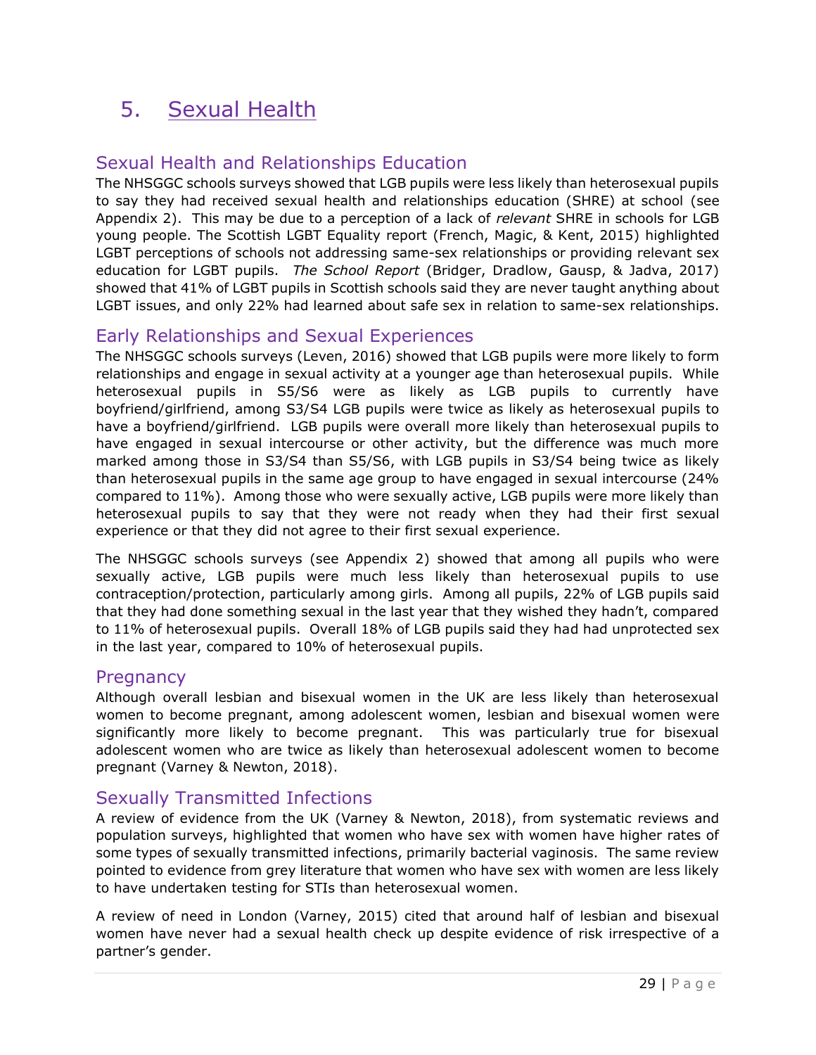# 5. Sexual Health

## Sexual Health and Relationships Education

The NHSGGC schools surveys showed that LGB pupils were less likely than heterosexual pupils to say they had received sexual health and relationships education (SHRE) at school (see Appendix 2). This may be due to a perception of a lack of *relevant* SHRE in schools for LGB young people. The Scottish LGBT Equality report (French, Magic, & Kent, 2015) highlighted LGBT perceptions of schools not addressing same-sex relationships or providing relevant sex education for LGBT pupils. *The School Report* (Bridger, Dradlow, Gausp, & Jadva, 2017) showed that 41% of LGBT pupils in Scottish schools said they are never taught anything about LGBT issues, and only 22% had learned about safe sex in relation to same-sex relationships.

## Early Relationships and Sexual Experiences

The NHSGGC schools surveys (Leven, 2016) showed that LGB pupils were more likely to form relationships and engage in sexual activity at a younger age than heterosexual pupils. While heterosexual pupils in S5/S6 were as likely as LGB pupils to currently have boyfriend/girlfriend, among S3/S4 LGB pupils were twice as likely as heterosexual pupils to have a boyfriend/girlfriend. LGB pupils were overall more likely than heterosexual pupils to have engaged in sexual intercourse or other activity, but the difference was much more marked among those in S3/S4 than S5/S6, with LGB pupils in S3/S4 being twice as likely than heterosexual pupils in the same age group to have engaged in sexual intercourse (24% compared to 11%). Among those who were sexually active, LGB pupils were more likely than heterosexual pupils to say that they were not ready when they had their first sexual experience or that they did not agree to their first sexual experience.

The NHSGGC schools surveys (see Appendix 2) showed that among all pupils who were sexually active, LGB pupils were much less likely than heterosexual pupils to use contraception/protection, particularly among girls. Among all pupils, 22% of LGB pupils said that they had done something sexual in the last year that they wished they hadn't, compared to 11% of heterosexual pupils. Overall 18% of LGB pupils said they had had unprotected sex in the last year, compared to 10% of heterosexual pupils.

## Pregnancy

Although overall lesbian and bisexual women in the UK are less likely than heterosexual women to become pregnant, among adolescent women, lesbian and bisexual women were significantly more likely to become pregnant. This was particularly true for bisexual adolescent women who are twice as likely than heterosexual adolescent women to become pregnant (Varney & Newton, 2018).

## Sexually Transmitted Infections

A review of evidence from the UK (Varney & Newton, 2018), from systematic reviews and population surveys, highlighted that women who have sex with women have higher rates of some types of sexually transmitted infections, primarily bacterial vaginosis. The same review pointed to evidence from grey literature that women who have sex with women are less likely to have undertaken testing for STIs than heterosexual women.

A review of need in London (Varney, 2015) cited that around half of lesbian and bisexual women have never had a sexual health check up despite evidence of risk irrespective of a partner's gender.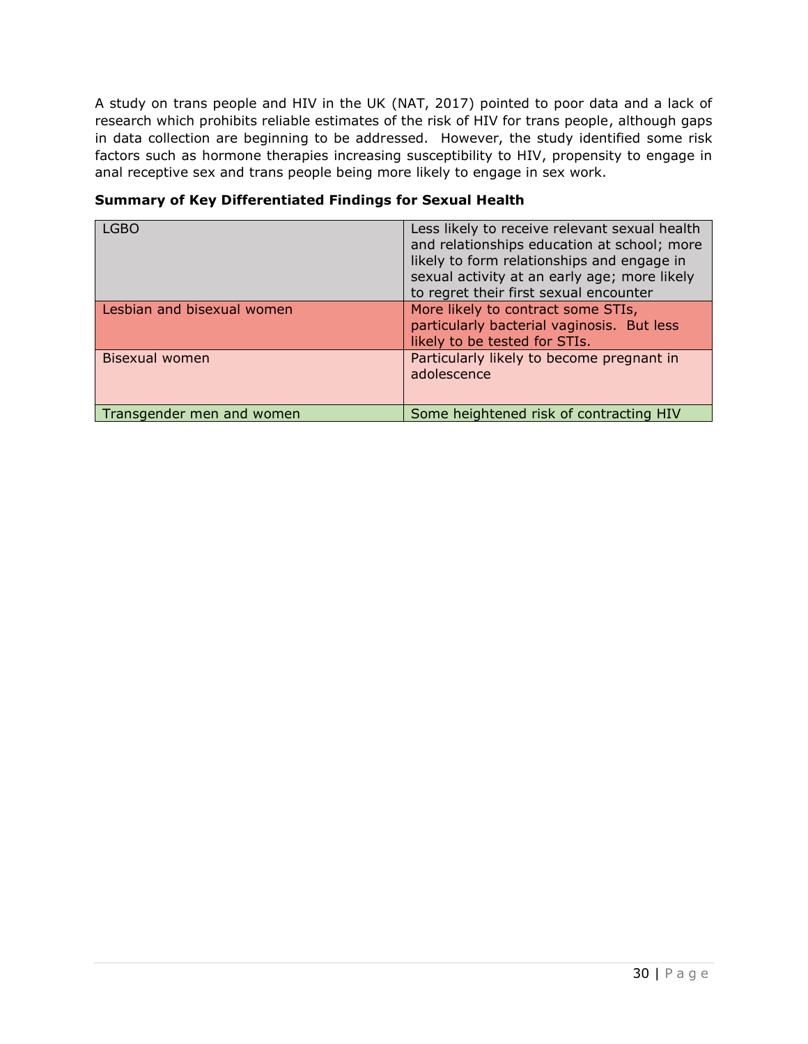A study on trans people and HIV in the UK (NAT, 2017) pointed to poor data and a lack of research which prohibits reliable estimates of the risk of HIV for trans people, although gaps in data collection are beginning to be addressed. However, the study identified some risk factors such as hormone therapies increasing susceptibility to HIV, propensity to engage in anal receptive sex and trans people being more likely to engage in sex work.

**Summary of Key Differentiated Findings for Sexual Health**

| | |
|---|---|
| LGBO | Less likely to receive relevant sexual health and relationships education at school; more likely to form relationships and engage in sexual activity at an early age; more likely to regret their first sexual encounter |
| Lesbian and bisexual women | More likely to contract some STIs, particularly bacterial vaginosis. But less likely to be tested for STIs. |
| Bisexual women | Particularly likely to become pregnant in adolescence |
| Transgender men and women | Some heightened risk of contracting HIV |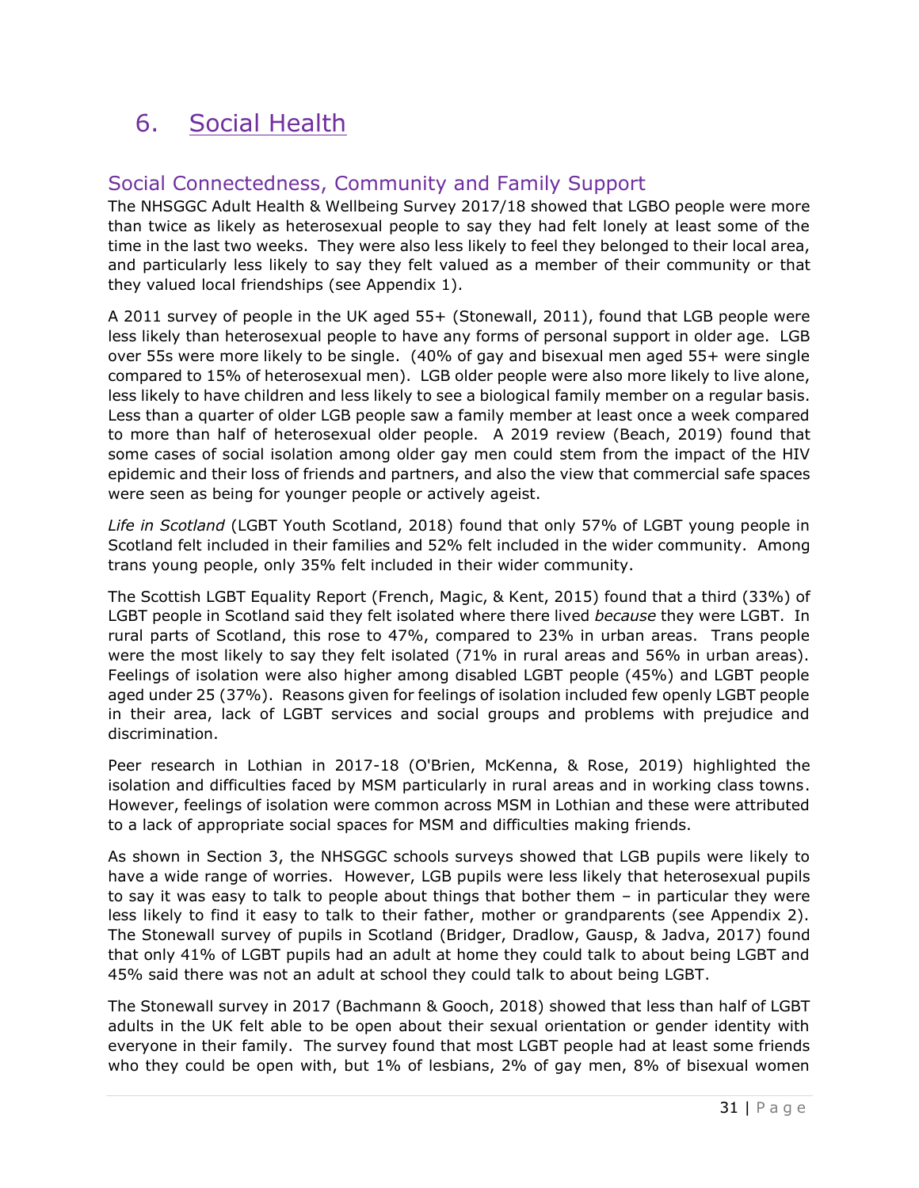# 6. Social Health

## Social Connectedness, Community and Family Support

The NHSGGC Adult Health & Wellbeing Survey 2017/18 showed that LGBO people were more than twice as likely as heterosexual people to say they had felt lonely at least some of the time in the last two weeks. They were also less likely to feel they belonged to their local area, and particularly less likely to say they felt valued as a member of their community or that they valued local friendships (see Appendix 1).

A 2011 survey of people in the UK aged 55+ (Stonewall, 2011), found that LGB people were less likely than heterosexual people to have any forms of personal support in older age. LGB over 55s were more likely to be single. (40% of gay and bisexual men aged 55+ were single compared to 15% of heterosexual men). LGB older people were also more likely to live alone, less likely to have children and less likely to see a biological family member on a regular basis. Less than a quarter of older LGB people saw a family member at least once a week compared to more than half of heterosexual older people. A 2019 review (Beach, 2019) found that some cases of social isolation among older gay men could stem from the impact of the HIV epidemic and their loss of friends and partners, and also the view that commercial safe spaces were seen as being for younger people or actively ageist.

*Life in Scotland* (LGBT Youth Scotland, 2018) found that only 57% of LGBT young people in Scotland felt included in their families and 52% felt included in the wider community. Among trans young people, only 35% felt included in their wider community.

The Scottish LGBT Equality Report (French, Magic, & Kent, 2015) found that a third (33%) of LGBT people in Scotland said they felt isolated where there lived *because* they were LGBT. In rural parts of Scotland, this rose to 47%, compared to 23% in urban areas. Trans people were the most likely to say they felt isolated (71% in rural areas and 56% in urban areas). Feelings of isolation were also higher among disabled LGBT people (45%) and LGBT people aged under 25 (37%). Reasons given for feelings of isolation included few openly LGBT people in their area, lack of LGBT services and social groups and problems with prejudice and discrimination.

Peer research in Lothian in 2017-18 (O'Brien, McKenna, & Rose, 2019) highlighted the isolation and difficulties faced by MSM particularly in rural areas and in working class towns. However, feelings of isolation were common across MSM in Lothian and these were attributed to a lack of appropriate social spaces for MSM and difficulties making friends.

As shown in Section 3, the NHSGGC schools surveys showed that LGB pupils were likely to have a wide range of worries. However, LGB pupils were less likely that heterosexual pupils to say it was easy to talk to people about things that bother them – in particular they were less likely to find it easy to talk to their father, mother or grandparents (see Appendix 2). The Stonewall survey of pupils in Scotland (Bridger, Dradlow, Gausp, & Jadva, 2017) found that only 41% of LGBT pupils had an adult at home they could talk to about being LGBT and 45% said there was not an adult at school they could talk to about being LGBT.

The Stonewall survey in 2017 (Bachmann & Gooch, 2018) showed that less than half of LGBT adults in the UK felt able to be open about their sexual orientation or gender identity with everyone in their family. The survey found that most LGBT people had at least some friends who they could be open with, but 1% of lesbians, 2% of gay men, 8% of bisexual women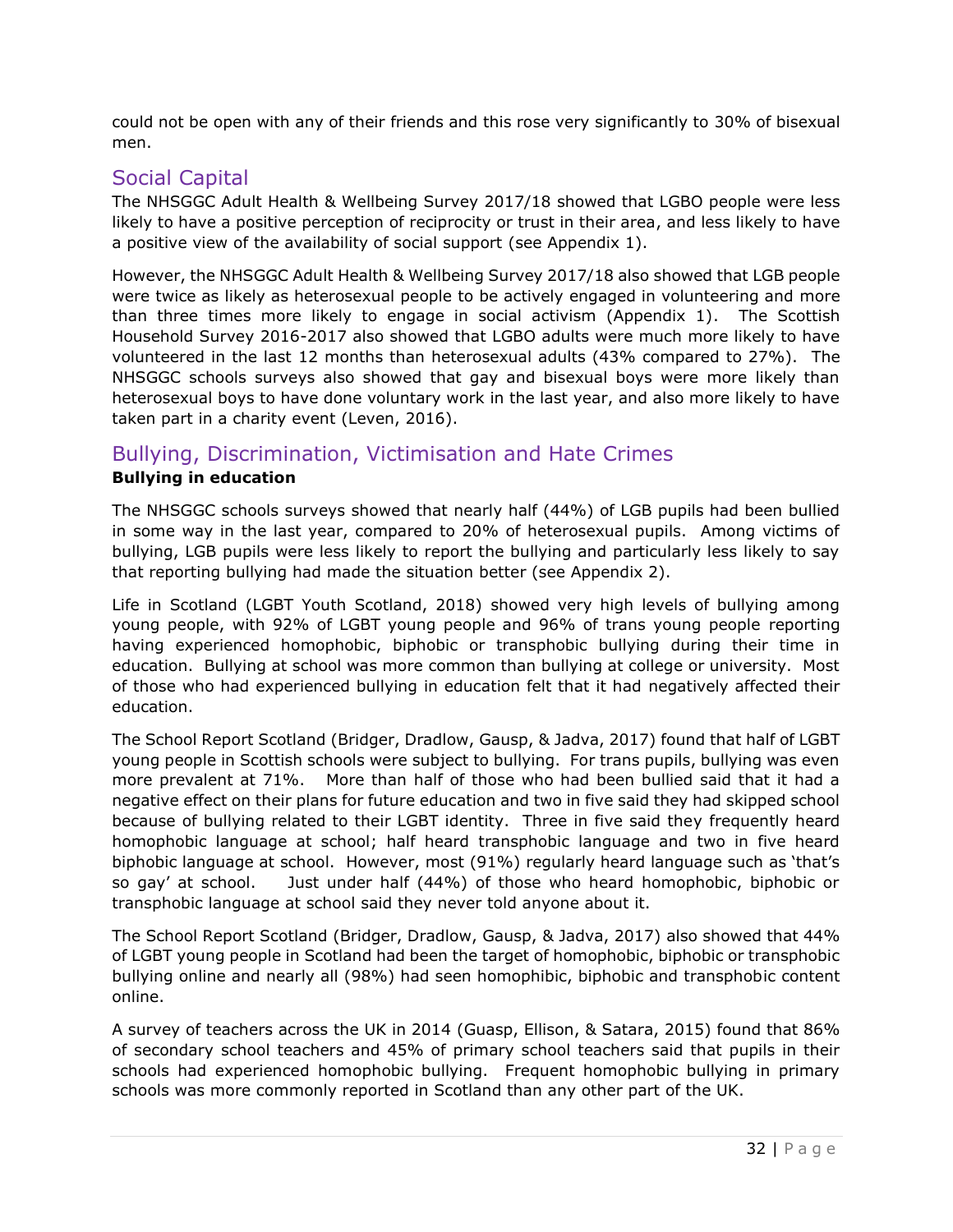could not be open with any of their friends and this rose very significantly to 30% of bisexual men.

## Social Capital

The NHSGGC Adult Health & Wellbeing Survey 2017/18 showed that LGBO people were less likely to have a positive perception of reciprocity or trust in their area, and less likely to have a positive view of the availability of social support (see Appendix 1).

However, the NHSGGC Adult Health & Wellbeing Survey 2017/18 also showed that LGB people were twice as likely as heterosexual people to be actively engaged in volunteering and more than three times more likely to engage in social activism (Appendix 1). The Scottish Household Survey 2016-2017 also showed that LGBO adults were much more likely to have volunteered in the last 12 months than heterosexual adults (43% compared to 27%). The NHSGGC schools surveys also showed that gay and bisexual boys were more likely than heterosexual boys to have done voluntary work in the last year, and also more likely to have taken part in a charity event (Leven, 2016).

## Bullying, Discrimination, Victimisation and Hate Crimes

### Bullying in education

The NHSGGC schools surveys showed that nearly half (44%) of LGB pupils had been bullied in some way in the last year, compared to 20% of heterosexual pupils. Among victims of bullying, LGB pupils were less likely to report the bullying and particularly less likely to say that reporting bullying had made the situation better (see Appendix 2).

Life in Scotland (LGBT Youth Scotland, 2018) showed very high levels of bullying among young people, with 92% of LGBT young people and 96% of trans young people reporting having experienced homophobic, biphobic or transphobic bullying during their time in education. Bullying at school was more common than bullying at college or university. Most of those who had experienced bullying in education felt that it had negatively affected their education.

The School Report Scotland (Bridger, Dradlow, Gausp, & Jadva, 2017) found that half of LGBT young people in Scottish schools were subject to bullying. For trans pupils, bullying was even more prevalent at 71%. More than half of those who had been bullied said that it had a negative effect on their plans for future education and two in five said they had skipped school because of bullying related to their LGBT identity. Three in five said they frequently heard homophobic language at school; half heard transphobic language and two in five heard biphobic language at school. However, most (91%) regularly heard language such as 'that's so gay' at school. Just under half (44%) of those who heard homophobic, biphobic or transphobic language at school said they never told anyone about it.

The School Report Scotland (Bridger, Dradlow, Gausp, & Jadva, 2017) also showed that 44% of LGBT young people in Scotland had been the target of homophobic, biphobic or transphobic bullying online and nearly all (98%) had seen homophibic, biphobic and transphobic content online.

A survey of teachers across the UK in 2014 (Guasp, Ellison, & Satara, 2015) found that 86% of secondary school teachers and 45% of primary school teachers said that pupils in their schools had experienced homophobic bullying. Frequent homophobic bullying in primary schools was more commonly reported in Scotland than any other part of the UK.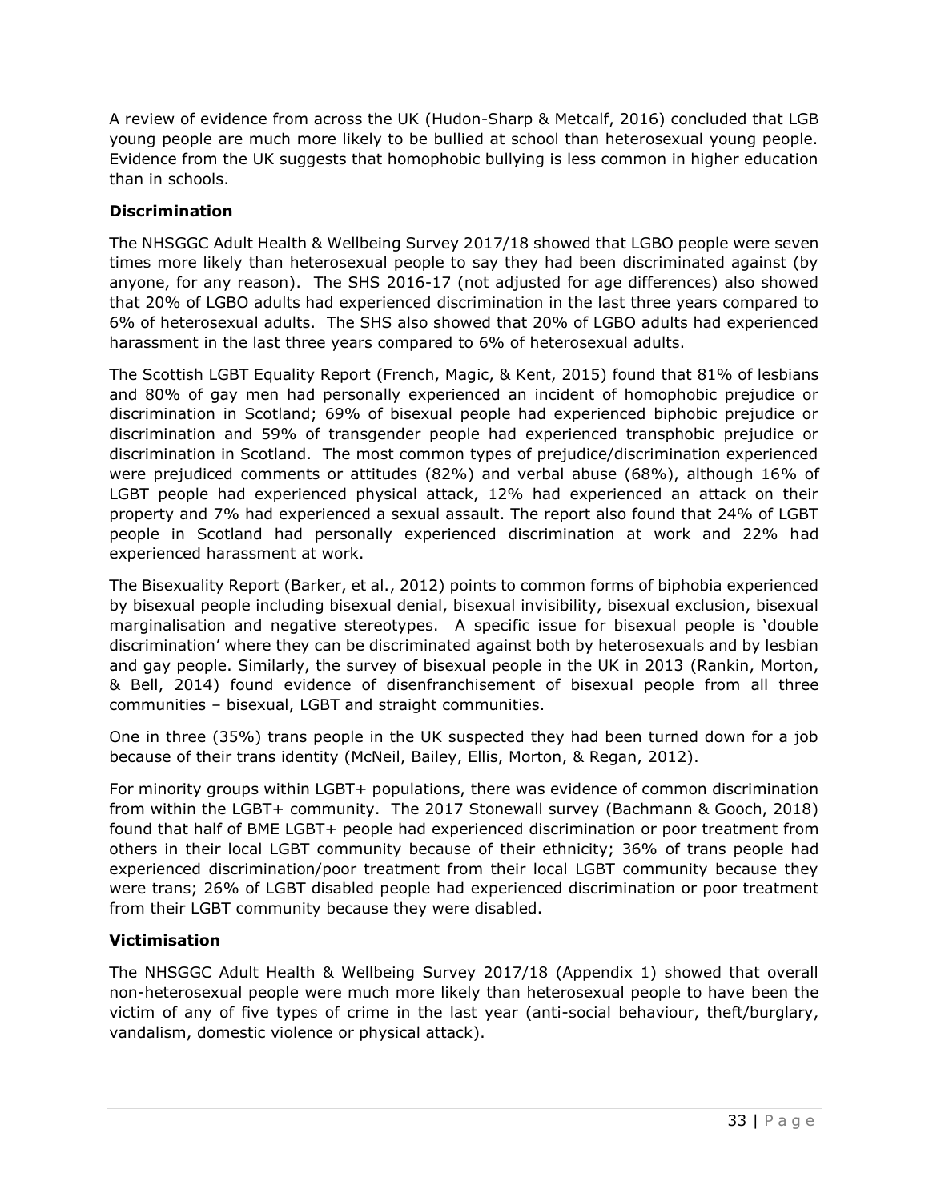A review of evidence from across the UK (Hudon-Sharp & Metcalf, 2016) concluded that LGB young people are much more likely to be bullied at school than heterosexual young people. Evidence from the UK suggests that homophobic bullying is less common in higher education than in schools.

### Discrimination

The NHSGGC Adult Health & Wellbeing Survey 2017/18 showed that LGBO people were seven times more likely than heterosexual people to say they had been discriminated against (by anyone, for any reason). The SHS 2016-17 (not adjusted for age differences) also showed that 20% of LGBO adults had experienced discrimination in the last three years compared to 6% of heterosexual adults. The SHS also showed that 20% of LGBO adults had experienced harassment in the last three years compared to 6% of heterosexual adults.

The Scottish LGBT Equality Report (French, Magic, & Kent, 2015) found that 81% of lesbians and 80% of gay men had personally experienced an incident of homophobic prejudice or discrimination in Scotland; 69% of bisexual people had experienced biphobic prejudice or discrimination and 59% of transgender people had experienced transphobic prejudice or discrimination in Scotland. The most common types of prejudice/discrimination experienced were prejudiced comments or attitudes (82%) and verbal abuse (68%), although 16% of LGBT people had experienced physical attack, 12% had experienced an attack on their property and 7% had experienced a sexual assault. The report also found that 24% of LGBT people in Scotland had personally experienced discrimination at work and 22% had experienced harassment at work.

The Bisexuality Report (Barker, et al., 2012) points to common forms of biphobia experienced by bisexual people including bisexual denial, bisexual invisibility, bisexual exclusion, bisexual marginalisation and negative stereotypes. A specific issue for bisexual people is 'double discrimination' where they can be discriminated against both by heterosexuals and by lesbian and gay people. Similarly, the survey of bisexual people in the UK in 2013 (Rankin, Morton, & Bell, 2014) found evidence of disenfranchisement of bisexual people from all three communities – bisexual, LGBT and straight communities.

One in three (35%) trans people in the UK suspected they had been turned down for a job because of their trans identity (McNeil, Bailey, Ellis, Morton, & Regan, 2012).

For minority groups within LGBT+ populations, there was evidence of common discrimination from within the LGBT+ community. The 2017 Stonewall survey (Bachmann & Gooch, 2018) found that half of BME LGBT+ people had experienced discrimination or poor treatment from others in their local LGBT community because of their ethnicity; 36% of trans people had experienced discrimination/poor treatment from their local LGBT community because they were trans; 26% of LGBT disabled people had experienced discrimination or poor treatment from their LGBT community because they were disabled.

### Victimisation

The NHSGGC Adult Health & Wellbeing Survey 2017/18 (Appendix 1) showed that overall non-heterosexual people were much more likely than heterosexual people to have been the victim of any of five types of crime in the last year (anti-social behaviour, theft/burglary, vandalism, domestic violence or physical attack).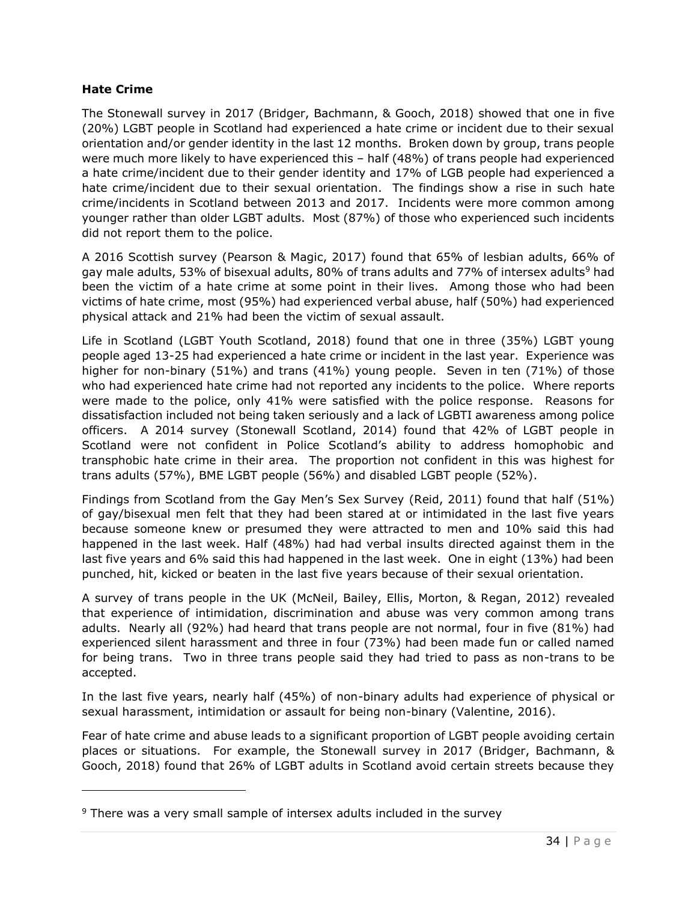### Hate Crime

The Stonewall survey in 2017 (Bridger, Bachmann, & Gooch, 2018) showed that one in five (20%) LGBT people in Scotland had experienced a hate crime or incident due to their sexual orientation and/or gender identity in the last 12 months. Broken down by group, trans people were much more likely to have experienced this – half (48%) of trans people had experienced a hate crime/incident due to their gender identity and 17% of LGB people had experienced a hate crime/incident due to their sexual orientation. The findings show a rise in such hate crime/incidents in Scotland between 2013 and 2017. Incidents were more common among younger rather than older LGBT adults. Most (87%) of those who experienced such incidents did not report them to the police.

A 2016 Scottish survey (Pearson & Magic, 2017) found that 65% of lesbian adults, 66% of gay male adults, 53% of bisexual adults, 80% of trans adults and 77% of intersex adults[9] had been the victim of a hate crime at some point in their lives. Among those who had been victims of hate crime, most (95%) had experienced verbal abuse, half (50%) had experienced physical attack and 21% had been the victim of sexual assault.

Life in Scotland (LGBT Youth Scotland, 2018) found that one in three (35%) LGBT young people aged 13-25 had experienced a hate crime or incident in the last year. Experience was higher for non-binary (51%) and trans (41%) young people. Seven in ten (71%) of those who had experienced hate crime had not reported any incidents to the police. Where reports were made to the police, only 41% were satisfied with the police response. Reasons for dissatisfaction included not being taken seriously and a lack of LGBTI awareness among police officers. A 2014 survey (Stonewall Scotland, 2014) found that 42% of LGBT people in Scotland were not confident in Police Scotland's ability to address homophobic and transphobic hate crime in their area. The proportion not confident in this was highest for trans adults (57%), BME LGBT people (56%) and disabled LGBT people (52%).

Findings from Scotland from the Gay Men's Sex Survey (Reid, 2011) found that half (51%) of gay/bisexual men felt that they had been stared at or intimidated in the last five years because someone knew or presumed they were attracted to men and 10% said this had happened in the last week. Half (48%) had had verbal insults directed against them in the last five years and 6% said this had happened in the last week. One in eight (13%) had been punched, hit, kicked or beaten in the last five years because of their sexual orientation.

A survey of trans people in the UK (McNeil, Bailey, Ellis, Morton, & Regan, 2012) revealed that experience of intimidation, discrimination and abuse was very common among trans adults. Nearly all (92%) had heard that trans people are not normal, four in five (81%) had experienced silent harassment and three in four (73%) had been made fun or called named for being trans. Two in three trans people said they had tried to pass as non-trans to be accepted.

In the last five years, nearly half (45%) of non-binary adults had experience of physical or sexual harassment, intimidation or assault for being non-binary (Valentine, 2016).

Fear of hate crime and abuse leads to a significant proportion of LGBT people avoiding certain places or situations. For example, the Stonewall survey in 2017 (Bridger, Bachmann, & Gooch, 2018) found that 26% of LGBT adults in Scotland avoid certain streets because they

---

[9] There was a very small sample of intersex adults included in the survey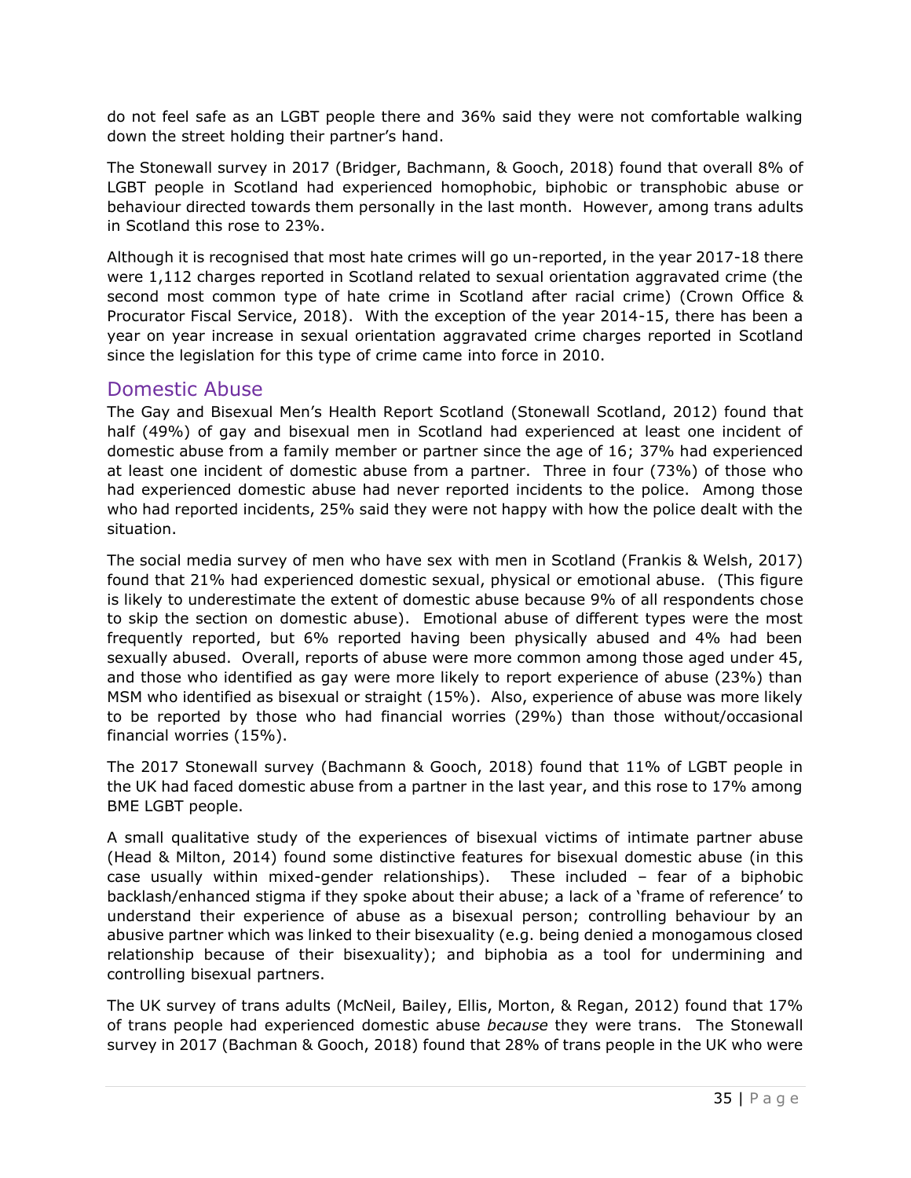do not feel safe as an LGBT people there and 36% said they were not comfortable walking down the street holding their partner's hand.

The Stonewall survey in 2017 (Bridger, Bachmann, & Gooch, 2018) found that overall 8% of LGBT people in Scotland had experienced homophobic, biphobic or transphobic abuse or behaviour directed towards them personally in the last month. However, among trans adults in Scotland this rose to 23%.

Although it is recognised that most hate crimes will go un-reported, in the year 2017-18 there were 1,112 charges reported in Scotland related to sexual orientation aggravated crime (the second most common type of hate crime in Scotland after racial crime) (Crown Office & Procurator Fiscal Service, 2018). With the exception of the year 2014-15, there has been a year on year increase in sexual orientation aggravated crime charges reported in Scotland since the legislation for this type of crime came into force in 2010.

## Domestic Abuse

The Gay and Bisexual Men's Health Report Scotland (Stonewall Scotland, 2012) found that half (49%) of gay and bisexual men in Scotland had experienced at least one incident of domestic abuse from a family member or partner since the age of 16; 37% had experienced at least one incident of domestic abuse from a partner. Three in four (73%) of those who had experienced domestic abuse had never reported incidents to the police. Among those who had reported incidents, 25% said they were not happy with how the police dealt with the situation.

The social media survey of men who have sex with men in Scotland (Frankis & Welsh, 2017) found that 21% had experienced domestic sexual, physical or emotional abuse. (This figure is likely to underestimate the extent of domestic abuse because 9% of all respondents chose to skip the section on domestic abuse). Emotional abuse of different types were the most frequently reported, but 6% reported having been physically abused and 4% had been sexually abused. Overall, reports of abuse were more common among those aged under 45, and those who identified as gay were more likely to report experience of abuse (23%) than MSM who identified as bisexual or straight (15%). Also, experience of abuse was more likely to be reported by those who had financial worries (29%) than those without/occasional financial worries (15%).

The 2017 Stonewall survey (Bachmann & Gooch, 2018) found that 11% of LGBT people in the UK had faced domestic abuse from a partner in the last year, and this rose to 17% among BME LGBT people.

A small qualitative study of the experiences of bisexual victims of intimate partner abuse (Head & Milton, 2014) found some distinctive features for bisexual domestic abuse (in this case usually within mixed-gender relationships). These included – fear of a biphobic backlash/enhanced stigma if they spoke about their abuse; a lack of a 'frame of reference' to understand their experience of abuse as a bisexual person; controlling behaviour by an abusive partner which was linked to their bisexuality (e.g. being denied a monogamous closed relationship because of their bisexuality); and biphobia as a tool for undermining and controlling bisexual partners.

The UK survey of trans adults (McNeil, Bailey, Ellis, Morton, & Regan, 2012) found that 17% of trans people had experienced domestic abuse *because* they were trans. The Stonewall survey in 2017 (Bachman & Gooch, 2018) found that 28% of trans people in the UK who were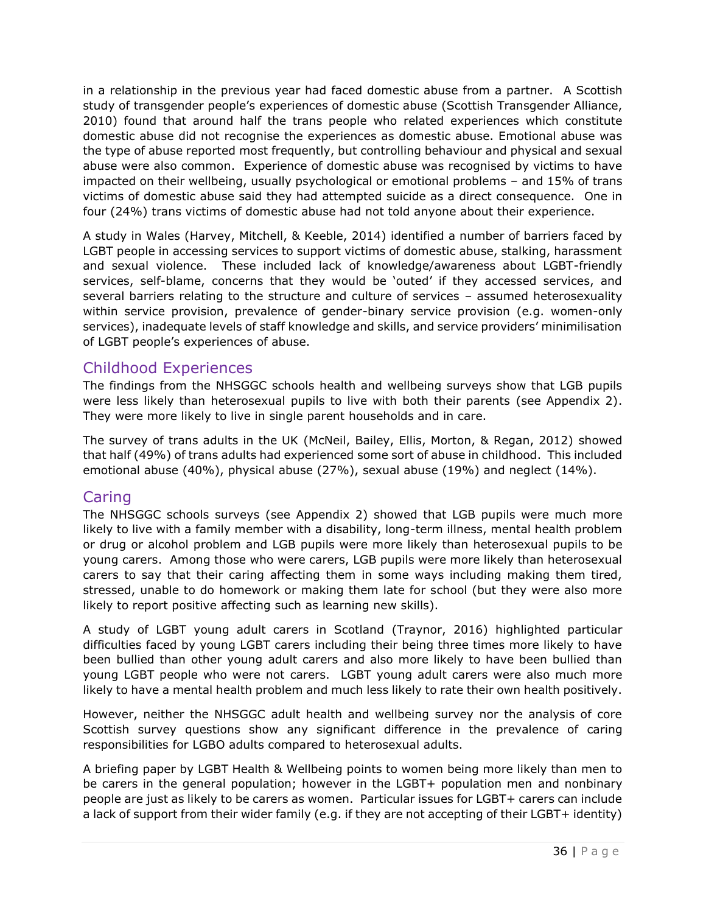in a relationship in the previous year had faced domestic abuse from a partner. A Scottish study of transgender people's experiences of domestic abuse (Scottish Transgender Alliance, 2010) found that around half the trans people who related experiences which constitute domestic abuse did not recognise the experiences as domestic abuse. Emotional abuse was the type of abuse reported most frequently, but controlling behaviour and physical and sexual abuse were also common. Experience of domestic abuse was recognised by victims to have impacted on their wellbeing, usually psychological or emotional problems – and 15% of trans victims of domestic abuse said they had attempted suicide as a direct consequence. One in four (24%) trans victims of domestic abuse had not told anyone about their experience.

A study in Wales (Harvey, Mitchell, & Keeble, 2014) identified a number of barriers faced by LGBT people in accessing services to support victims of domestic abuse, stalking, harassment and sexual violence. These included lack of knowledge/awareness about LGBT-friendly services, self-blame, concerns that they would be 'outed' if they accessed services, and several barriers relating to the structure and culture of services – assumed heterosexuality within service provision, prevalence of gender-binary service provision (e.g. women-only services), inadequate levels of staff knowledge and skills, and service providers' minimilisation of LGBT people's experiences of abuse.

## Childhood Experiences

The findings from the NHSGGC schools health and wellbeing surveys show that LGB pupils were less likely than heterosexual pupils to live with both their parents (see Appendix 2). They were more likely to live in single parent households and in care.

The survey of trans adults in the UK (McNeil, Bailey, Ellis, Morton, & Regan, 2012) showed that half (49%) of trans adults had experienced some sort of abuse in childhood. This included emotional abuse (40%), physical abuse (27%), sexual abuse (19%) and neglect (14%).

## Caring

The NHSGGC schools surveys (see Appendix 2) showed that LGB pupils were much more likely to live with a family member with a disability, long-term illness, mental health problem or drug or alcohol problem and LGB pupils were more likely than heterosexual pupils to be young carers. Among those who were carers, LGB pupils were more likely than heterosexual carers to say that their caring affecting them in some ways including making them tired, stressed, unable to do homework or making them late for school (but they were also more likely to report positive affecting such as learning new skills).

A study of LGBT young adult carers in Scotland (Traynor, 2016) highlighted particular difficulties faced by young LGBT carers including their being three times more likely to have been bullied than other young adult carers and also more likely to have been bullied than young LGBT people who were not carers. LGBT young adult carers were also much more likely to have a mental health problem and much less likely to rate their own health positively.

However, neither the NHSGGC adult health and wellbeing survey nor the analysis of core Scottish survey questions show any significant difference in the prevalence of caring responsibilities for LGBO adults compared to heterosexual adults.

A briefing paper by LGBT Health & Wellbeing points to women being more likely than men to be carers in the general population; however in the LGBT+ population men and nonbinary people are just as likely to be carers as women. Particular issues for LGBT+ carers can include a lack of support from their wider family (e.g. if they are not accepting of their LGBT+ identity)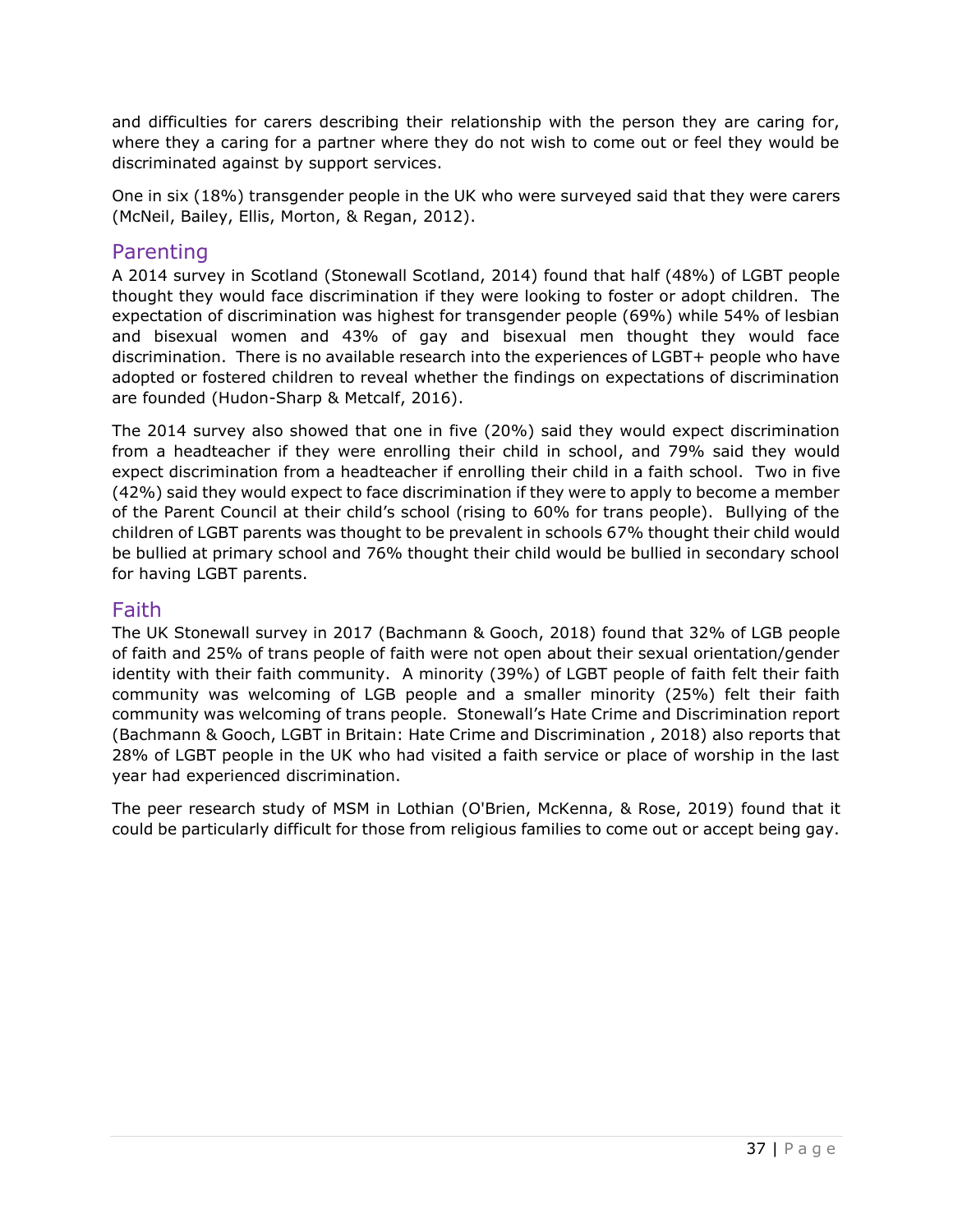and difficulties for carers describing their relationship with the person they are caring for, where they a caring for a partner where they do not wish to come out or feel they would be discriminated against by support services.

One in six (18%) transgender people in the UK who were surveyed said that they were carers (McNeil, Bailey, Ellis, Morton, & Regan, 2012).

## Parenting

A 2014 survey in Scotland (Stonewall Scotland, 2014) found that half (48%) of LGBT people thought they would face discrimination if they were looking to foster or adopt children. The expectation of discrimination was highest for transgender people (69%) while 54% of lesbian and bisexual women and 43% of gay and bisexual men thought they would face discrimination. There is no available research into the experiences of LGBT+ people who have adopted or fostered children to reveal whether the findings on expectations of discrimination are founded (Hudon-Sharp & Metcalf, 2016).

The 2014 survey also showed that one in five (20%) said they would expect discrimination from a headteacher if they were enrolling their child in school, and 79% said they would expect discrimination from a headteacher if enrolling their child in a faith school. Two in five (42%) said they would expect to face discrimination if they were to apply to become a member of the Parent Council at their child's school (rising to 60% for trans people). Bullying of the children of LGBT parents was thought to be prevalent in schools 67% thought their child would be bullied at primary school and 76% thought their child would be bullied in secondary school for having LGBT parents.

## Faith

The UK Stonewall survey in 2017 (Bachmann & Gooch, 2018) found that 32% of LGB people of faith and 25% of trans people of faith were not open about their sexual orientation/gender identity with their faith community. A minority (39%) of LGBT people of faith felt their faith community was welcoming of LGB people and a smaller minority (25%) felt their faith community was welcoming of trans people. Stonewall's Hate Crime and Discrimination report (Bachmann & Gooch, LGBT in Britain: Hate Crime and Discrimination , 2018) also reports that 28% of LGBT people in the UK who had visited a faith service or place of worship in the last year had experienced discrimination.

The peer research study of MSM in Lothian (O'Brien, McKenna, & Rose, 2019) found that it could be particularly difficult for those from religious families to come out or accept being gay.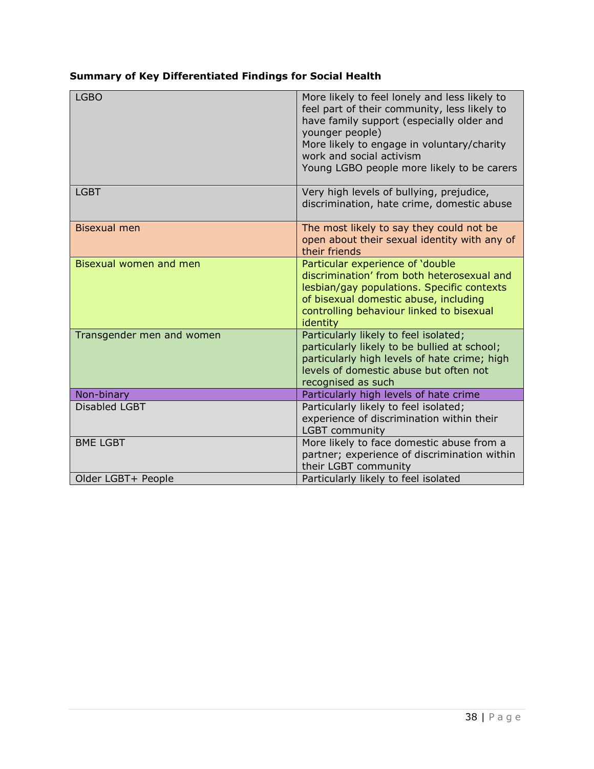**Summary of Key Differentiated Findings for Social Health**

| | |
|---|---|
| LGBO | More likely to feel lonely and less likely to feel part of their community, less likely to have family support (especially older and younger people)<br>More likely to engage in voluntary/charity work and social activism<br>Young LGBO people more likely to be carers |
| LGBT | Very high levels of bullying, prejudice, discrimination, hate crime, domestic abuse |
| Bisexual men | The most likely to say they could not be open about their sexual identity with any of their friends |
| Bisexual women and men | Particular experience of 'double discrimination' from both heterosexual and lesbian/gay populations. Specific contexts of bisexual domestic abuse, including controlling behaviour linked to bisexual identity |
| Transgender men and women | Particularly likely to feel isolated; particularly likely to be bullied at school; particularly high levels of hate crime; high levels of domestic abuse but often not recognised as such |
| Non-binary | Particularly high levels of hate crime |
| Disabled LGBT | Particularly likely to feel isolated; experience of discrimination within their LGBT community |
| BME LGBT | More likely to face domestic abuse from a partner; experience of discrimination within their LGBT community |
| Older LGBT+ People | Particularly likely to feel isolated |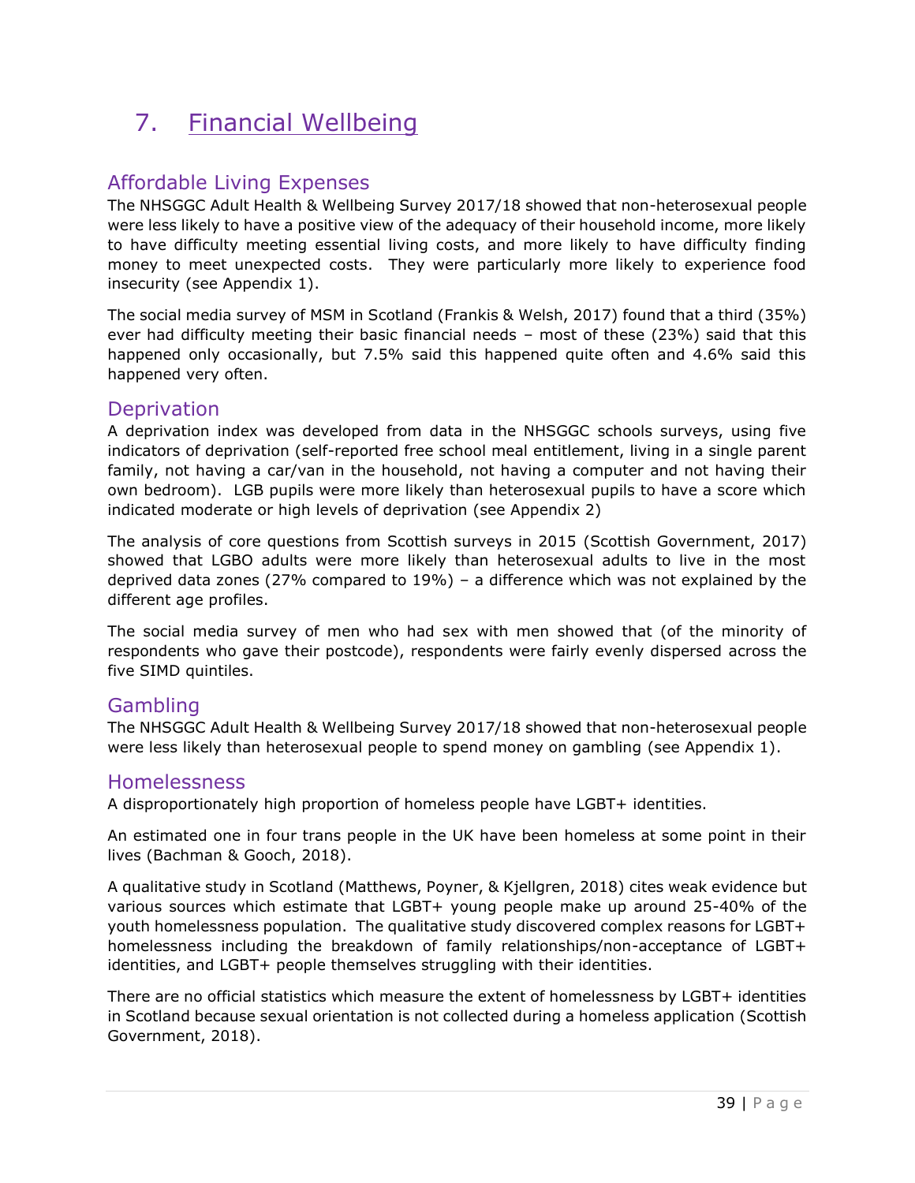# 7. Financial Wellbeing

## Affordable Living Expenses

The NHSGGC Adult Health & Wellbeing Survey 2017/18 showed that non-heterosexual people were less likely to have a positive view of the adequacy of their household income, more likely to have difficulty meeting essential living costs, and more likely to have difficulty finding money to meet unexpected costs. They were particularly more likely to experience food insecurity (see Appendix 1).

The social media survey of MSM in Scotland (Frankis & Welsh, 2017) found that a third (35%) ever had difficulty meeting their basic financial needs – most of these (23%) said that this happened only occasionally, but 7.5% said this happened quite often and 4.6% said this happened very often.

## Deprivation

A deprivation index was developed from data in the NHSGGC schools surveys, using five indicators of deprivation (self-reported free school meal entitlement, living in a single parent family, not having a car/van in the household, not having a computer and not having their own bedroom). LGB pupils were more likely than heterosexual pupils to have a score which indicated moderate or high levels of deprivation (see Appendix 2)

The analysis of core questions from Scottish surveys in 2015 (Scottish Government, 2017) showed that LGBO adults were more likely than heterosexual adults to live in the most deprived data zones (27% compared to 19%) – a difference which was not explained by the different age profiles.

The social media survey of men who had sex with men showed that (of the minority of respondents who gave their postcode), respondents were fairly evenly dispersed across the five SIMD quintiles.

## Gambling

The NHSGGC Adult Health & Wellbeing Survey 2017/18 showed that non-heterosexual people were less likely than heterosexual people to spend money on gambling (see Appendix 1).

## Homelessness

A disproportionately high proportion of homeless people have LGBT+ identities.

An estimated one in four trans people in the UK have been homeless at some point in their lives (Bachman & Gooch, 2018).

A qualitative study in Scotland (Matthews, Poyner, & Kjellgren, 2018) cites weak evidence but various sources which estimate that LGBT+ young people make up around 25-40% of the youth homelessness population. The qualitative study discovered complex reasons for LGBT+ homelessness including the breakdown of family relationships/non-acceptance of LGBT+ identities, and LGBT+ people themselves struggling with their identities.

There are no official statistics which measure the extent of homelessness by LGBT+ identities in Scotland because sexual orientation is not collected during a homeless application (Scottish Government, 2018).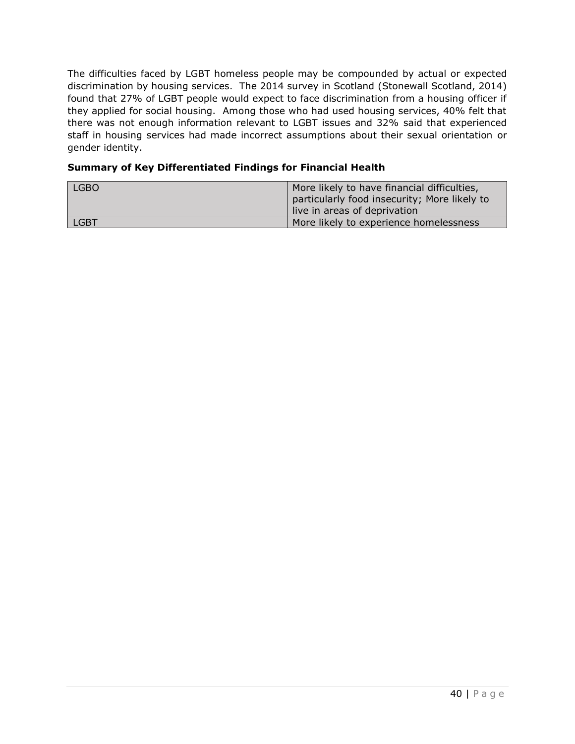The difficulties faced by LGBT homeless people may be compounded by actual or expected discrimination by housing services. The 2014 survey in Scotland (Stonewall Scotland, 2014) found that 27% of LGBT people would expect to face discrimination from a housing officer if they applied for social housing. Among those who had used housing services, 40% felt that there was not enough information relevant to LGBT issues and 32% said that experienced staff in housing services had made incorrect assumptions about their sexual orientation or gender identity.

**Summary of Key Differentiated Findings for Financial Health**

| | |
|---|---|
| LGBO | More likely to have financial difficulties, particularly food insecurity; More likely to live in areas of deprivation |
| LGBT | More likely to experience homelessness |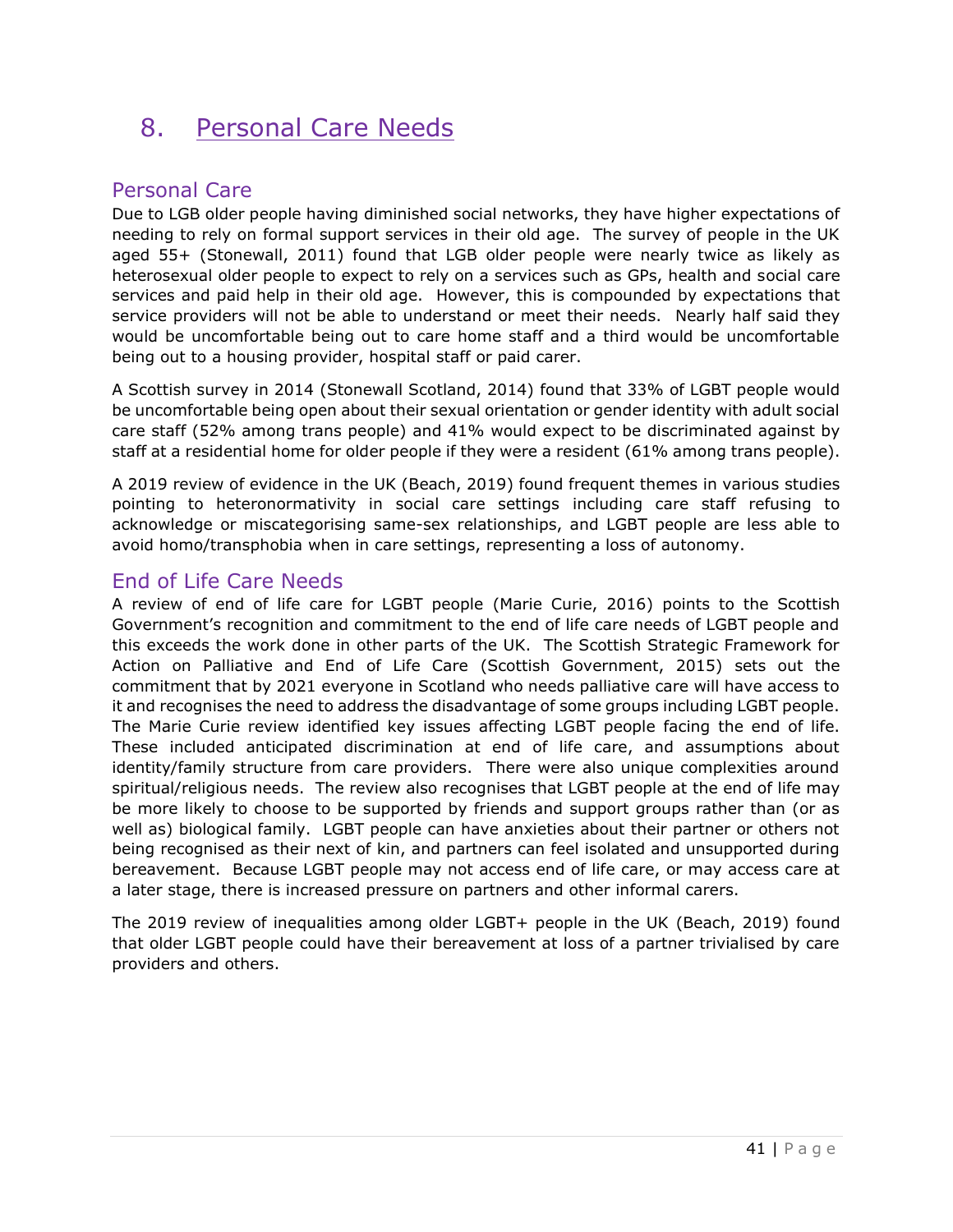# 8. Personal Care Needs

## Personal Care

Due to LGB older people having diminished social networks, they have higher expectations of needing to rely on formal support services in their old age. The survey of people in the UK aged 55+ (Stonewall, 2011) found that LGB older people were nearly twice as likely as heterosexual older people to expect to rely on a services such as GPs, health and social care services and paid help in their old age. However, this is compounded by expectations that service providers will not be able to understand or meet their needs. Nearly half said they would be uncomfortable being out to care home staff and a third would be uncomfortable being out to a housing provider, hospital staff or paid carer.

A Scottish survey in 2014 (Stonewall Scotland, 2014) found that 33% of LGBT people would be uncomfortable being open about their sexual orientation or gender identity with adult social care staff (52% among trans people) and 41% would expect to be discriminated against by staff at a residential home for older people if they were a resident (61% among trans people).

A 2019 review of evidence in the UK (Beach, 2019) found frequent themes in various studies pointing to heteronormativity in social care settings including care staff refusing to acknowledge or miscategorising same-sex relationships, and LGBT people are less able to avoid homo/transphobia when in care settings, representing a loss of autonomy.

## End of Life Care Needs

A review of end of life care for LGBT people (Marie Curie, 2016) points to the Scottish Government's recognition and commitment to the end of life care needs of LGBT people and this exceeds the work done in other parts of the UK. The Scottish Strategic Framework for Action on Palliative and End of Life Care (Scottish Government, 2015) sets out the commitment that by 2021 everyone in Scotland who needs palliative care will have access to it and recognises the need to address the disadvantage of some groups including LGBT people. The Marie Curie review identified key issues affecting LGBT people facing the end of life. These included anticipated discrimination at end of life care, and assumptions about identity/family structure from care providers. There were also unique complexities around spiritual/religious needs. The review also recognises that LGBT people at the end of life may be more likely to choose to be supported by friends and support groups rather than (or as well as) biological family. LGBT people can have anxieties about their partner or others not being recognised as their next of kin, and partners can feel isolated and unsupported during bereavement. Because LGBT people may not access end of life care, or may access care at a later stage, there is increased pressure on partners and other informal carers.

The 2019 review of inequalities among older LGBT+ people in the UK (Beach, 2019) found that older LGBT people could have their bereavement at loss of a partner trivialised by care providers and others.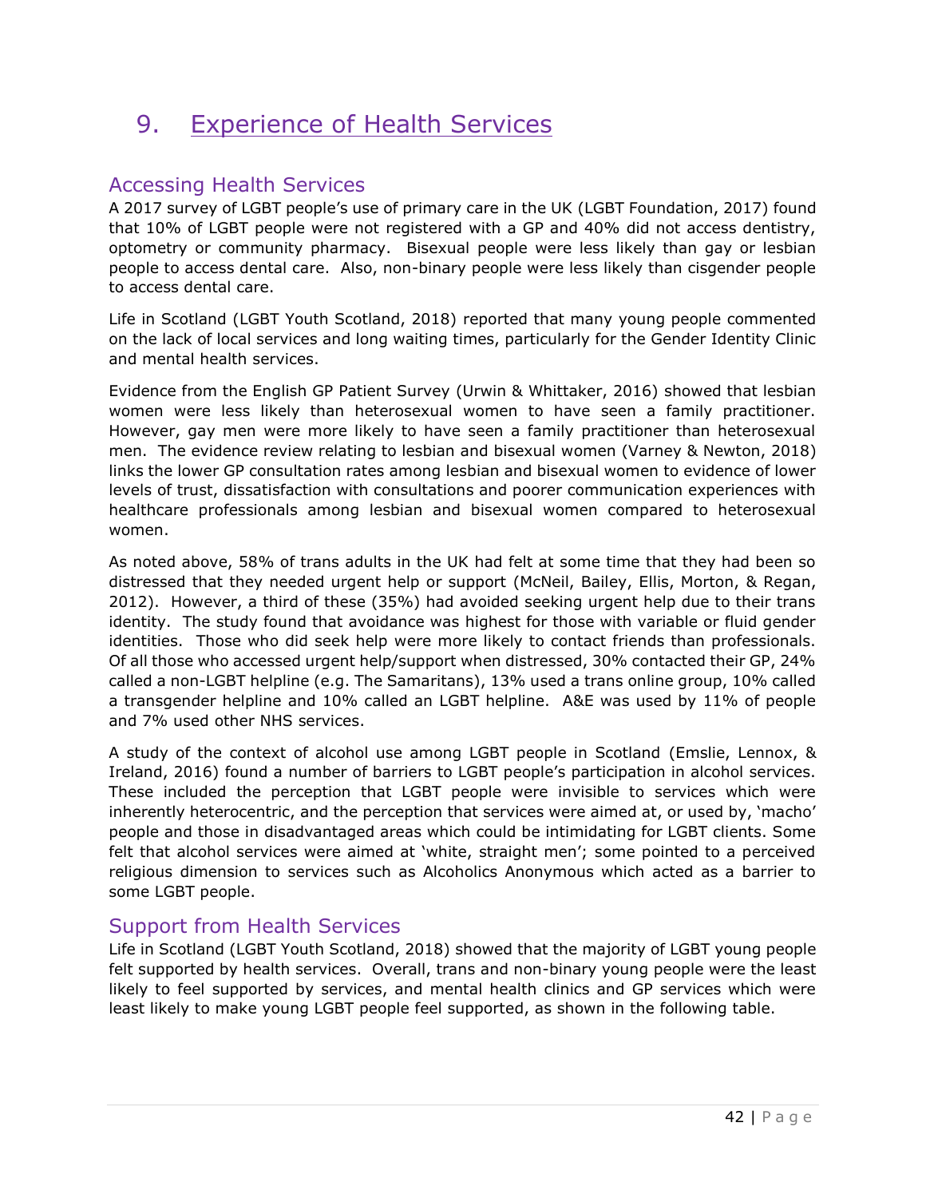# 9. Experience of Health Services

## Accessing Health Services

A 2017 survey of LGBT people's use of primary care in the UK (LGBT Foundation, 2017) found that 10% of LGBT people were not registered with a GP and 40% did not access dentistry, optometry or community pharmacy. Bisexual people were less likely than gay or lesbian people to access dental care. Also, non-binary people were less likely than cisgender people to access dental care.

Life in Scotland (LGBT Youth Scotland, 2018) reported that many young people commented on the lack of local services and long waiting times, particularly for the Gender Identity Clinic and mental health services.

Evidence from the English GP Patient Survey (Urwin & Whittaker, 2016) showed that lesbian women were less likely than heterosexual women to have seen a family practitioner. However, gay men were more likely to have seen a family practitioner than heterosexual men. The evidence review relating to lesbian and bisexual women (Varney & Newton, 2018) links the lower GP consultation rates among lesbian and bisexual women to evidence of lower levels of trust, dissatisfaction with consultations and poorer communication experiences with healthcare professionals among lesbian and bisexual women compared to heterosexual women.

As noted above, 58% of trans adults in the UK had felt at some time that they had been so distressed that they needed urgent help or support (McNeil, Bailey, Ellis, Morton, & Regan, 2012). However, a third of these (35%) had avoided seeking urgent help due to their trans identity. The study found that avoidance was highest for those with variable or fluid gender identities. Those who did seek help were more likely to contact friends than professionals. Of all those who accessed urgent help/support when distressed, 30% contacted their GP, 24% called a non-LGBT helpline (e.g. The Samaritans), 13% used a trans online group, 10% called a transgender helpline and 10% called an LGBT helpline. A&E was used by 11% of people and 7% used other NHS services.

A study of the context of alcohol use among LGBT people in Scotland (Emslie, Lennox, & Ireland, 2016) found a number of barriers to LGBT people's participation in alcohol services. These included the perception that LGBT people were invisible to services which were inherently heterocentric, and the perception that services were aimed at, or used by, 'macho' people and those in disadvantaged areas which could be intimidating for LGBT clients. Some felt that alcohol services were aimed at 'white, straight men'; some pointed to a perceived religious dimension to services such as Alcoholics Anonymous which acted as a barrier to some LGBT people.

## Support from Health Services

Life in Scotland (LGBT Youth Scotland, 2018) showed that the majority of LGBT young people felt supported by health services. Overall, trans and non-binary young people were the least likely to feel supported by services, and mental health clinics and GP services which were least likely to make young LGBT people feel supported, as shown in the following table.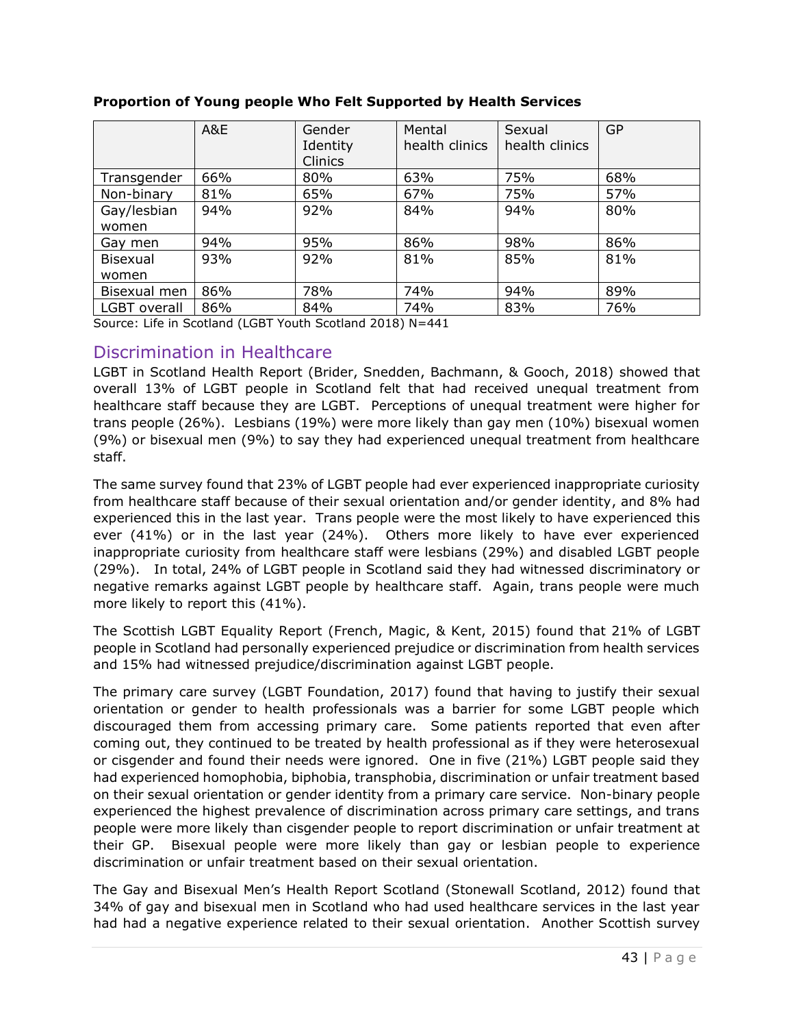**Proportion of Young people Who Felt Supported by Health Services**

| | A&E | Gender Identity Clinics | Mental health clinics | Sexual health clinics | GP |
|---|---|---|---|---|---|
| Transgender | 66% | 80% | 63% | 75% | 68% |
| Non-binary | 81% | 65% | 67% | 75% | 57% |
| Gay/lesbian women | 94% | 92% | 84% | 94% | 80% |
| Gay men | 94% | 95% | 86% | 98% | 86% |
| Bisexual women | 93% | 92% | 81% | 85% | 81% |
| Bisexual men | 86% | 78% | 74% | 94% | 89% |
| LGBT overall | 86% | 84% | 74% | 83% | 76% |

Source: Life in Scotland (LGBT Youth Scotland 2018) N=441

## Discrimination in Healthcare

LGBT in Scotland Health Report (Brider, Snedden, Bachmann, & Gooch, 2018) showed that overall 13% of LGBT people in Scotland felt that had received unequal treatment from healthcare staff because they are LGBT. Perceptions of unequal treatment were higher for trans people (26%). Lesbians (19%) were more likely than gay men (10%) bisexual women (9%) or bisexual men (9%) to say they had experienced unequal treatment from healthcare staff.

The same survey found that 23% of LGBT people had ever experienced inappropriate curiosity from healthcare staff because of their sexual orientation and/or gender identity, and 8% had experienced this in the last year. Trans people were the most likely to have experienced this ever (41%) or in the last year (24%). Others more likely to have ever experienced inappropriate curiosity from healthcare staff were lesbians (29%) and disabled LGBT people (29%). In total, 24% of LGBT people in Scotland said they had witnessed discriminatory or negative remarks against LGBT people by healthcare staff. Again, trans people were much more likely to report this (41%).

The Scottish LGBT Equality Report (French, Magic, & Kent, 2015) found that 21% of LGBT people in Scotland had personally experienced prejudice or discrimination from health services and 15% had witnessed prejudice/discrimination against LGBT people.

The primary care survey (LGBT Foundation, 2017) found that having to justify their sexual orientation or gender to health professionals was a barrier for some LGBT people which discouraged them from accessing primary care. Some patients reported that even after coming out, they continued to be treated by health professional as if they were heterosexual or cisgender and found their needs were ignored. One in five (21%) LGBT people said they had experienced homophobia, biphobia, transphobia, discrimination or unfair treatment based on their sexual orientation or gender identity from a primary care service. Non-binary people experienced the highest prevalence of discrimination across primary care settings, and trans people were more likely than cisgender people to report discrimination or unfair treatment at their GP. Bisexual people were more likely than gay or lesbian people to experience discrimination or unfair treatment based on their sexual orientation.

The Gay and Bisexual Men's Health Report Scotland (Stonewall Scotland, 2012) found that 34% of gay and bisexual men in Scotland who had used healthcare services in the last year had had a negative experience related to their sexual orientation. Another Scottish survey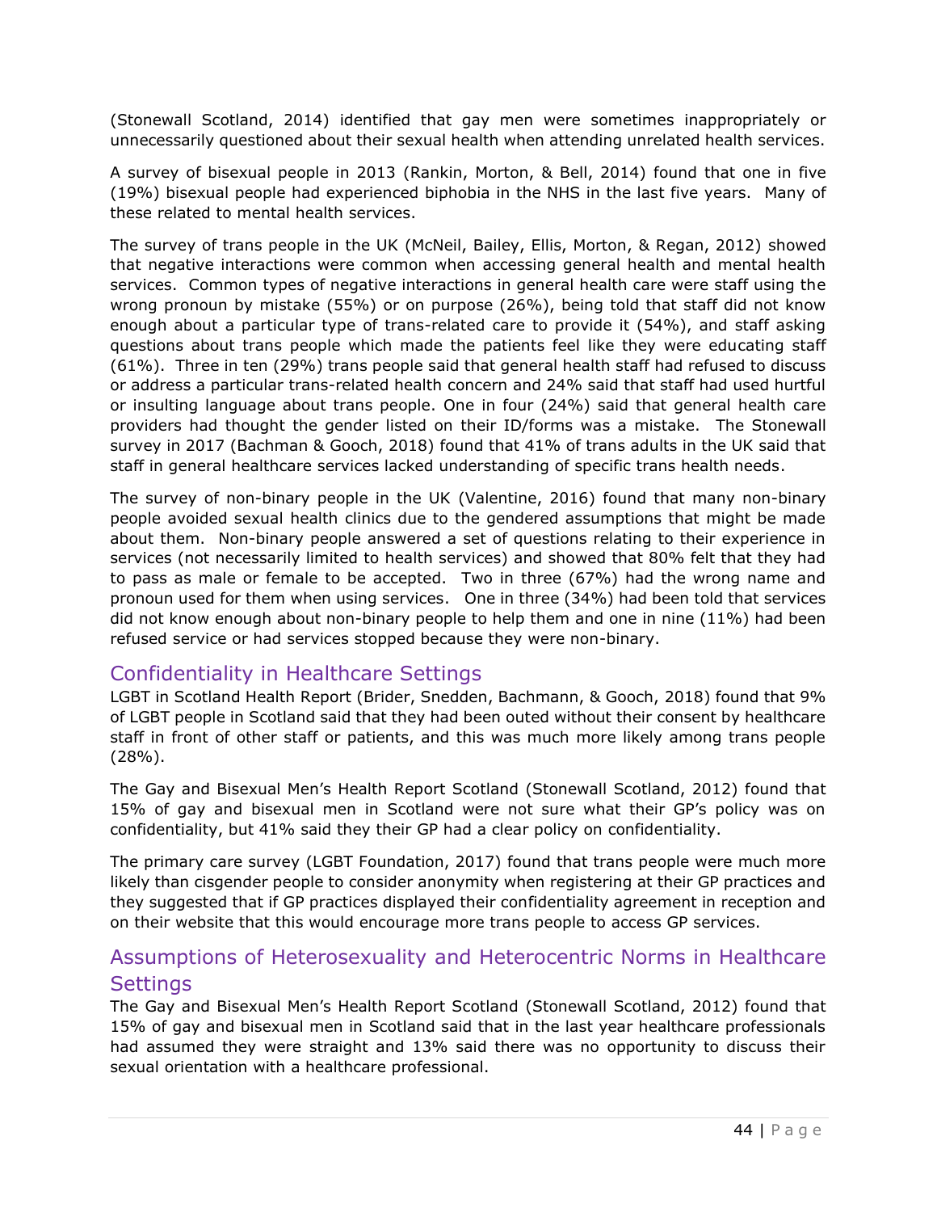(Stonewall Scotland, 2014) identified that gay men were sometimes inappropriately or unnecessarily questioned about their sexual health when attending unrelated health services.

A survey of bisexual people in 2013 (Rankin, Morton, & Bell, 2014) found that one in five (19%) bisexual people had experienced biphobia in the NHS in the last five years. Many of these related to mental health services.

The survey of trans people in the UK (McNeil, Bailey, Ellis, Morton, & Regan, 2012) showed that negative interactions were common when accessing general health and mental health services. Common types of negative interactions in general health care were staff using the wrong pronoun by mistake (55%) or on purpose (26%), being told that staff did not know enough about a particular type of trans-related care to provide it (54%), and staff asking questions about trans people which made the patients feel like they were educating staff (61%). Three in ten (29%) trans people said that general health staff had refused to discuss or address a particular trans-related health concern and 24% said that staff had used hurtful or insulting language about trans people. One in four (24%) said that general health care providers had thought the gender listed on their ID/forms was a mistake. The Stonewall survey in 2017 (Bachman & Gooch, 2018) found that 41% of trans adults in the UK said that staff in general healthcare services lacked understanding of specific trans health needs.

The survey of non-binary people in the UK (Valentine, 2016) found that many non-binary people avoided sexual health clinics due to the gendered assumptions that might be made about them. Non-binary people answered a set of questions relating to their experience in services (not necessarily limited to health services) and showed that 80% felt that they had to pass as male or female to be accepted. Two in three (67%) had the wrong name and pronoun used for them when using services. One in three (34%) had been told that services did not know enough about non-binary people to help them and one in nine (11%) had been refused service or had services stopped because they were non-binary.

## Confidentiality in Healthcare Settings

LGBT in Scotland Health Report (Brider, Snedden, Bachmann, & Gooch, 2018) found that 9% of LGBT people in Scotland said that they had been outed without their consent by healthcare staff in front of other staff or patients, and this was much more likely among trans people (28%).

The Gay and Bisexual Men's Health Report Scotland (Stonewall Scotland, 2012) found that 15% of gay and bisexual men in Scotland were not sure what their GP's policy was on confidentiality, but 41% said they their GP had a clear policy on confidentiality.

The primary care survey (LGBT Foundation, 2017) found that trans people were much more likely than cisgender people to consider anonymity when registering at their GP practices and they suggested that if GP practices displayed their confidentiality agreement in reception and on their website that this would encourage more trans people to access GP services.

## Assumptions of Heterosexuality and Heterocentric Norms in Healthcare Settings

The Gay and Bisexual Men's Health Report Scotland (Stonewall Scotland, 2012) found that 15% of gay and bisexual men in Scotland said that in the last year healthcare professionals had assumed they were straight and 13% said there was no opportunity to discuss their sexual orientation with a healthcare professional.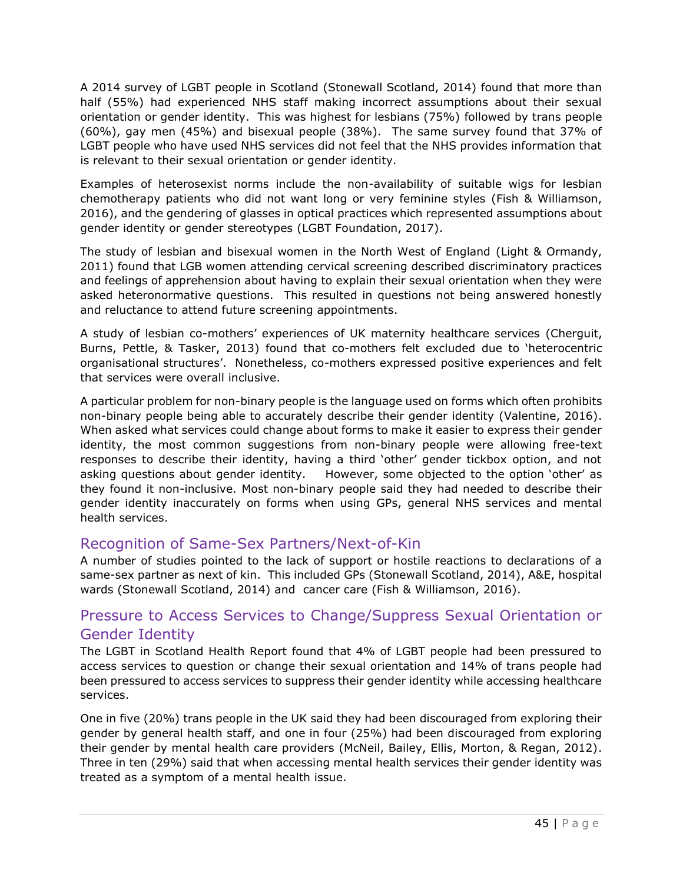A 2014 survey of LGBT people in Scotland (Stonewall Scotland, 2014) found that more than half (55%) had experienced NHS staff making incorrect assumptions about their sexual orientation or gender identity. This was highest for lesbians (75%) followed by trans people (60%), gay men (45%) and bisexual people (38%). The same survey found that 37% of LGBT people who have used NHS services did not feel that the NHS provides information that is relevant to their sexual orientation or gender identity.

Examples of heterosexist norms include the non-availability of suitable wigs for lesbian chemotherapy patients who did not want long or very feminine styles (Fish & Williamson, 2016), and the gendering of glasses in optical practices which represented assumptions about gender identity or gender stereotypes (LGBT Foundation, 2017).

The study of lesbian and bisexual women in the North West of England (Light & Ormandy, 2011) found that LGB women attending cervical screening described discriminatory practices and feelings of apprehension about having to explain their sexual orientation when they were asked heteronormative questions. This resulted in questions not being answered honestly and reluctance to attend future screening appointments.

A study of lesbian co-mothers' experiences of UK maternity healthcare services (Cherguit, Burns, Pettle, & Tasker, 2013) found that co-mothers felt excluded due to 'heterocentric organisational structures'. Nonetheless, co-mothers expressed positive experiences and felt that services were overall inclusive.

A particular problem for non-binary people is the language used on forms which often prohibits non-binary people being able to accurately describe their gender identity (Valentine, 2016). When asked what services could change about forms to make it easier to express their gender identity, the most common suggestions from non-binary people were allowing free-text responses to describe their identity, having a third 'other' gender tickbox option, and not asking questions about gender identity. However, some objected to the option 'other' as they found it non-inclusive. Most non-binary people said they had needed to describe their gender identity inaccurately on forms when using GPs, general NHS services and mental health services.

## Recognition of Same-Sex Partners/Next-of-Kin

A number of studies pointed to the lack of support or hostile reactions to declarations of a same-sex partner as next of kin. This included GPs (Stonewall Scotland, 2014), A&E, hospital wards (Stonewall Scotland, 2014) and cancer care (Fish & Williamson, 2016).

## Pressure to Access Services to Change/Suppress Sexual Orientation or Gender Identity

The LGBT in Scotland Health Report found that 4% of LGBT people had been pressured to access services to question or change their sexual orientation and 14% of trans people had been pressured to access services to suppress their gender identity while accessing healthcare services.

One in five (20%) trans people in the UK said they had been discouraged from exploring their gender by general health staff, and one in four (25%) had been discouraged from exploring their gender by mental health care providers (McNeil, Bailey, Ellis, Morton, & Regan, 2012). Three in ten (29%) said that when accessing mental health services their gender identity was treated as a symptom of a mental health issue.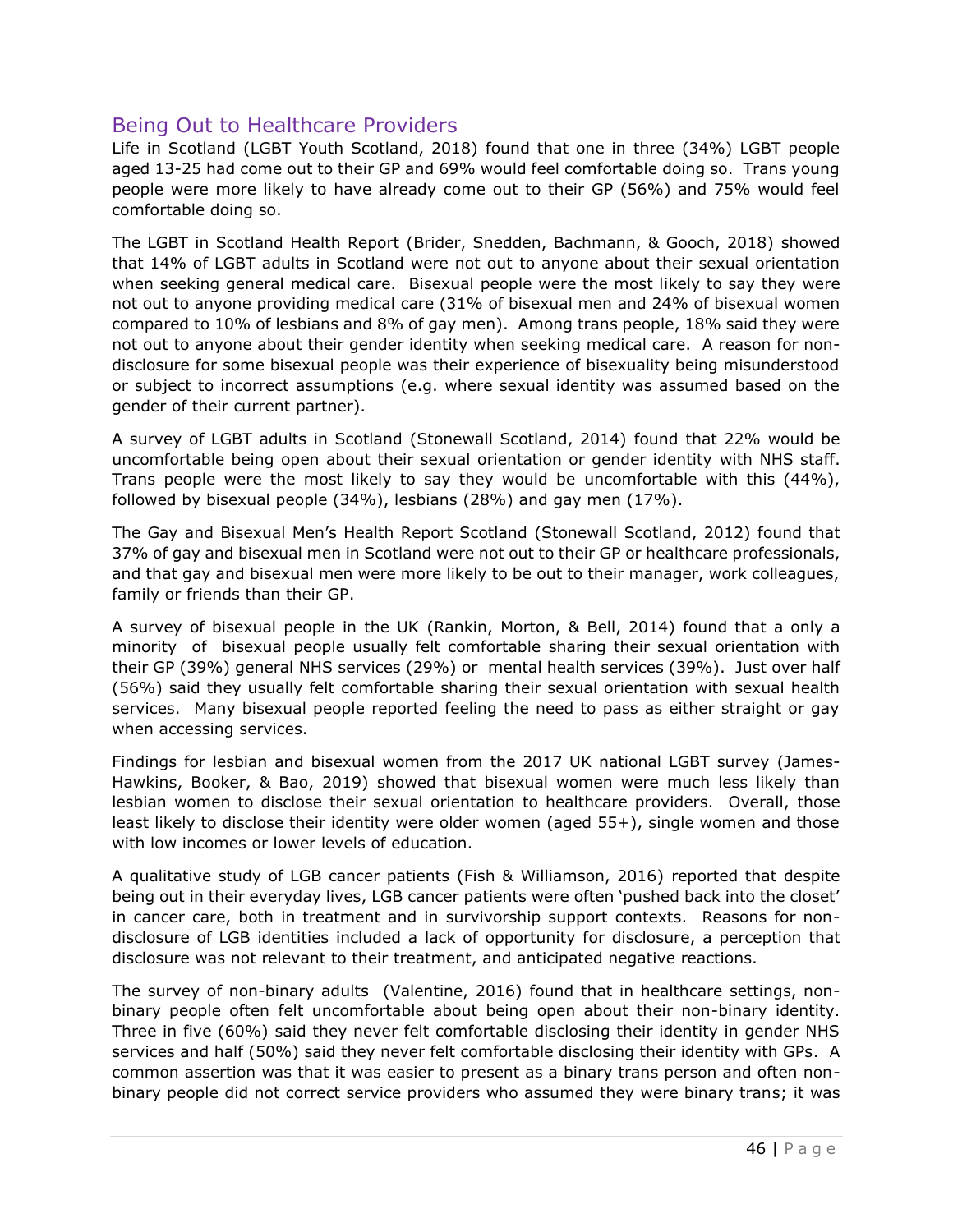## Being Out to Healthcare Providers

Life in Scotland (LGBT Youth Scotland, 2018) found that one in three (34%) LGBT people aged 13-25 had come out to their GP and 69% would feel comfortable doing so. Trans young people were more likely to have already come out to their GP (56%) and 75% would feel comfortable doing so.

The LGBT in Scotland Health Report (Brider, Snedden, Bachmann, & Gooch, 2018) showed that 14% of LGBT adults in Scotland were not out to anyone about their sexual orientation when seeking general medical care. Bisexual people were the most likely to say they were not out to anyone providing medical care (31% of bisexual men and 24% of bisexual women compared to 10% of lesbians and 8% of gay men). Among trans people, 18% said they were not out to anyone about their gender identity when seeking medical care. A reason for non-disclosure for some bisexual people was their experience of bisexuality being misunderstood or subject to incorrect assumptions (e.g. where sexual identity was assumed based on the gender of their current partner).

A survey of LGBT adults in Scotland (Stonewall Scotland, 2014) found that 22% would be uncomfortable being open about their sexual orientation or gender identity with NHS staff. Trans people were the most likely to say they would be uncomfortable with this (44%), followed by bisexual people (34%), lesbians (28%) and gay men (17%).

The Gay and Bisexual Men's Health Report Scotland (Stonewall Scotland, 2012) found that 37% of gay and bisexual men in Scotland were not out to their GP or healthcare professionals, and that gay and bisexual men were more likely to be out to their manager, work colleagues, family or friends than their GP.

A survey of bisexual people in the UK (Rankin, Morton, & Bell, 2014) found that a only a minority of bisexual people usually felt comfortable sharing their sexual orientation with their GP (39%) general NHS services (29%) or mental health services (39%). Just over half (56%) said they usually felt comfortable sharing their sexual orientation with sexual health services. Many bisexual people reported feeling the need to pass as either straight or gay when accessing services.

Findings for lesbian and bisexual women from the 2017 UK national LGBT survey (James-Hawkins, Booker, & Bao, 2019) showed that bisexual women were much less likely than lesbian women to disclose their sexual orientation to healthcare providers. Overall, those least likely to disclose their identity were older women (aged 55+), single women and those with low incomes or lower levels of education.

A qualitative study of LGB cancer patients (Fish & Williamson, 2016) reported that despite being out in their everyday lives, LGB cancer patients were often 'pushed back into the closet' in cancer care, both in treatment and in survivorship support contexts. Reasons for non-disclosure of LGB identities included a lack of opportunity for disclosure, a perception that disclosure was not relevant to their treatment, and anticipated negative reactions.

The survey of non-binary adults (Valentine, 2016) found that in healthcare settings, non-binary people often felt uncomfortable about being open about their non-binary identity. Three in five (60%) said they never felt comfortable disclosing their identity in gender NHS services and half (50%) said they never felt comfortable disclosing their identity with GPs. A common assertion was that it was easier to present as a binary trans person and often non-binary people did not correct service providers who assumed they were binary trans; it was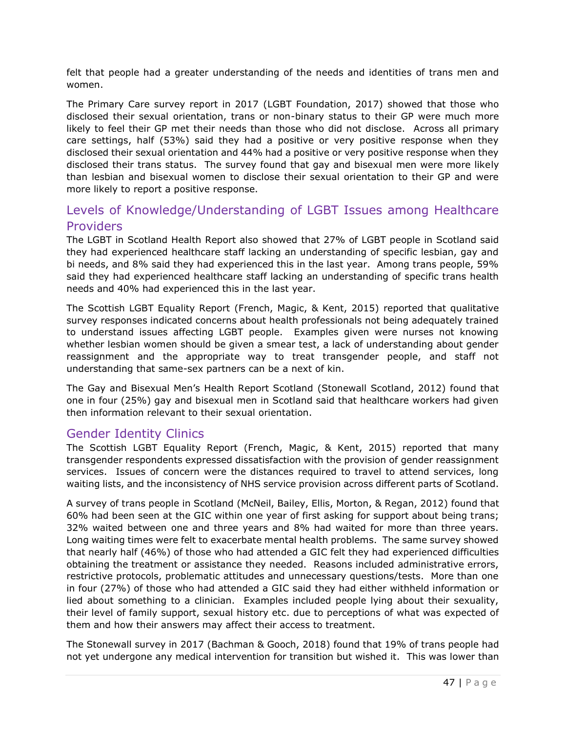felt that people had a greater understanding of the needs and identities of trans men and women.

The Primary Care survey report in 2017 (LGBT Foundation, 2017) showed that those who disclosed their sexual orientation, trans or non-binary status to their GP were much more likely to feel their GP met their needs than those who did not disclose. Across all primary care settings, half (53%) said they had a positive or very positive response when they disclosed their sexual orientation and 44% had a positive or very positive response when they disclosed their trans status. The survey found that gay and bisexual men were more likely than lesbian and bisexual women to disclose their sexual orientation to their GP and were more likely to report a positive response.

## Levels of Knowledge/Understanding of LGBT Issues among Healthcare Providers

The LGBT in Scotland Health Report also showed that 27% of LGBT people in Scotland said they had experienced healthcare staff lacking an understanding of specific lesbian, gay and bi needs, and 8% said they had experienced this in the last year. Among trans people, 59% said they had experienced healthcare staff lacking an understanding of specific trans health needs and 40% had experienced this in the last year.

The Scottish LGBT Equality Report (French, Magic, & Kent, 2015) reported that qualitative survey responses indicated concerns about health professionals not being adequately trained to understand issues affecting LGBT people. Examples given were nurses not knowing whether lesbian women should be given a smear test, a lack of understanding about gender reassignment and the appropriate way to treat transgender people, and staff not understanding that same-sex partners can be a next of kin.

The Gay and Bisexual Men's Health Report Scotland (Stonewall Scotland, 2012) found that one in four (25%) gay and bisexual men in Scotland said that healthcare workers had given then information relevant to their sexual orientation.

## Gender Identity Clinics

The Scottish LGBT Equality Report (French, Magic, & Kent, 2015) reported that many transgender respondents expressed dissatisfaction with the provision of gender reassignment services. Issues of concern were the distances required to travel to attend services, long waiting lists, and the inconsistency of NHS service provision across different parts of Scotland.

A survey of trans people in Scotland (McNeil, Bailey, Ellis, Morton, & Regan, 2012) found that 60% had been seen at the GIC within one year of first asking for support about being trans; 32% waited between one and three years and 8% had waited for more than three years. Long waiting times were felt to exacerbate mental health problems. The same survey showed that nearly half (46%) of those who had attended a GIC felt they had experienced difficulties obtaining the treatment or assistance they needed. Reasons included administrative errors, restrictive protocols, problematic attitudes and unnecessary questions/tests. More than one in four (27%) of those who had attended a GIC said they had either withheld information or lied about something to a clinician. Examples included people lying about their sexuality, their level of family support, sexual history etc. due to perceptions of what was expected of them and how their answers may affect their access to treatment.

The Stonewall survey in 2017 (Bachman & Gooch, 2018) found that 19% of trans people had not yet undergone any medical intervention for transition but wished it. This was lower than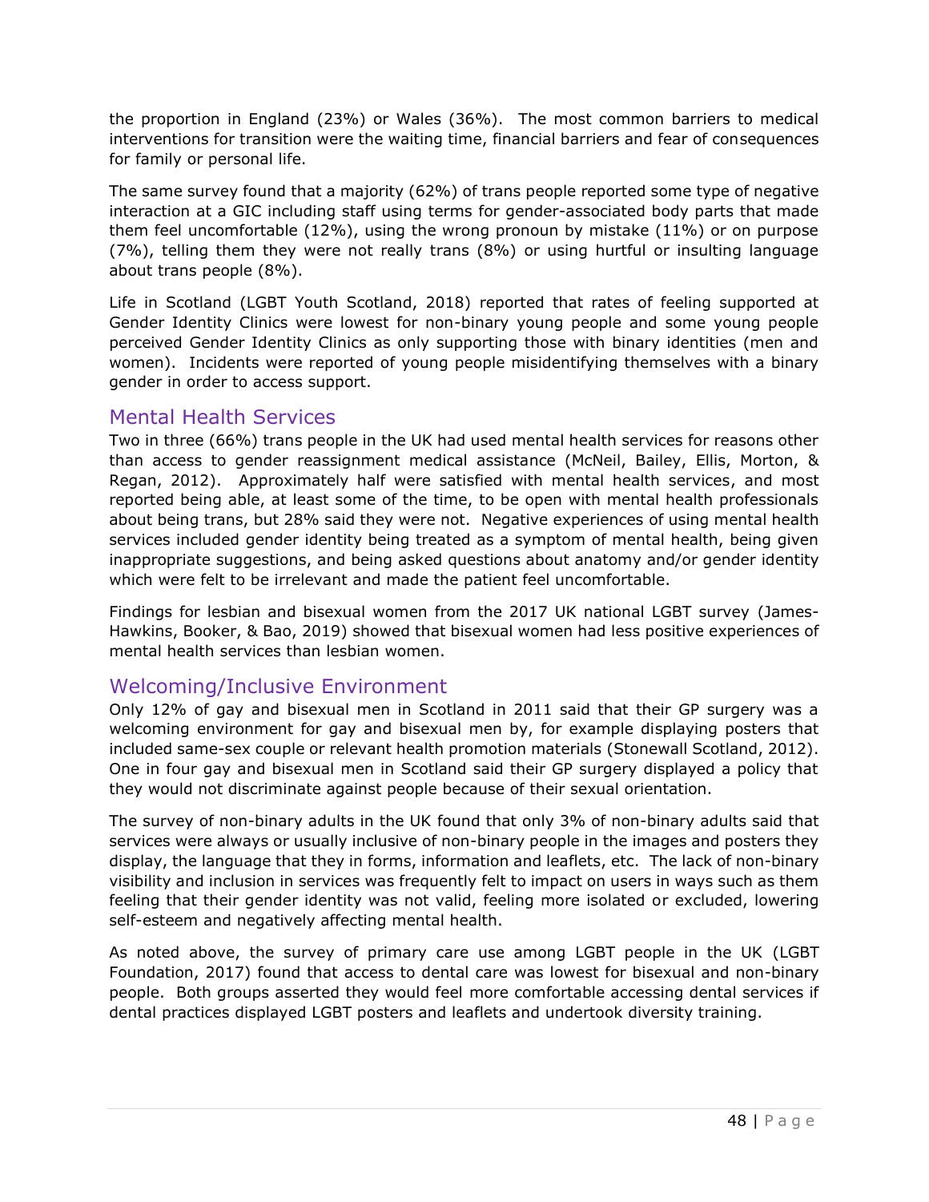the proportion in England (23%) or Wales (36%). The most common barriers to medical interventions for transition were the waiting time, financial barriers and fear of consequences for family or personal life.

The same survey found that a majority (62%) of trans people reported some type of negative interaction at a GIC including staff using terms for gender-associated body parts that made them feel uncomfortable (12%), using the wrong pronoun by mistake (11%) or on purpose (7%), telling them they were not really trans (8%) or using hurtful or insulting language about trans people (8%).

Life in Scotland (LGBT Youth Scotland, 2018) reported that rates of feeling supported at Gender Identity Clinics were lowest for non-binary young people and some young people perceived Gender Identity Clinics as only supporting those with binary identities (men and women). Incidents were reported of young people misidentifying themselves with a binary gender in order to access support.

## Mental Health Services

Two in three (66%) trans people in the UK had used mental health services for reasons other than access to gender reassignment medical assistance (McNeil, Bailey, Ellis, Morton, & Regan, 2012). Approximately half were satisfied with mental health services, and most reported being able, at least some of the time, to be open with mental health professionals about being trans, but 28% said they were not. Negative experiences of using mental health services included gender identity being treated as a symptom of mental health, being given inappropriate suggestions, and being asked questions about anatomy and/or gender identity which were felt to be irrelevant and made the patient feel uncomfortable.

Findings for lesbian and bisexual women from the 2017 UK national LGBT survey (James-Hawkins, Booker, & Bao, 2019) showed that bisexual women had less positive experiences of mental health services than lesbian women.

## Welcoming/Inclusive Environment

Only 12% of gay and bisexual men in Scotland in 2011 said that their GP surgery was a welcoming environment for gay and bisexual men by, for example displaying posters that included same-sex couple or relevant health promotion materials (Stonewall Scotland, 2012). One in four gay and bisexual men in Scotland said their GP surgery displayed a policy that they would not discriminate against people because of their sexual orientation.

The survey of non-binary adults in the UK found that only 3% of non-binary adults said that services were always or usually inclusive of non-binary people in the images and posters they display, the language that they in forms, information and leaflets, etc. The lack of non-binary visibility and inclusion in services was frequently felt to impact on users in ways such as them feeling that their gender identity was not valid, feeling more isolated or excluded, lowering self-esteem and negatively affecting mental health.

As noted above, the survey of primary care use among LGBT people in the UK (LGBT Foundation, 2017) found that access to dental care was lowest for bisexual and non-binary people. Both groups asserted they would feel more comfortable accessing dental services if dental practices displayed LGBT posters and leaflets and undertook diversity training.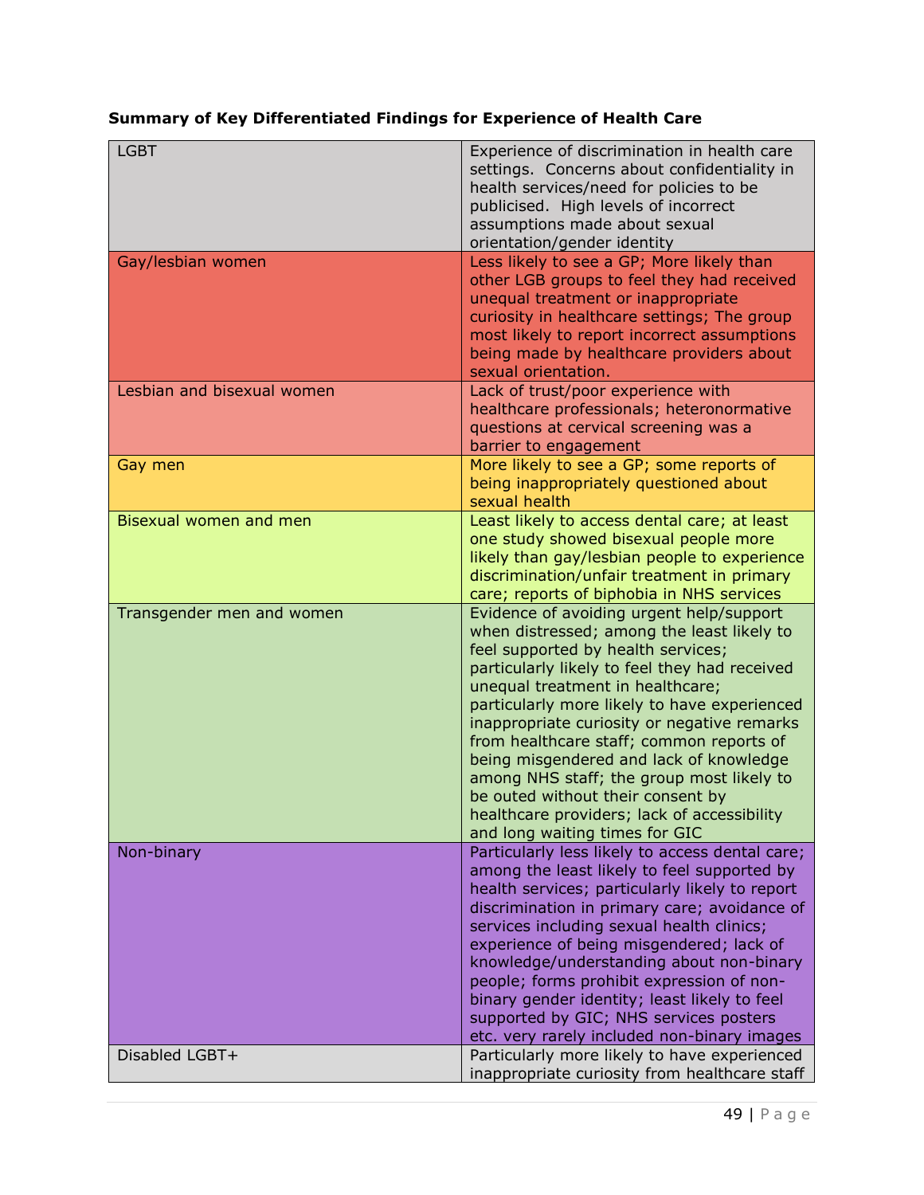**Summary of Key Differentiated Findings for Experience of Health Care**

| | |
|---|---|
| LGBT | Experience of discrimination in health care settings. Concerns about confidentiality in health services/need for policies to be publicised. High levels of incorrect assumptions made about sexual orientation/gender identity |
| Gay/lesbian women | Less likely to see a GP; More likely than other LGB groups to feel they had received unequal treatment or inappropriate curiosity in healthcare settings; The group most likely to report incorrect assumptions being made by healthcare providers about sexual orientation. |
| Lesbian and bisexual women | Lack of trust/poor experience with healthcare professionals; heteronormative questions at cervical screening was a barrier to engagement |
| Gay men | More likely to see a GP; some reports of being inappropriately questioned about sexual health |
| Bisexual women and men | Least likely to access dental care; at least one study showed bisexual people more likely than gay/lesbian people to experience discrimination/unfair treatment in primary care; reports of biphobia in NHS services |
| Transgender men and women | Evidence of avoiding urgent help/support when distressed; among the least likely to feel supported by health services; particularly likely to feel they had received unequal treatment in healthcare; particularly more likely to have experienced inappropriate curiosity or negative remarks from healthcare staff; common reports of being misgendered and lack of knowledge among NHS staff; the group most likely to be outed without their consent by healthcare providers; lack of accessibility and long waiting times for GIC |
| Non-binary | Particularly less likely to access dental care; among the least likely to feel supported by health services; particularly likely to report discrimination in primary care; avoidance of services including sexual health clinics; experience of being misgendered; lack of knowledge/understanding about non-binary people; forms prohibit expression of non-binary gender identity; least likely to feel supported by GIC; NHS services posters etc. very rarely included non-binary images |
| Disabled LGBT+ | Particularly more likely to have experienced inappropriate curiosity from healthcare staff |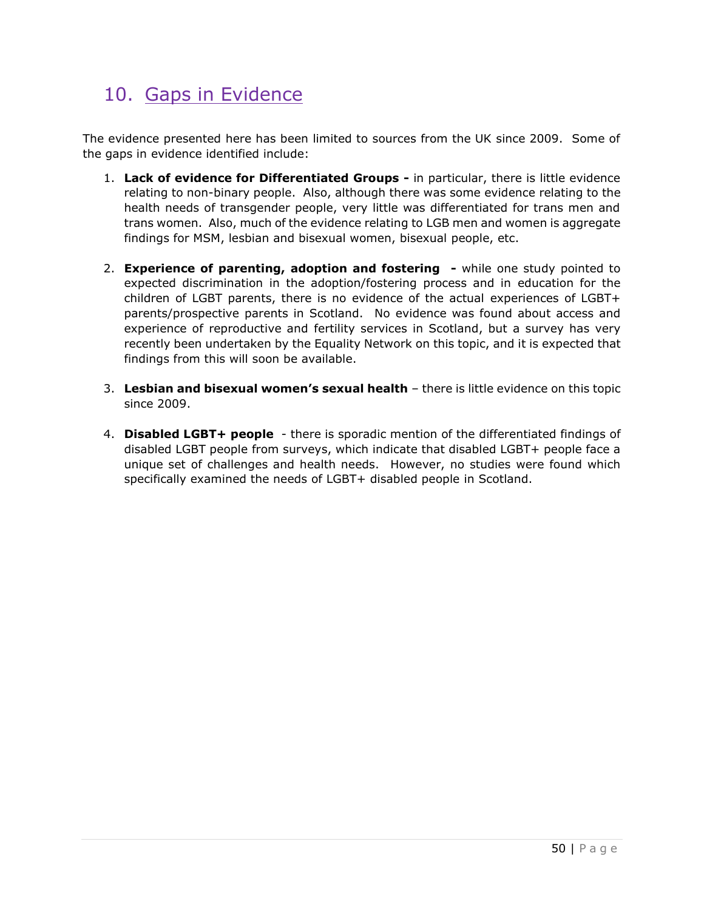## 10. Gaps in Evidence

The evidence presented here has been limited to sources from the UK since 2009. Some of the gaps in evidence identified include:

1. **Lack of evidence for Differentiated Groups -** in particular, there is little evidence relating to non-binary people. Also, although there was some evidence relating to the health needs of transgender people, very little was differentiated for trans men and trans women. Also, much of the evidence relating to LGB men and women is aggregate findings for MSM, lesbian and bisexual women, bisexual people, etc.

2. **Experience of parenting, adoption and fostering -** while one study pointed to expected discrimination in the adoption/fostering process and in education for the children of LGBT parents, there is no evidence of the actual experiences of LGBT+ parents/prospective parents in Scotland. No evidence was found about access and experience of reproductive and fertility services in Scotland, but a survey has very recently been undertaken by the Equality Network on this topic, and it is expected that findings from this will soon be available.

3. **Lesbian and bisexual women's sexual health** – there is little evidence on this topic since 2009.

4. **Disabled LGBT+ people** - there is sporadic mention of the differentiated findings of disabled LGBT people from surveys, which indicate that disabled LGBT+ people face a unique set of challenges and health needs. However, no studies were found which specifically examined the needs of LGBT+ disabled people in Scotland.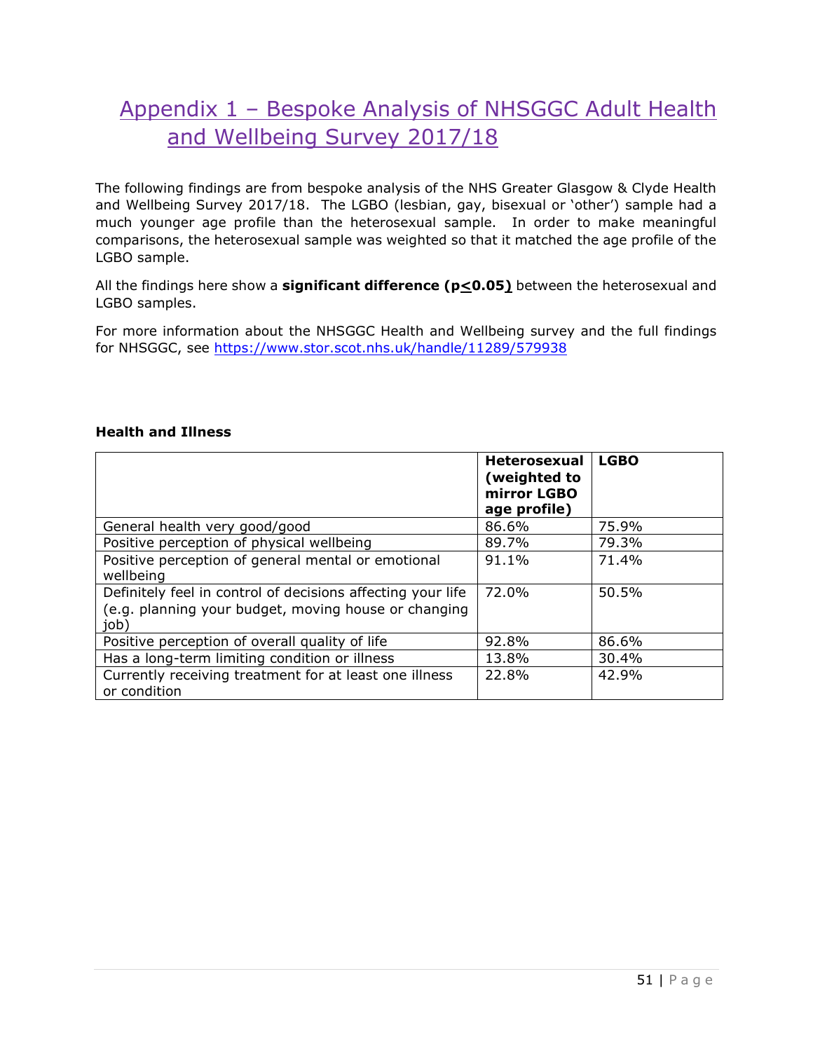# Appendix 1 – Bespoke Analysis of NHSGGC Adult Health and Wellbeing Survey 2017/18

The following findings are from bespoke analysis of the NHS Greater Glasgow & Clyde Health and Wellbeing Survey 2017/18. The LGBO (lesbian, gay, bisexual or 'other') sample had a much younger age profile than the heterosexual sample. In order to make meaningful comparisons, the heterosexual sample was weighted so that it matched the age profile of the LGBO sample.

All the findings here show a **significant difference ($p \leq 0.05$)** between the heterosexual and LGBO samples.

For more information about the NHSGGC Health and Wellbeing survey and the full findings for NHSGGC, see https://www.stor.scot.nhs.uk/handle/11289/579938

**Health and Illness**

| | **Heterosexual (weighted to mirror LGBO age profile)** | **LGBO** |
|---|---|---|
| General health very good/good | 86.6% | 75.9% |
| Positive perception of physical wellbeing | 89.7% | 79.3% |
| Positive perception of general mental or emotional wellbeing | 91.1% | 71.4% |
| Definitely feel in control of decisions affecting your life (e.g. planning your budget, moving house or changing job) | 72.0% | 50.5% |
| Positive perception of overall quality of life | 92.8% | 86.6% |
| Has a long-term limiting condition or illness | 13.8% | 30.4% |
| Currently receiving treatment for at least one illness or condition | 22.8% | 42.9% |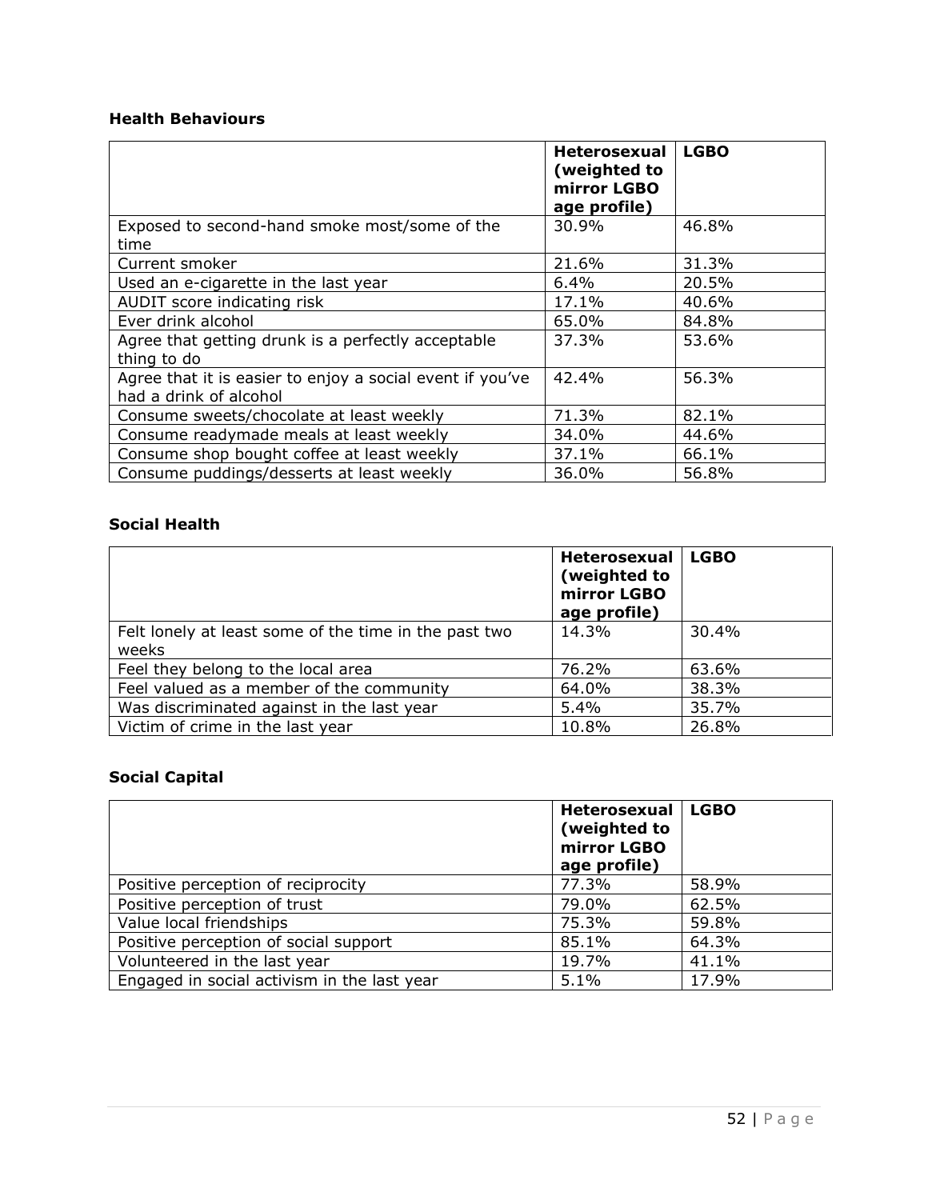### Health Behaviours

| | Heterosexual (weighted to mirror LGBO age profile) | LGBO |
|---|---|---|
| Exposed to second-hand smoke most/some of the time | 30.9% | 46.8% |
| Current smoker | 21.6% | 31.3% |
| Used an e-cigarette in the last year | 6.4% | 20.5% |
| AUDIT score indicating risk | 17.1% | 40.6% |
| Ever drink alcohol | 65.0% | 84.8% |
| Agree that getting drunk is a perfectly acceptable thing to do | 37.3% | 53.6% |
| Agree that it is easier to enjoy a social event if you've had a drink of alcohol | 42.4% | 56.3% |
| Consume sweets/chocolate at least weekly | 71.3% | 82.1% |
| Consume readymade meals at least weekly | 34.0% | 44.6% |
| Consume shop bought coffee at least weekly | 37.1% | 66.1% |
| Consume puddings/desserts at least weekly | 36.0% | 56.8% |

### Social Health

| | Heterosexual (weighted to mirror LGBO age profile) | LGBO |
|---|---|---|
| Felt lonely at least some of the time in the past two weeks | 14.3% | 30.4% |
| Feel they belong to the local area | 76.2% | 63.6% |
| Feel valued as a member of the community | 64.0% | 38.3% |
| Was discriminated against in the last year | 5.4% | 35.7% |
| Victim of crime in the last year | 10.8% | 26.8% |

### Social Capital

| | Heterosexual (weighted to mirror LGBO age profile) | LGBO |
|---|---|---|
| Positive perception of reciprocity | 77.3% | 58.9% |
| Positive perception of trust | 79.0% | 62.5% |
| Value local friendships | 75.3% | 59.8% |
| Positive perception of social support | 85.1% | 64.3% |
| Volunteered in the last year | 19.7% | 41.1% |
| Engaged in social activism in the last year | 5.1% | 17.9% |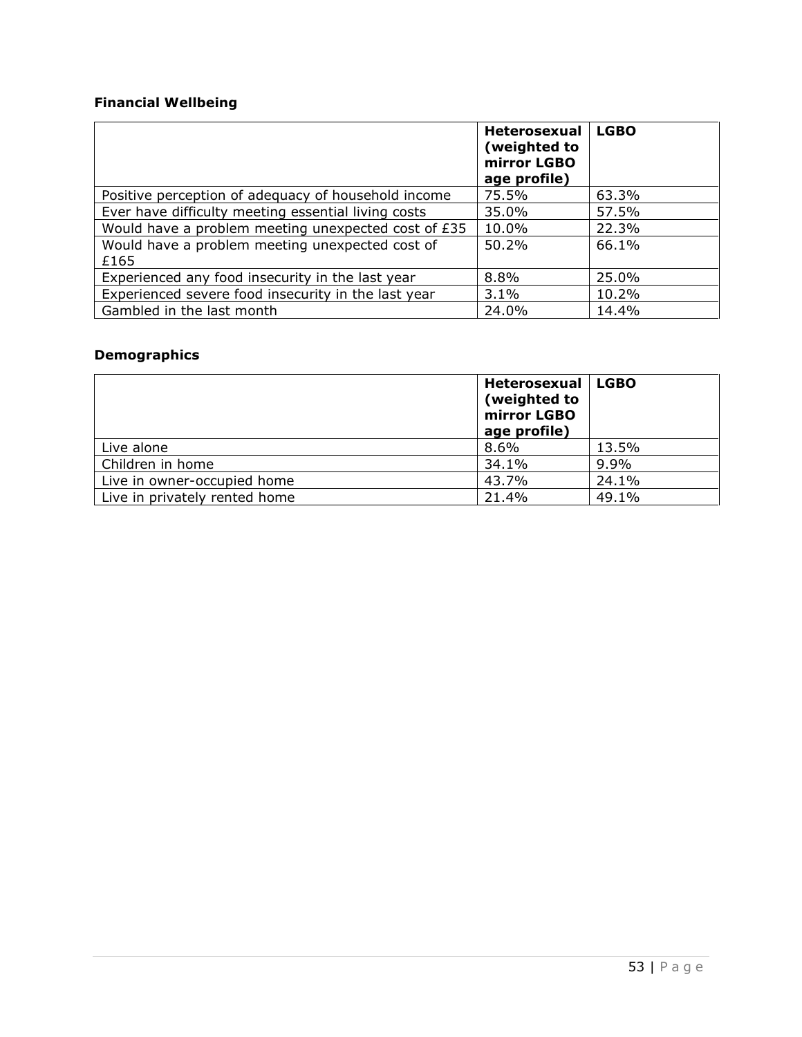**Financial Wellbeing**

| | Heterosexual (weighted to mirror LGBO age profile) | LGBO |
|---|---|---|
| Positive perception of adequacy of household income | 75.5% | 63.3% |
| Ever have difficulty meeting essential living costs | 35.0% | 57.5% |
| Would have a problem meeting unexpected cost of £35 | 10.0% | 22.3% |
| Would have a problem meeting unexpected cost of £165 | 50.2% | 66.1% |
| Experienced any food insecurity in the last year | 8.8% | 25.0% |
| Experienced severe food insecurity in the last year | 3.1% | 10.2% |
| Gambled in the last month | 24.0% | 14.4% |

**Demographics**

| | Heterosexual (weighted to mirror LGBO age profile) | LGBO |
|---|---|---|
| Live alone | 8.6% | 13.5% |
| Children in home | 34.1% | 9.9% |
| Live in owner-occupied home | 43.7% | 24.1% |
| Live in privately rented home | 21.4% | 49.1% |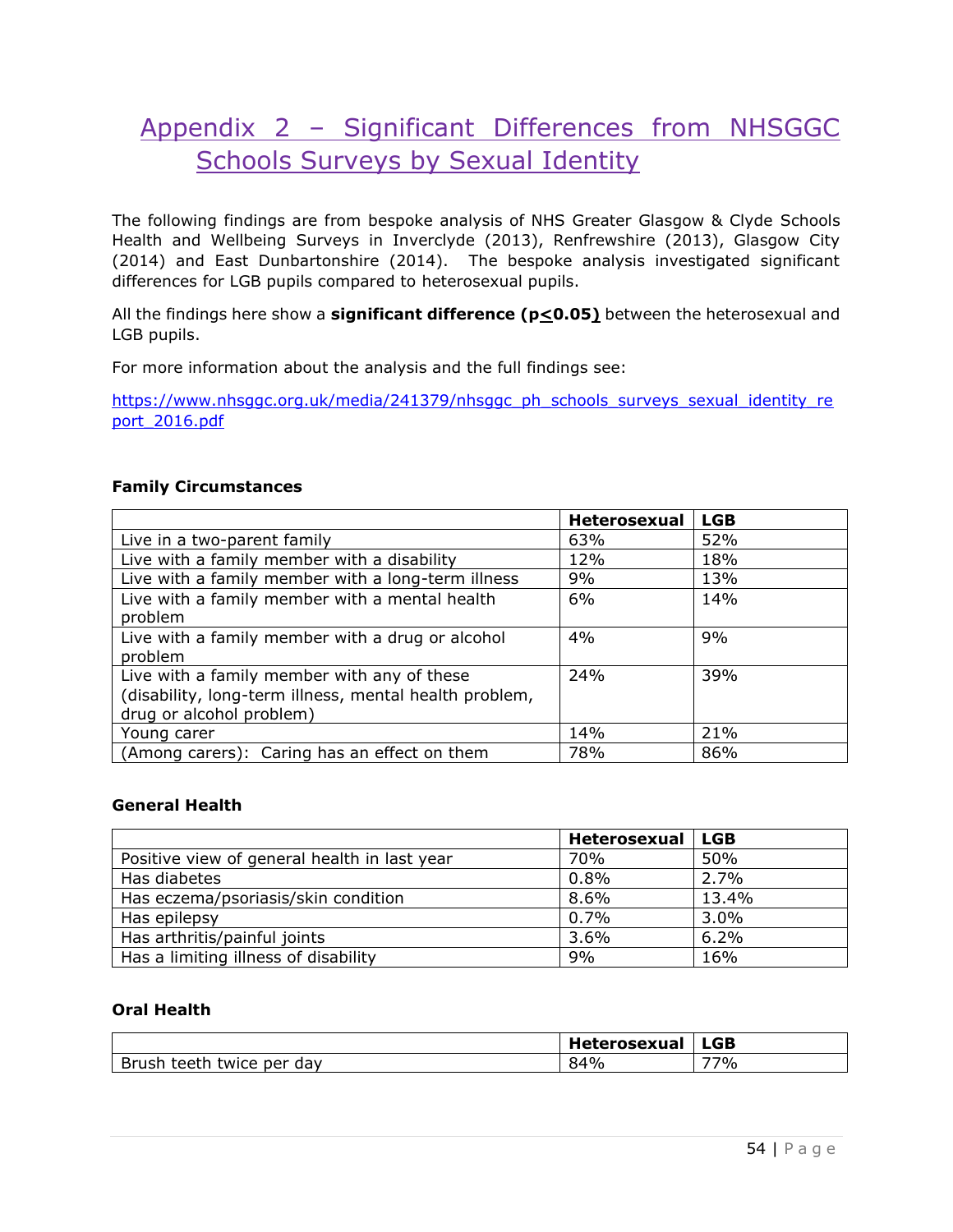# Appendix 2 – Significant Differences from NHSGGC Schools Surveys by Sexual Identity

The following findings are from bespoke analysis of NHS Greater Glasgow & Clyde Schools Health and Wellbeing Surveys in Inverclyde (2013), Renfrewshire (2013), Glasgow City (2014) and East Dunbartonshire (2014). The bespoke analysis investigated significant differences for LGB pupils compared to heterosexual pupils.

All the findings here show a **significant difference ($p \leq 0.05$)** between the heterosexual and LGB pupils.

For more information about the analysis and the full findings see:

https://www.nhsggc.org.uk/media/241379/nhsggc_ph_schools_surveys_sexual_identity_report_2016.pdf

**Family Circumstances**

| | Heterosexual | LGB |
|---|---|---|
| Live in a two-parent family | 63% | 52% |
| Live with a family member with a disability | 12% | 18% |
| Live with a family member with a long-term illness | 9% | 13% |
| Live with a family member with a mental health problem | 6% | 14% |
| Live with a family member with a drug or alcohol problem | 4% | 9% |
| Live with a family member with any of these (disability, long-term illness, mental health problem, drug or alcohol problem) | 24% | 39% |
| Young carer | 14% | 21% |
| (Among carers): Caring has an effect on them | 78% | 86% |

**General Health**

| | Heterosexual | LGB |
|---|---|---|
| Positive view of general health in last year | 70% | 50% |
| Has diabetes | 0.8% | 2.7% |
| Has eczema/psoriasis/skin condition | 8.6% | 13.4% |
| Has epilepsy | 0.7% | 3.0% |
| Has arthritis/painful joints | 3.6% | 6.2% |
| Has a limiting illness of disability | 9% | 16% |

**Oral Health**

| | Heterosexual | LGB |
|---|---|---|
| Brush teeth twice per day | 84% | 77% |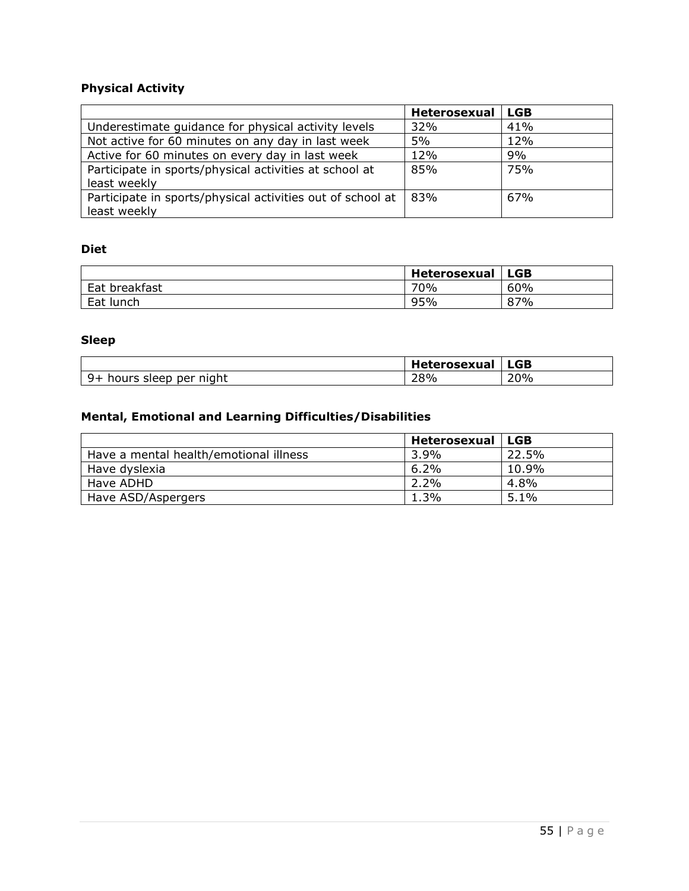### Physical Activity

| | Heterosexual | LGB |
|---|---|---|
| Underestimate guidance for physical activity levels | 32% | 41% |
| Not active for 60 minutes on any day in last week | 5% | 12% |
| Active for 60 minutes on every day in last week | 12% | 9% |
| Participate in sports/physical activities at school at least weekly | 85% | 75% |
| Participate in sports/physical activities out of school at least weekly | 83% | 67% |

### Diet

| | Heterosexual | LGB |
|---|---|---|
| Eat breakfast | 70% | 60% |
| Eat lunch | 95% | 87% |

### Sleep

| | Heterosexual | LGB |
|---|---|---|
| 9+ hours sleep per night | 28% | 20% |

### Mental, Emotional and Learning Difficulties/Disabilities

| | Heterosexual | LGB |
|---|---|---|
| Have a mental health/emotional illness | 3.9% | 22.5% |
| Have dyslexia | 6.2% | 10.9% |
| Have ADHD | 2.2% | 4.8% |
| Have ASD/Aspergers | 1.3% | 5.1% |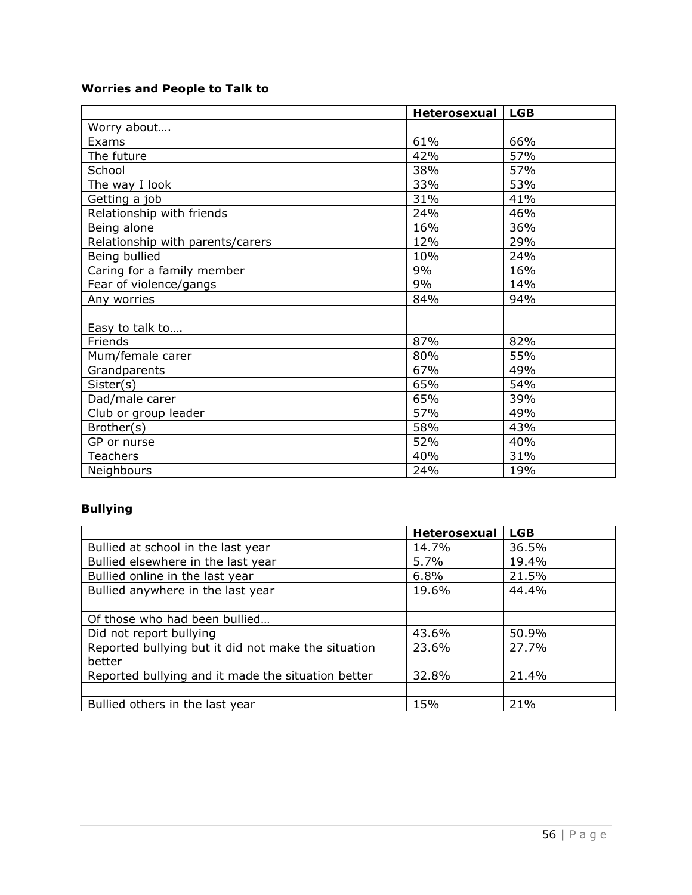**Worries and People to Talk to**

| | Heterosexual | LGB |
|---|---|---|
| Worry about…. | | |
| Exams | 61% | 66% |
| The future | 42% | 57% |
| School | 38% | 57% |
| The way I look | 33% | 53% |
| Getting a job | 31% | 41% |
| Relationship with friends | 24% | 46% |
| Being alone | 16% | 36% |
| Relationship with parents/carers | 12% | 29% |
| Being bullied | 10% | 24% |
| Caring for a family member | 9% | 16% |
| Fear of violence/gangs | 9% | 14% |
| Any worries | 84% | 94% |
| | | |
| Easy to talk to…. | | |
| Friends | 87% | 82% |
| Mum/female carer | 80% | 55% |
| Grandparents | 67% | 49% |
| Sister(s) | 65% | 54% |
| Dad/male carer | 65% | 39% |
| Club or group leader | 57% | 49% |
| Brother(s) | 58% | 43% |
| GP or nurse | 52% | 40% |
| Teachers | 40% | 31% |
| Neighbours | 24% | 19% |

**Bullying**

| | Heterosexual | LGB |
|---|---|---|
| Bullied at school in the last year | 14.7% | 36.5% |
| Bullied elsewhere in the last year | 5.7% | 19.4% |
| Bullied online in the last year | 6.8% | 21.5% |
| Bullied anywhere in the last year | 19.6% | 44.4% |
| | | |
| Of those who had been bullied… | | |
| Did not report bullying | 43.6% | 50.9% |
| Reported bullying but it did not make the situation better | 23.6% | 27.7% |
| Reported bullying and it made the situation better | 32.8% | 21.4% |
| | | |
| Bullied others in the last year | 15% | 21% |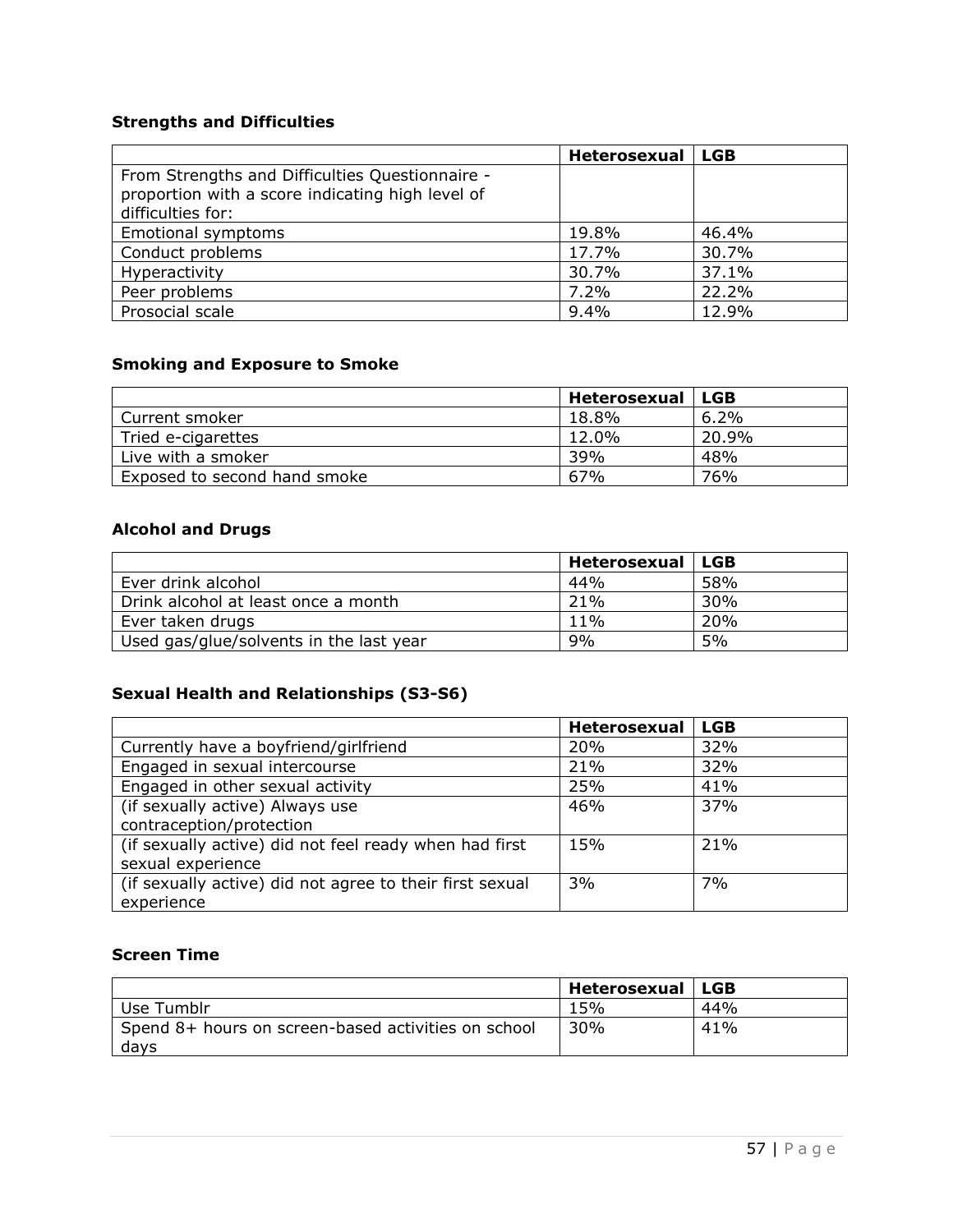### Strengths and Difficulties

| | Heterosexual | LGB |
|---|---|---|
| From Strengths and Difficulties Questionnaire - proportion with a score indicating high level of difficulties for: | | |
| Emotional symptoms | 19.8% | 46.4% |
| Conduct problems | 17.7% | 30.7% |
| Hyperactivity | 30.7% | 37.1% |
| Peer problems | 7.2% | 22.2% |
| Prosocial scale | 9.4% | 12.9% |

### Smoking and Exposure to Smoke

| | Heterosexual | LGB |
|---|---|---|
| Current smoker | 18.8% | 6.2% |
| Tried e-cigarettes | 12.0% | 20.9% |
| Live with a smoker | 39% | 48% |
| Exposed to second hand smoke | 67% | 76% |

### Alcohol and Drugs

| | Heterosexual | LGB |
|---|---|---|
| Ever drink alcohol | 44% | 58% |
| Drink alcohol at least once a month | 21% | 30% |
| Ever taken drugs | 11% | 20% |
| Used gas/glue/solvents in the last year | 9% | 5% |

### Sexual Health and Relationships (S3-S6)

| | Heterosexual | LGB |
|---|---|---|
| Currently have a boyfriend/girlfriend | 20% | 32% |
| Engaged in sexual intercourse | 21% | 32% |
| Engaged in other sexual activity | 25% | 41% |
| (if sexually active) Always use contraception/protection | 46% | 37% |
| (if sexually active) did not feel ready when had first sexual experience | 15% | 21% |
| (if sexually active) did not agree to their first sexual experience | 3% | 7% |

### Screen Time

| | Heterosexual | LGB |
|---|---|---|
| Use Tumblr | 15% | 44% |
| Spend 8+ hours on screen-based activities on school days | 30% | 41% |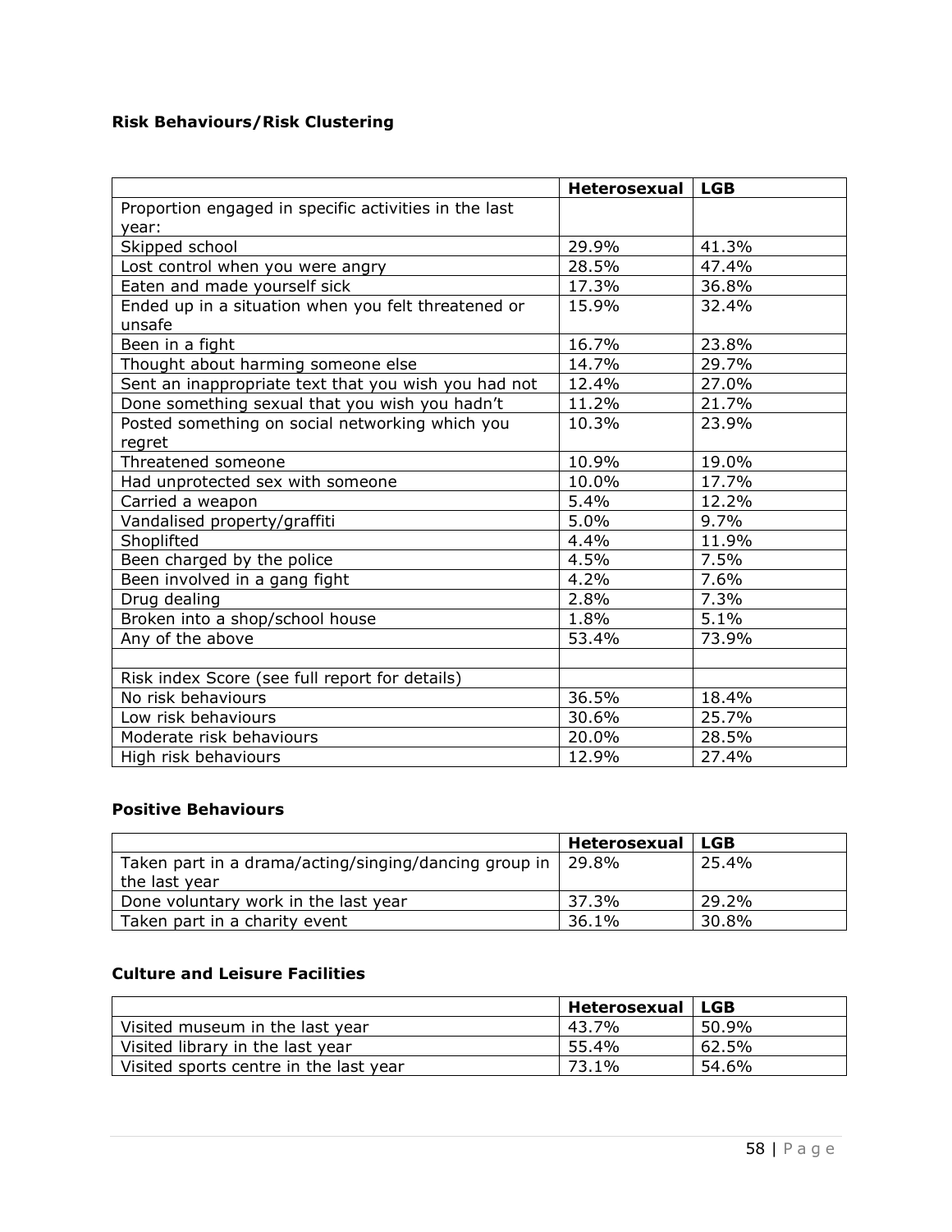**Risk Behaviours/Risk Clustering**

| | Heterosexual | LGB |
|---|---|---|
| Proportion engaged in specific activities in the last year: | | |
| Skipped school | 29.9% | 41.3% |
| Lost control when you were angry | 28.5% | 47.4% |
| Eaten and made yourself sick | 17.3% | 36.8% |
| Ended up in a situation when you felt threatened or unsafe | 15.9% | 32.4% |
| Been in a fight | 16.7% | 23.8% |
| Thought about harming someone else | 14.7% | 29.7% |
| Sent an inappropriate text that you wish you had not | 12.4% | 27.0% |
| Done something sexual that you wish you hadn't | 11.2% | 21.7% |
| Posted something on social networking which you regret | 10.3% | 23.9% |
| Threatened someone | 10.9% | 19.0% |
| Had unprotected sex with someone | 10.0% | 17.7% |
| Carried a weapon | 5.4% | 12.2% |
| Vandalised property/graffiti | 5.0% | 9.7% |
| Shoplifted | 4.4% | 11.9% |
| Been charged by the police | 4.5% | 7.5% |
| Been involved in a gang fight | 4.2% | 7.6% |
| Drug dealing | 2.8% | 7.3% |
| Broken into a shop/school house | 1.8% | 5.1% |
| Any of the above | 53.4% | 73.9% |
| | | |
| Risk index Score (see full report for details) | | |
| No risk behaviours | 36.5% | 18.4% |
| Low risk behaviours | 30.6% | 25.7% |
| Moderate risk behaviours | 20.0% | 28.5% |
| High risk behaviours | 12.9% | 27.4% |

**Positive Behaviours**

| | Heterosexual | LGB |
|---|---|---|
| Taken part in a drama/acting/singing/dancing group in the last year | 29.8% | 25.4% |
| Done voluntary work in the last year | 37.3% | 29.2% |
| Taken part in a charity event | 36.1% | 30.8% |

**Culture and Leisure Facilities**

| | Heterosexual | LGB |
|---|---|---|
| Visited museum in the last year | 43.7% | 50.9% |
| Visited library in the last year | 55.4% | 62.5% |
| Visited sports centre in the last year | 73.1% | 54.6% |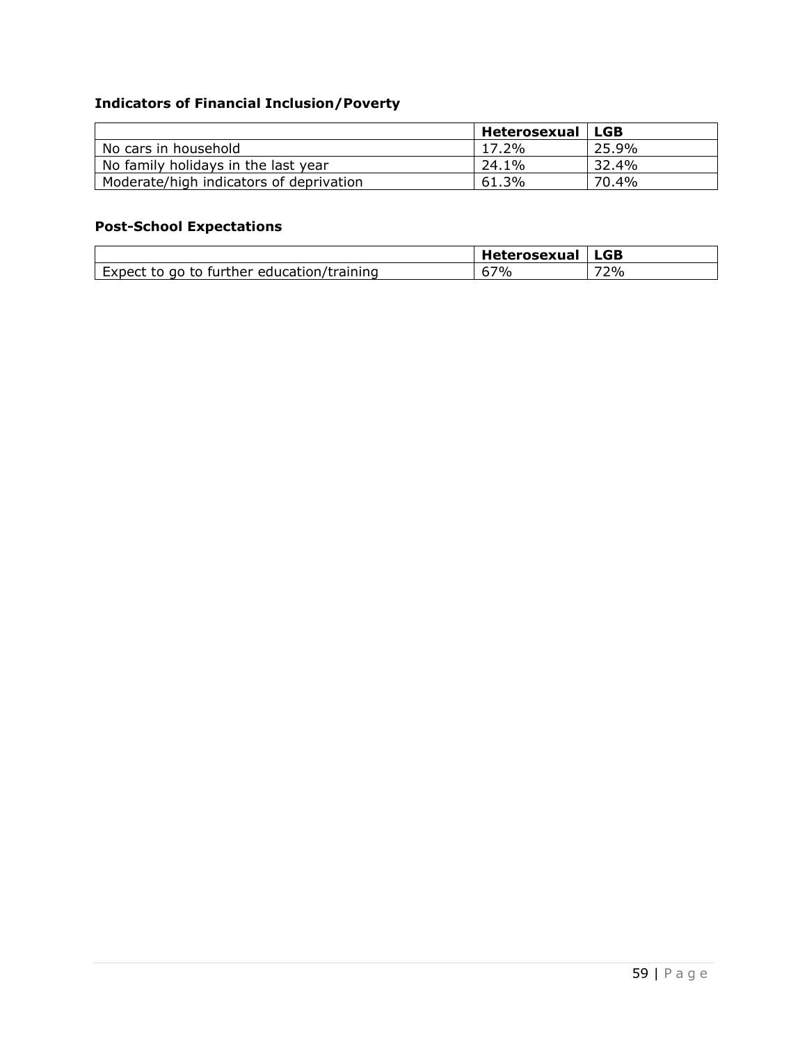### Indicators of Financial Inclusion/Poverty

| | Heterosexual | LGB |
|---|---|---|
| No cars in household | 17.2% | 25.9% |
| No family holidays in the last year | 24.1% | 32.4% |
| Moderate/high indicators of deprivation | 61.3% | 70.4% |

### Post-School Expectations

| | Heterosexual | LGB |
|---|---|---|
| Expect to go to further education/training | 67% | 72% |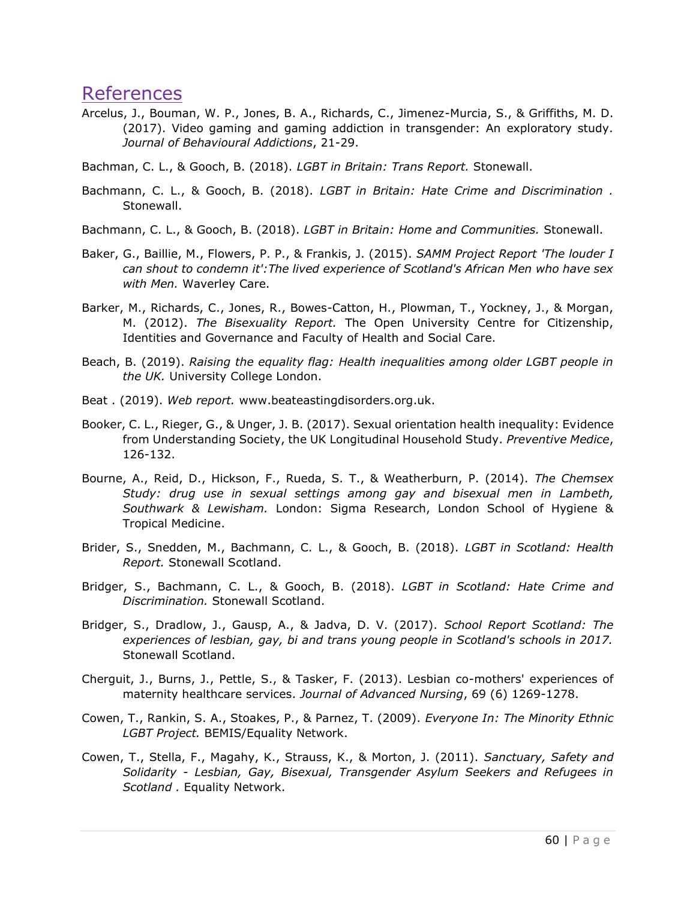# References

Arcelus, J., Bouman, W. P., Jones, B. A., Richards, C., Jimenez-Murcia, S., & Griffiths, M. D. (2017). Video gaming and gaming addiction in transgender: An exploratory study. *Journal of Behavioural Addictions*, 21-29.

Bachman, C. L., & Gooch, B. (2018). *LGBT in Britain: Trans Report.* Stonewall.

Bachmann, C. L., & Gooch, B. (2018). *LGBT in Britain: Hate Crime and Discrimination .* Stonewall.

Bachmann, C. L., & Gooch, B. (2018). *LGBT in Britain: Home and Communities.* Stonewall.

Baker, G., Baillie, M., Flowers, P. P., & Frankis, J. (2015). *SAMM Project Report 'The louder I can shout to condemn it':The lived experience of Scotland's African Men who have sex with Men.* Waverley Care.

Barker, M., Richards, C., Jones, R., Bowes-Catton, H., Plowman, T., Yockney, J., & Morgan, M. (2012). *The Bisexuality Report.* The Open University Centre for Citizenship, Identities and Governance and Faculty of Health and Social Care.

Beach, B. (2019). *Raising the equality flag: Health inequalities among older LGBT people in the UK.* University College London.

Beat . (2019). *Web report.* www.beateastingdisorders.org.uk.

Booker, C. L., Rieger, G., & Unger, J. B. (2017). Sexual orientation health inequality: Evidence from Understanding Society, the UK Longitudinal Household Study. *Preventive Medice*, 126-132.

Bourne, A., Reid, D., Hickson, F., Rueda, S. T., & Weatherburn, P. (2014). *The Chemsex Study: drug use in sexual settings among gay and bisexual men in Lambeth, Southwark & Lewisham.* London: Sigma Research, London School of Hygiene & Tropical Medicine.

Brider, S., Snedden, M., Bachmann, C. L., & Gooch, B. (2018). *LGBT in Scotland: Health Report.* Stonewall Scotland.

Bridger, S., Bachmann, C. L., & Gooch, B. (2018). *LGBT in Scotland: Hate Crime and Discrimination.* Stonewall Scotland.

Bridger, S., Dradlow, J., Gausp, A., & Jadva, D. V. (2017). *School Report Scotland: The experiences of lesbian, gay, bi and trans young people in Scotland's schools in 2017.* Stonewall Scotland.

Cherguit, J., Burns, J., Pettle, S., & Tasker, F. (2013). Lesbian co-mothers' experiences of maternity healthcare services. *Journal of Advanced Nursing*, 69 (6) 1269-1278.

Cowen, T., Rankin, S. A., Stoakes, P., & Parnez, T. (2009). *Everyone In: The Minority Ethnic LGBT Project.* BEMIS/Equality Network.

Cowen, T., Stella, F., Magahy, K., Strauss, K., & Morton, J. (2011). *Sanctuary, Safety and Solidarity - Lesbian, Gay, Bisexual, Transgender Asylum Seekers and Refugees in Scotland .* Equality Network.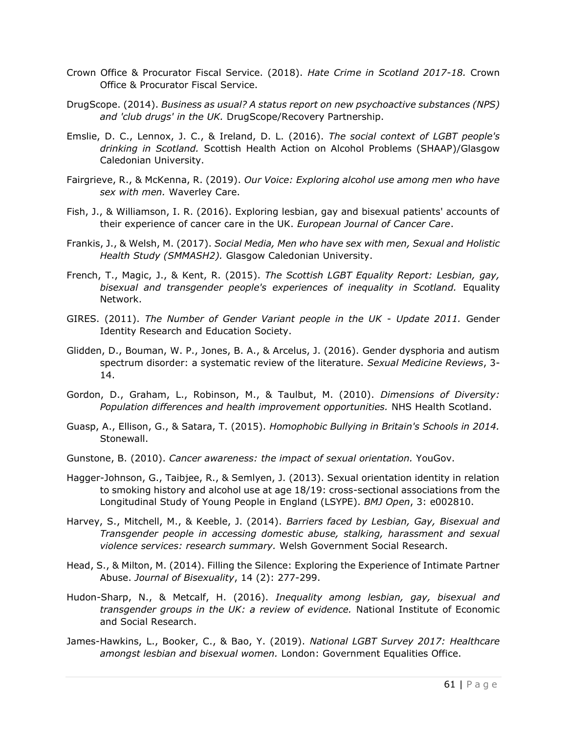Crown Office & Procurator Fiscal Service. (2018). *Hate Crime in Scotland 2017-18.* Crown Office & Procurator Fiscal Service.

DrugScope. (2014). *Business as usual? A status report on new psychoactive substances (NPS) and 'club drugs' in the UK.* DrugScope/Recovery Partnership.

Emslie, D. C., Lennox, J. C., & Ireland, D. L. (2016). *The social context of LGBT people's drinking in Scotland.* Scottish Health Action on Alcohol Problems (SHAAP)/Glasgow Caledonian University.

Fairgrieve, R., & McKenna, R. (2019). *Our Voice: Exploring alcohol use among men who have sex with men.* Waverley Care.

Fish, J., & Williamson, I. R. (2016). Exploring lesbian, gay and bisexual patients' accounts of their experience of cancer care in the UK. *European Journal of Cancer Care*.

Frankis, J., & Welsh, M. (2017). *Social Media, Men who have sex with men, Sexual and Holistic Health Study (SMMASH2).* Glasgow Caledonian University.

French, T., Magic, J., & Kent, R. (2015). *The Scottish LGBT Equality Report: Lesbian, gay, bisexual and transgender people's experiences of inequality in Scotland.* Equality Network.

GIRES. (2011). *The Number of Gender Variant people in the UK - Update 2011.* Gender Identity Research and Education Society.

Glidden, D., Bouman, W. P., Jones, B. A., & Arcelus, J. (2016). Gender dysphoria and autism spectrum disorder: a systematic review of the literature. *Sexual Medicine Reviews*, 3-14.

Gordon, D., Graham, L., Robinson, M., & Taulbut, M. (2010). *Dimensions of Diversity: Population differences and health improvement opportunities.* NHS Health Scotland.

Guasp, A., Ellison, G., & Satara, T. (2015). *Homophobic Bullying in Britain's Schools in 2014.* Stonewall.

Gunstone, B. (2010). *Cancer awareness: the impact of sexual orientation.* YouGov.

Hagger-Johnson, G., Taibjee, R., & Semlyen, J. (2013). Sexual orientation identity in relation to smoking history and alcohol use at age 18/19: cross-sectional associations from the Longitudinal Study of Young People in England (LSYPE). *BMJ Open*, 3: e002810.

Harvey, S., Mitchell, M., & Keeble, J. (2014). *Barriers faced by Lesbian, Gay, Bisexual and Transgender people in accessing domestic abuse, stalking, harassment and sexual violence services: research summary.* Welsh Government Social Research.

Head, S., & Milton, M. (2014). Filling the Silence: Exploring the Experience of Intimate Partner Abuse. *Journal of Bisexuality*, 14 (2): 277-299.

Hudon-Sharp, N., & Metcalf, H. (2016). *Inequality among lesbian, gay, bisexual and transgender groups in the UK: a review of evidence.* National Institute of Economic and Social Research.

James-Hawkins, L., Booker, C., & Bao, Y. (2019). *National LGBT Survey 2017: Healthcare amongst lesbian and bisexual women.* London: Government Equalities Office.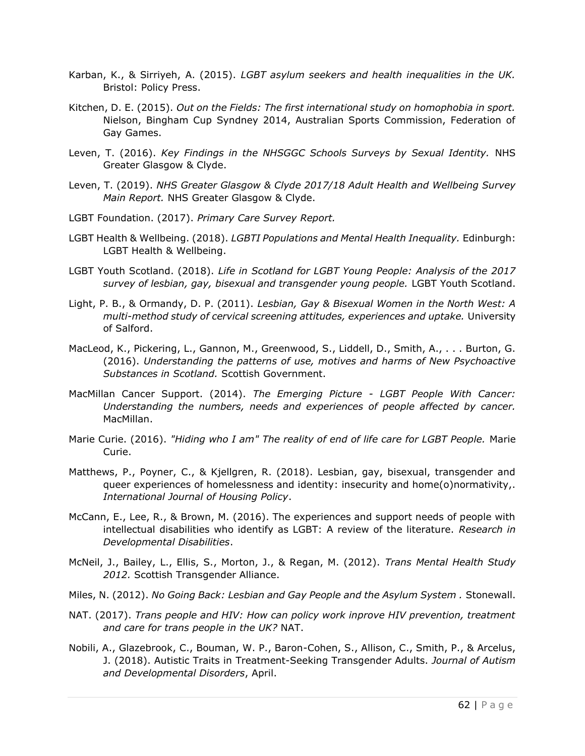Karban, K., & Sirriyeh, A. (2015). *LGBT asylum seekers and health inequalities in the UK.* Bristol: Policy Press.

Kitchen, D. E. (2015). *Out on the Fields: The first international study on homophobia in sport.* Nielson, Bingham Cup Syndney 2014, Australian Sports Commission, Federation of Gay Games.

Leven, T. (2016). *Key Findings in the NHSGGC Schools Surveys by Sexual Identity.* NHS Greater Glasgow & Clyde.

Leven, T. (2019). *NHS Greater Glasgow & Clyde 2017/18 Adult Health and Wellbeing Survey Main Report.* NHS Greater Glasgow & Clyde.

LGBT Foundation. (2017). *Primary Care Survey Report.*

LGBT Health & Wellbeing. (2018). *LGBTI Populations and Mental Health Inequality.* Edinburgh: LGBT Health & Wellbeing.

LGBT Youth Scotland. (2018). *Life in Scotland for LGBT Young People: Analysis of the 2017 survey of lesbian, gay, bisexual and transgender young people.* LGBT Youth Scotland.

Light, P. B., & Ormandy, D. P. (2011). *Lesbian, Gay & Bisexual Women in the North West: A multi-method study of cervical screening attitudes, experiences and uptake.* University of Salford.

MacLeod, K., Pickering, L., Gannon, M., Greenwood, S., Liddell, D., Smith, A., . . . Burton, G. (2016). *Understanding the patterns of use, motives and harms of New Psychoactive Substances in Scotland.* Scottish Government.

MacMillan Cancer Support. (2014). *The Emerging Picture - LGBT People With Cancer: Understanding the numbers, needs and experiences of people affected by cancer.* MacMillan.

Marie Curie. (2016). *"Hiding who I am" The reality of end of life care for LGBT People.* Marie Curie.

Matthews, P., Poyner, C., & Kjellgren, R. (2018). Lesbian, gay, bisexual, transgender and queer experiences of homelessness and identity: insecurity and home(o)normativity,. *International Journal of Housing Policy*.

McCann, E., Lee, R., & Brown, M. (2016). The experiences and support needs of people with intellectual disabilities who identify as LGBT: A review of the literature. *Research in Developmental Disabilities*.

McNeil, J., Bailey, L., Ellis, S., Morton, J., & Regan, M. (2012). *Trans Mental Health Study 2012.* Scottish Transgender Alliance.

Miles, N. (2012). *No Going Back: Lesbian and Gay People and the Asylum System .* Stonewall.

NAT. (2017). *Trans people and HIV: How can policy work inprove HIV prevention, treatment and care for trans people in the UK?* NAT.

Nobili, A., Glazebrook, C., Bouman, W. P., Baron-Cohen, S., Allison, C., Smith, P., & Arcelus, J. (2018). Autistic Traits in Treatment-Seeking Transgender Adults. *Journal of Autism and Developmental Disorders*, April.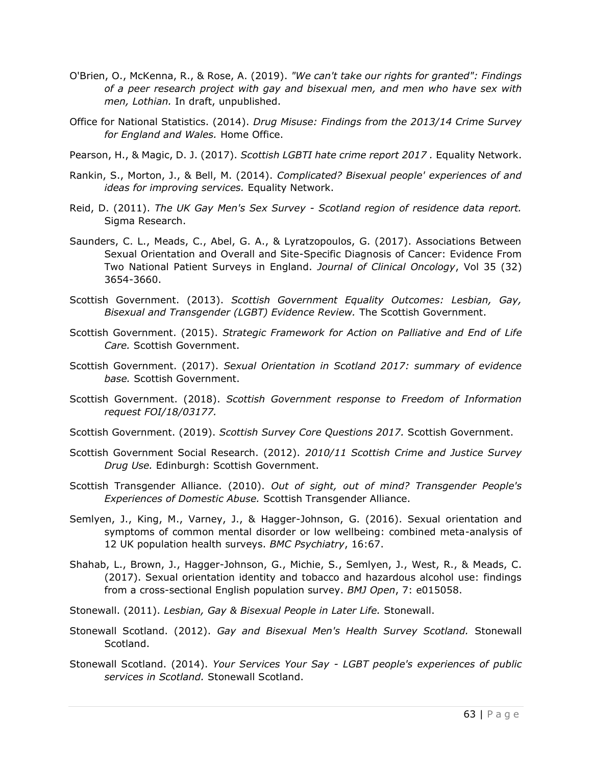O'Brien, O., McKenna, R., & Rose, A. (2019). *"We can't take our rights for granted": Findings of a peer research project with gay and bisexual men, and men who have sex with men, Lothian.* In draft, unpublished.

Office for National Statistics. (2014). *Drug Misuse: Findings from the 2013/14 Crime Survey for England and Wales.* Home Office.

Pearson, H., & Magic, D. J. (2017). *Scottish LGBTI hate crime report 2017 .* Equality Network.

Rankin, S., Morton, J., & Bell, M. (2014). *Complicated? Bisexual people' experiences of and ideas for improving services.* Equality Network.

Reid, D. (2011). *The UK Gay Men's Sex Survey - Scotland region of residence data report.* Sigma Research.

Saunders, C. L., Meads, C., Abel, G. A., & Lyratzopoulos, G. (2017). Associations Between Sexual Orientation and Overall and Site-Specific Diagnosis of Cancer: Evidence From Two National Patient Surveys in England. *Journal of Clinical Oncology*, Vol 35 (32) 3654-3660.

Scottish Government. (2013). *Scottish Government Equality Outcomes: Lesbian, Gay, Bisexual and Transgender (LGBT) Evidence Review.* The Scottish Government.

Scottish Government. (2015). *Strategic Framework for Action on Palliative and End of Life Care.* Scottish Government.

Scottish Government. (2017). *Sexual Orientation in Scotland 2017: summary of evidence base.* Scottish Government.

Scottish Government. (2018). *Scottish Government response to Freedom of Information request FOI/18/03177.*

Scottish Government. (2019). *Scottish Survey Core Questions 2017.* Scottish Government.

Scottish Government Social Research. (2012). *2010/11 Scottish Crime and Justice Survey Drug Use.* Edinburgh: Scottish Government.

Scottish Transgender Alliance. (2010). *Out of sight, out of mind? Transgender People's Experiences of Domestic Abuse.* Scottish Transgender Alliance.

Semlyen, J., King, M., Varney, J., & Hagger-Johnson, G. (2016). Sexual orientation and symptoms of common mental disorder or low wellbeing: combined meta-analysis of 12 UK population health surveys. *BMC Psychiatry*, 16:67.

Shahab, L., Brown, J., Hagger-Johnson, G., Michie, S., Semlyen, J., West, R., & Meads, C. (2017). Sexual orientation identity and tobacco and hazardous alcohol use: findings from a cross-sectional English population survey. *BMJ Open*, 7: e015058.

Stonewall. (2011). *Lesbian, Gay & Bisexual People in Later Life.* Stonewall.

Stonewall Scotland. (2012). *Gay and Bisexual Men's Health Survey Scotland.* Stonewall Scotland.

Stonewall Scotland. (2014). *Your Services Your Say - LGBT people's experiences of public services in Scotland.* Stonewall Scotland.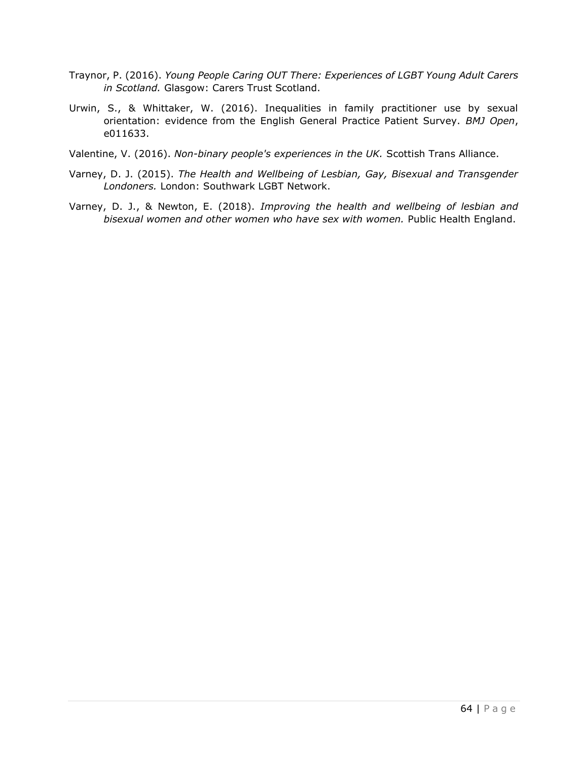Traynor, P. (2016). *Young People Caring OUT There: Experiences of LGBT Young Adult Carers in Scotland.* Glasgow: Carers Trust Scotland.

Urwin, S., & Whittaker, W. (2016). Inequalities in family practitioner use by sexual orientation: evidence from the English General Practice Patient Survey. *BMJ Open*, e011633.

Valentine, V. (2016). *Non-binary people's experiences in the UK.* Scottish Trans Alliance.

Varney, D. J. (2015). *The Health and Wellbeing of Lesbian, Gay, Bisexual and Transgender Londoners.* London: Southwark LGBT Network.

Varney, D. J., & Newton, E. (2018). *Improving the health and wellbeing of lesbian and bisexual women and other women who have sex with women.* Public Health England.